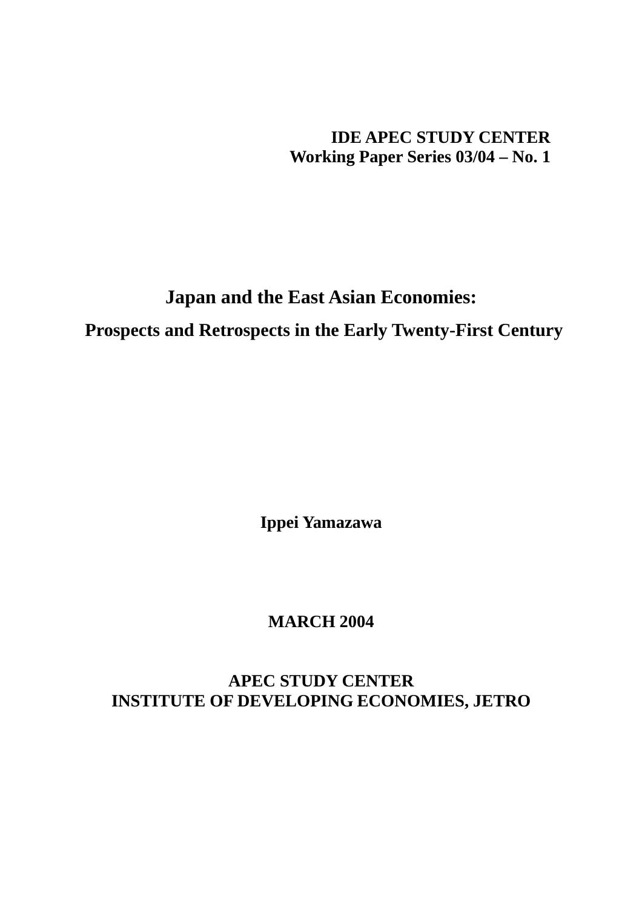**IDE APEC STUDY CENTER**
**Working Paper Series 03/04 – No. 1**

# Japan and the East Asian Economies:

## Prospects and Retrospects in the Early Twenty-First Century

**Ippei Yamazawa**

**MARCH 2004**

**APEC STUDY CENTER**
**INSTITUTE OF DEVELOPING ECONOMIES, JETRO**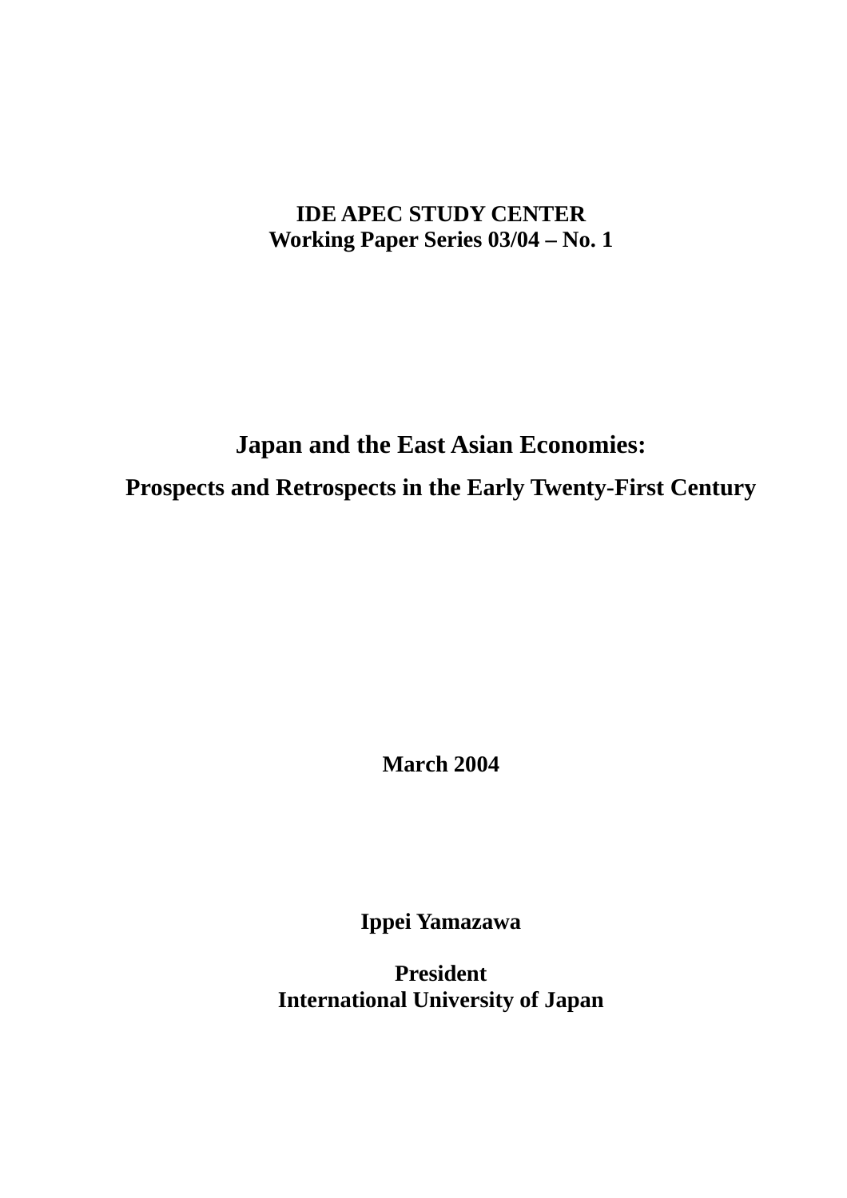**IDE APEC STUDY CENTER**
**Working Paper Series 03/04 – No. 1**

# Japan and the East Asian Economies:

## Prospects and Retrospects in the Early Twenty-First Century

**March 2004**

**Ippei Yamazawa**

**President**
**International University of Japan**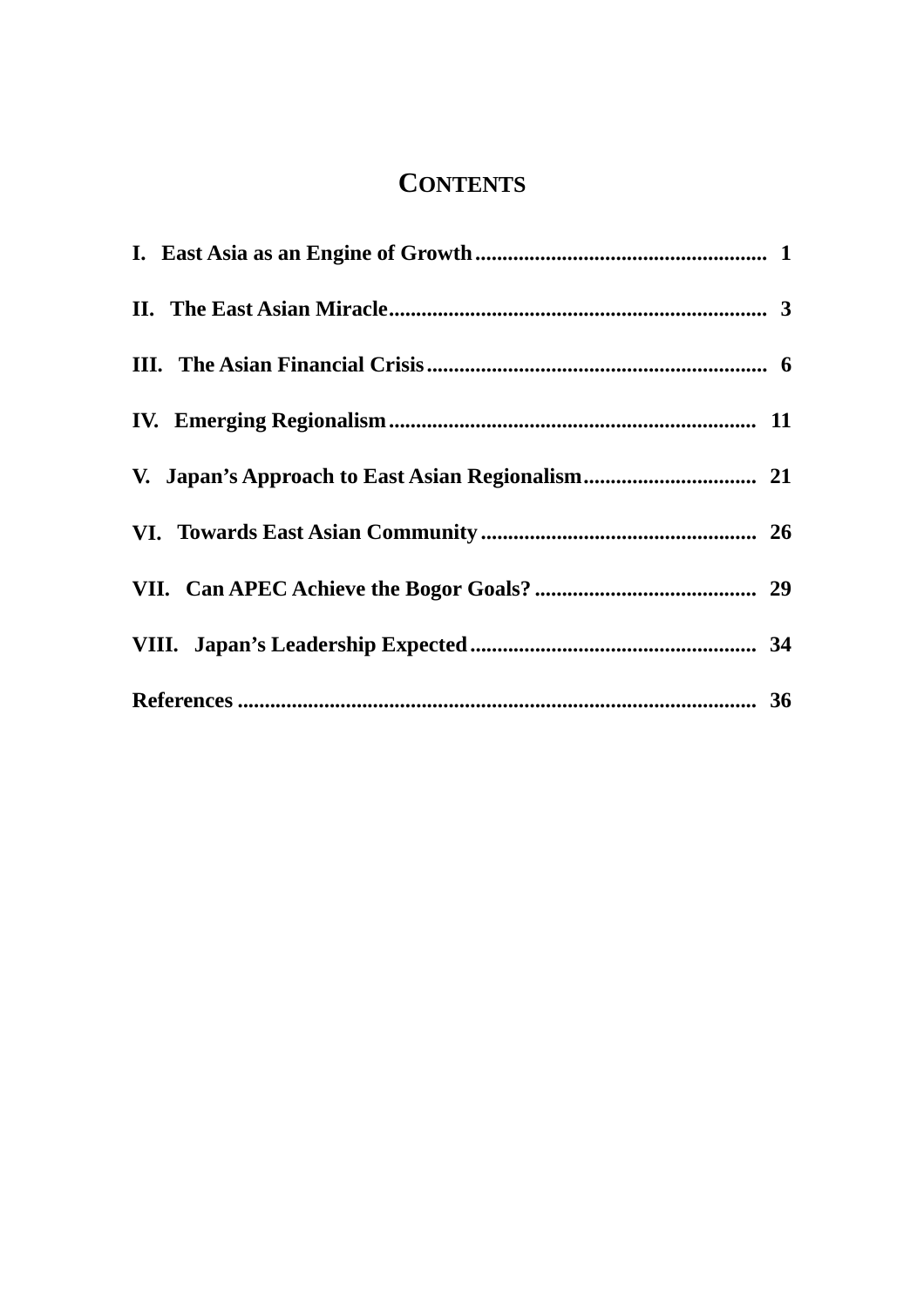# CONTENTS

| | |
|---|---|
| **I. East Asia as an Engine of Growth** | **1** |
| **II. The East Asian Miracle** | **3** |
| **III. The Asian Financial Crisis** | **6** |
| **IV. Emerging Regionalism** | **11** |
| **V. Japan's Approach to East Asian Regionalism** | **21** |
| **VI. Towards East Asian Community** | **26** |
| **VII. Can APEC Achieve the Bogor Goals?** | **29** |
| **VIII. Japan's Leadership Expected** | **34** |
| **References** | **36** |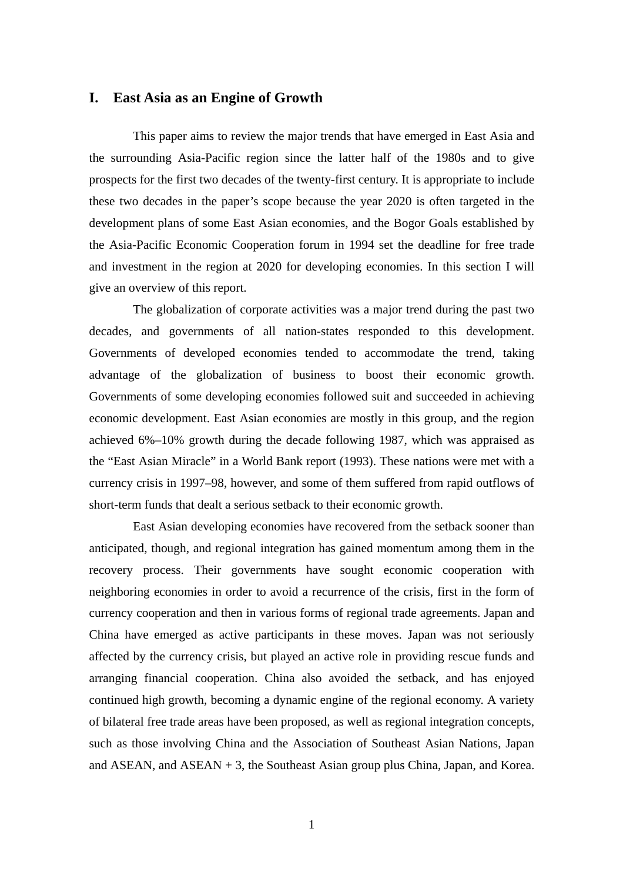# I. East Asia as an Engine of Growth

This paper aims to review the major trends that have emerged in East Asia and the surrounding Asia-Pacific region since the latter half of the 1980s and to give prospects for the first two decades of the twenty-first century. It is appropriate to include these two decades in the paper's scope because the year 2020 is often targeted in the development plans of some East Asian economies, and the Bogor Goals established by the Asia-Pacific Economic Cooperation forum in 1994 set the deadline for free trade and investment in the region at 2020 for developing economies. In this section I will give an overview of this report.

The globalization of corporate activities was a major trend during the past two decades, and governments of all nation-states responded to this development. Governments of developed economies tended to accommodate the trend, taking advantage of the globalization of business to boost their economic growth. Governments of some developing economies followed suit and succeeded in achieving economic development. East Asian economies are mostly in this group, and the region achieved 6%–10% growth during the decade following 1987, which was appraised as the "East Asian Miracle" in a World Bank report (1993). These nations were met with a currency crisis in 1997–98, however, and some of them suffered from rapid outflows of short-term funds that dealt a serious setback to their economic growth.

East Asian developing economies have recovered from the setback sooner than anticipated, though, and regional integration has gained momentum among them in the recovery process. Their governments have sought economic cooperation with neighboring economies in order to avoid a recurrence of the crisis, first in the form of currency cooperation and then in various forms of regional trade agreements. Japan and China have emerged as active participants in these moves. Japan was not seriously affected by the currency crisis, but played an active role in providing rescue funds and arranging financial cooperation. China also avoided the setback, and has enjoyed continued high growth, becoming a dynamic engine of the regional economy. A variety of bilateral free trade areas have been proposed, as well as regional integration concepts, such as those involving China and the Association of Southeast Asian Nations, Japan and ASEAN, and ASEAN + 3, the Southeast Asian group plus China, Japan, and Korea.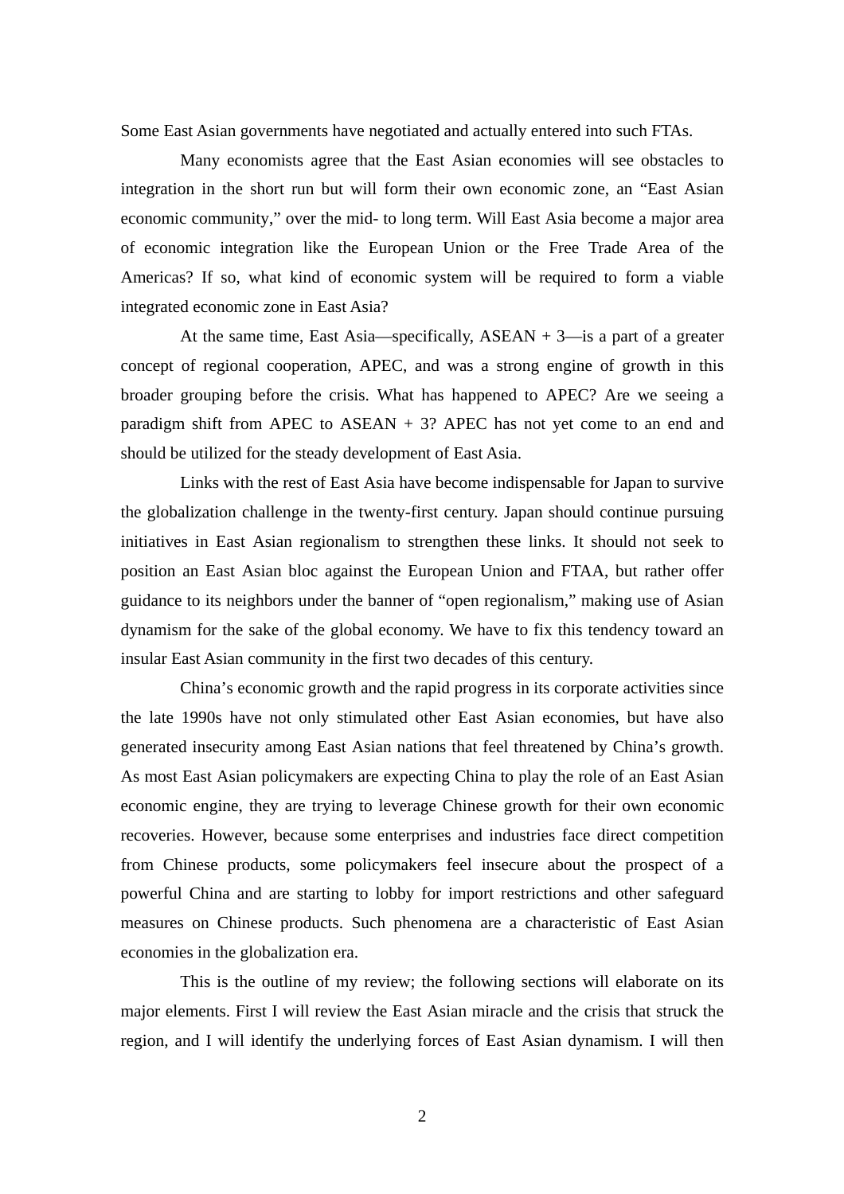Some East Asian governments have negotiated and actually entered into such FTAs.

Many economists agree that the East Asian economies will see obstacles to integration in the short run but will form their own economic zone, an "East Asian economic community," over the mid- to long term. Will East Asia become a major area of economic integration like the European Union or the Free Trade Area of the Americas? If so, what kind of economic system will be required to form a viable integrated economic zone in East Asia?

At the same time, East Asia—specifically, ASEAN + 3—is a part of a greater concept of regional cooperation, APEC, and was a strong engine of growth in this broader grouping before the crisis. What has happened to APEC? Are we seeing a paradigm shift from APEC to ASEAN + 3? APEC has not yet come to an end and should be utilized for the steady development of East Asia.

Links with the rest of East Asia have become indispensable for Japan to survive the globalization challenge in the twenty-first century. Japan should continue pursuing initiatives in East Asian regionalism to strengthen these links. It should not seek to position an East Asian bloc against the European Union and FTAA, but rather offer guidance to its neighbors under the banner of "open regionalism," making use of Asian dynamism for the sake of the global economy. We have to fix this tendency toward an insular East Asian community in the first two decades of this century.

China's economic growth and the rapid progress in its corporate activities since the late 1990s have not only stimulated other East Asian economies, but have also generated insecurity among East Asian nations that feel threatened by China's growth. As most East Asian policymakers are expecting China to play the role of an East Asian economic engine, they are trying to leverage Chinese growth for their own economic recoveries. However, because some enterprises and industries face direct competition from Chinese products, some policymakers feel insecure about the prospect of a powerful China and are starting to lobby for import restrictions and other safeguard measures on Chinese products. Such phenomena are a characteristic of East Asian economies in the globalization era.

This is the outline of my review; the following sections will elaborate on its major elements. First I will review the East Asian miracle and the crisis that struck the region, and I will identify the underlying forces of East Asian dynamism. I will then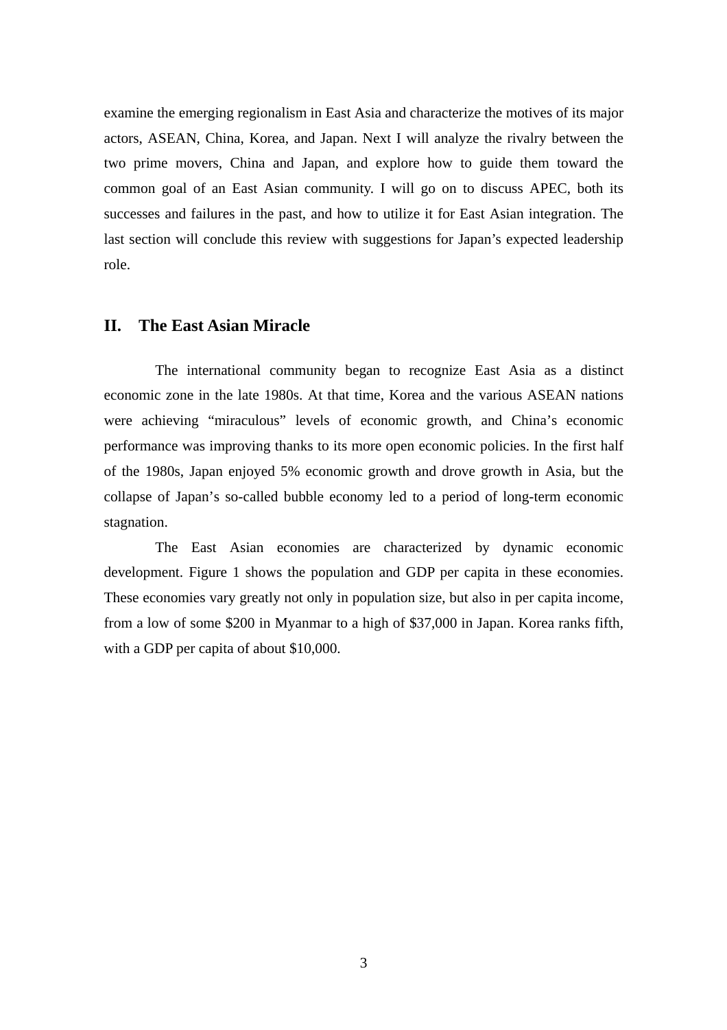examine the emerging regionalism in East Asia and characterize the motives of its major actors, ASEAN, China, Korea, and Japan. Next I will analyze the rivalry between the two prime movers, China and Japan, and explore how to guide them toward the common goal of an East Asian community. I will go on to discuss APEC, both its successes and failures in the past, and how to utilize it for East Asian integration. The last section will conclude this review with suggestions for Japan's expected leadership role.

## II. The East Asian Miracle

The international community began to recognize East Asia as a distinct economic zone in the late 1980s. At that time, Korea and the various ASEAN nations were achieving "miraculous" levels of economic growth, and China's economic performance was improving thanks to its more open economic policies. In the first half of the 1980s, Japan enjoyed 5% economic growth and drove growth in Asia, but the collapse of Japan's so-called bubble economy led to a period of long-term economic stagnation.

The East Asian economies are characterized by dynamic economic development. Figure 1 shows the population and GDP per capita in these economies. These economies vary greatly not only in population size, but also in per capita income, from a low of some $200 in Myanmar to a high of $37,000 in Japan. Korea ranks fifth, with a GDP per capita of about $10,000.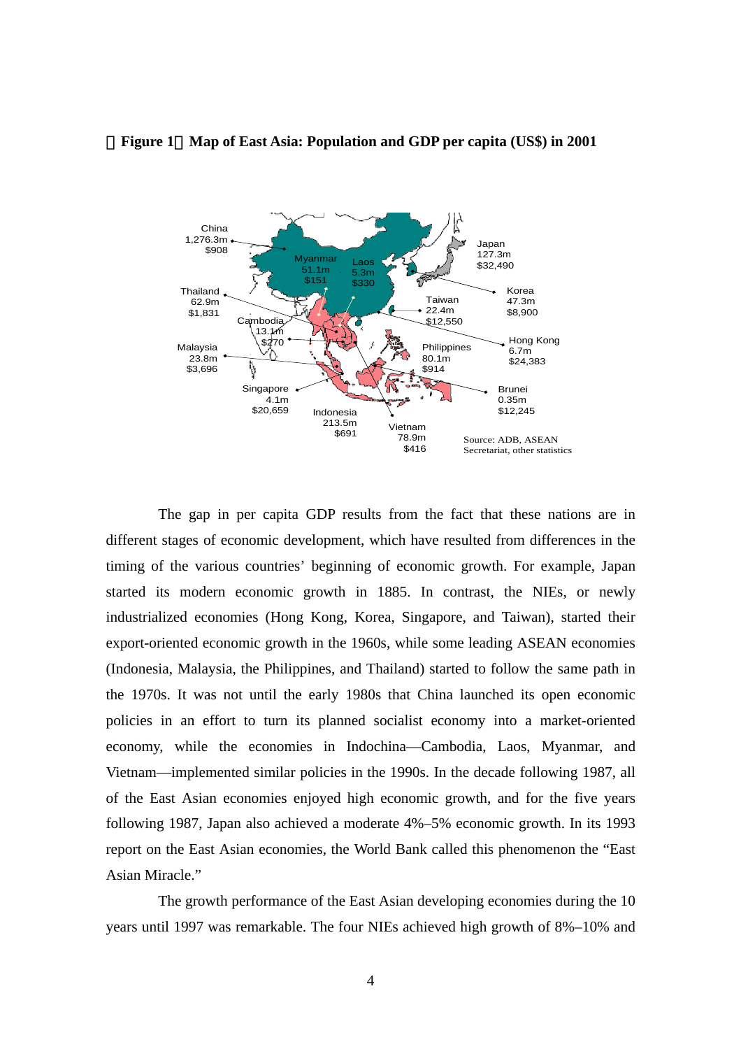**【Figure 1】Map of East Asia: Population and GDP per capita (US$) in 2001**

China 1,276.3m $908
Myanmar 51.1m $151
Laos 5.3m $330
Japan 127.3m $32,490
Thailand 62.9m $1,831
Korea 47.3m $8,900
Taiwan 22.4m $12,550
Cambodia 13.1m $270
Hong Kong 6.7m $24,383
Malaysia 23.8m $3,696
Philippines 80.1m $914
Singapore 4.1m $20,659
Brunei 0.35m $12,245
Indonesia 213.5m $691
Vietnam 78.9m $416

Source: ADB, ASEAN Secretariat, other statistics

The gap in per capita GDP results from the fact that these nations are in different stages of economic development, which have resulted from differences in the timing of the various countries' beginning of economic growth. For example, Japan started its modern economic growth in 1885. In contrast, the NIEs, or newly industrialized economies (Hong Kong, Korea, Singapore, and Taiwan), started their export-oriented economic growth in the 1960s, while some leading ASEAN economies (Indonesia, Malaysia, the Philippines, and Thailand) started to follow the same path in the 1970s. It was not until the early 1980s that China launched its open economic policies in an effort to turn its planned socialist economy into a market-oriented economy, while the economies in Indochina—Cambodia, Laos, Myanmar, and Vietnam—implemented similar policies in the 1990s. In the decade following 1987, all of the East Asian economies enjoyed high economic growth, and for the five years following 1987, Japan also achieved a moderate 4%–5% economic growth. In its 1993 report on the East Asian economies, the World Bank called this phenomenon the "East Asian Miracle."

The growth performance of the East Asian developing economies during the 10 years until 1997 was remarkable. The four NIEs achieved high growth of 8%–10% and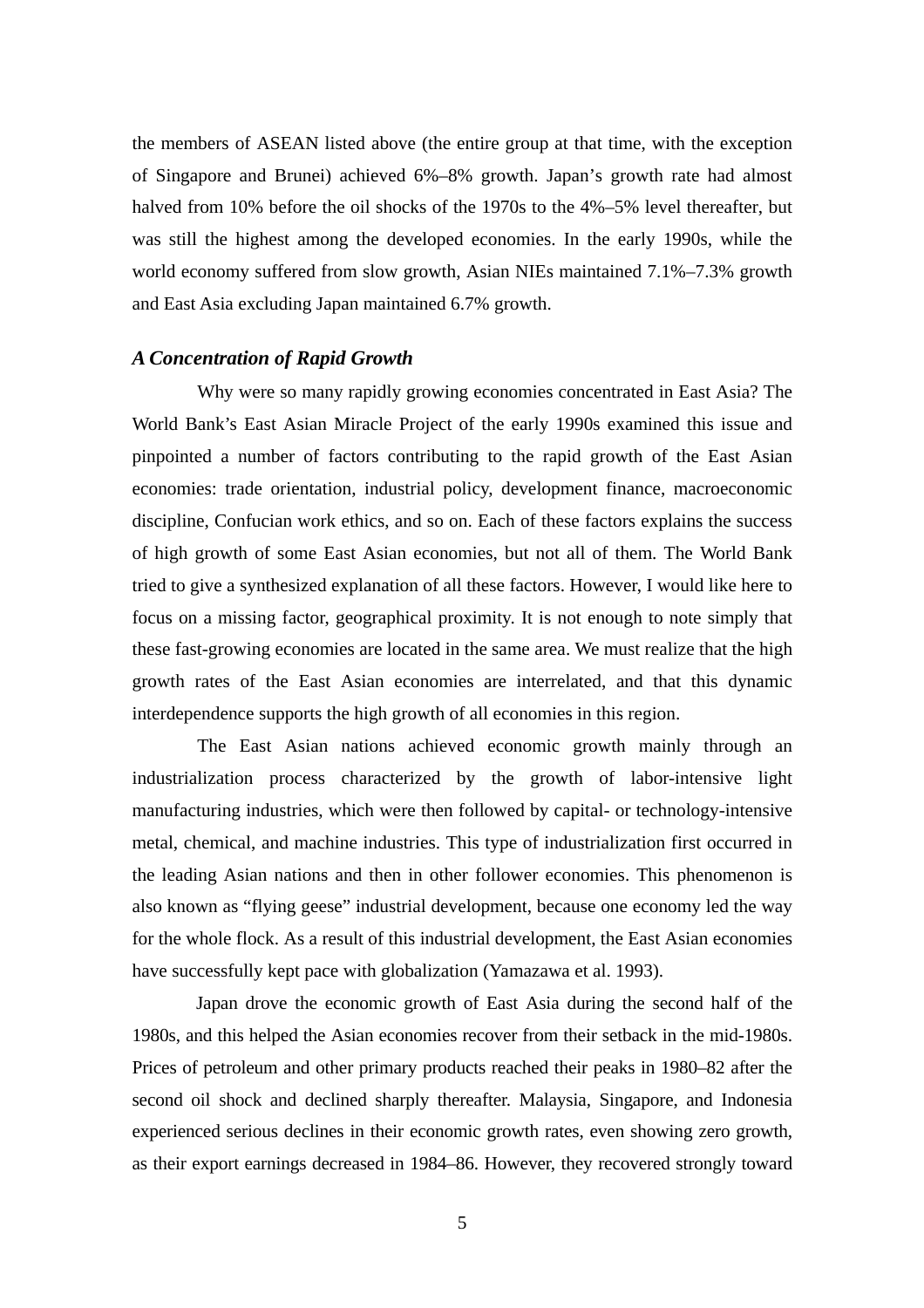the members of ASEAN listed above (the entire group at that time, with the exception of Singapore and Brunei) achieved 6%–8% growth. Japan's growth rate had almost halved from 10% before the oil shocks of the 1970s to the 4%–5% level thereafter, but was still the highest among the developed economies. In the early 1990s, while the world economy suffered from slow growth, Asian NIEs maintained 7.1%–7.3% growth and East Asia excluding Japan maintained 6.7% growth.

### *A Concentration of Rapid Growth*

Why were so many rapidly growing economies concentrated in East Asia? The World Bank's East Asian Miracle Project of the early 1990s examined this issue and pinpointed a number of factors contributing to the rapid growth of the East Asian economies: trade orientation, industrial policy, development finance, macroeconomic discipline, Confucian work ethics, and so on. Each of these factors explains the success of high growth of some East Asian economies, but not all of them. The World Bank tried to give a synthesized explanation of all these factors. However, I would like here to focus on a missing factor, geographical proximity. It is not enough to note simply that these fast-growing economies are located in the same area. We must realize that the high growth rates of the East Asian economies are interrelated, and that this dynamic interdependence supports the high growth of all economies in this region.

The East Asian nations achieved economic growth mainly through an industrialization process characterized by the growth of labor-intensive light manufacturing industries, which were then followed by capital- or technology-intensive metal, chemical, and machine industries. This type of industrialization first occurred in the leading Asian nations and then in other follower economies. This phenomenon is also known as "flying geese" industrial development, because one economy led the way for the whole flock. As a result of this industrial development, the East Asian economies have successfully kept pace with globalization (Yamazawa et al. 1993).

Japan drove the economic growth of East Asia during the second half of the 1980s, and this helped the Asian economies recover from their setback in the mid-1980s. Prices of petroleum and other primary products reached their peaks in 1980–82 after the second oil shock and declined sharply thereafter. Malaysia, Singapore, and Indonesia experienced serious declines in their economic growth rates, even showing zero growth, as their export earnings decreased in 1984–86. However, they recovered strongly toward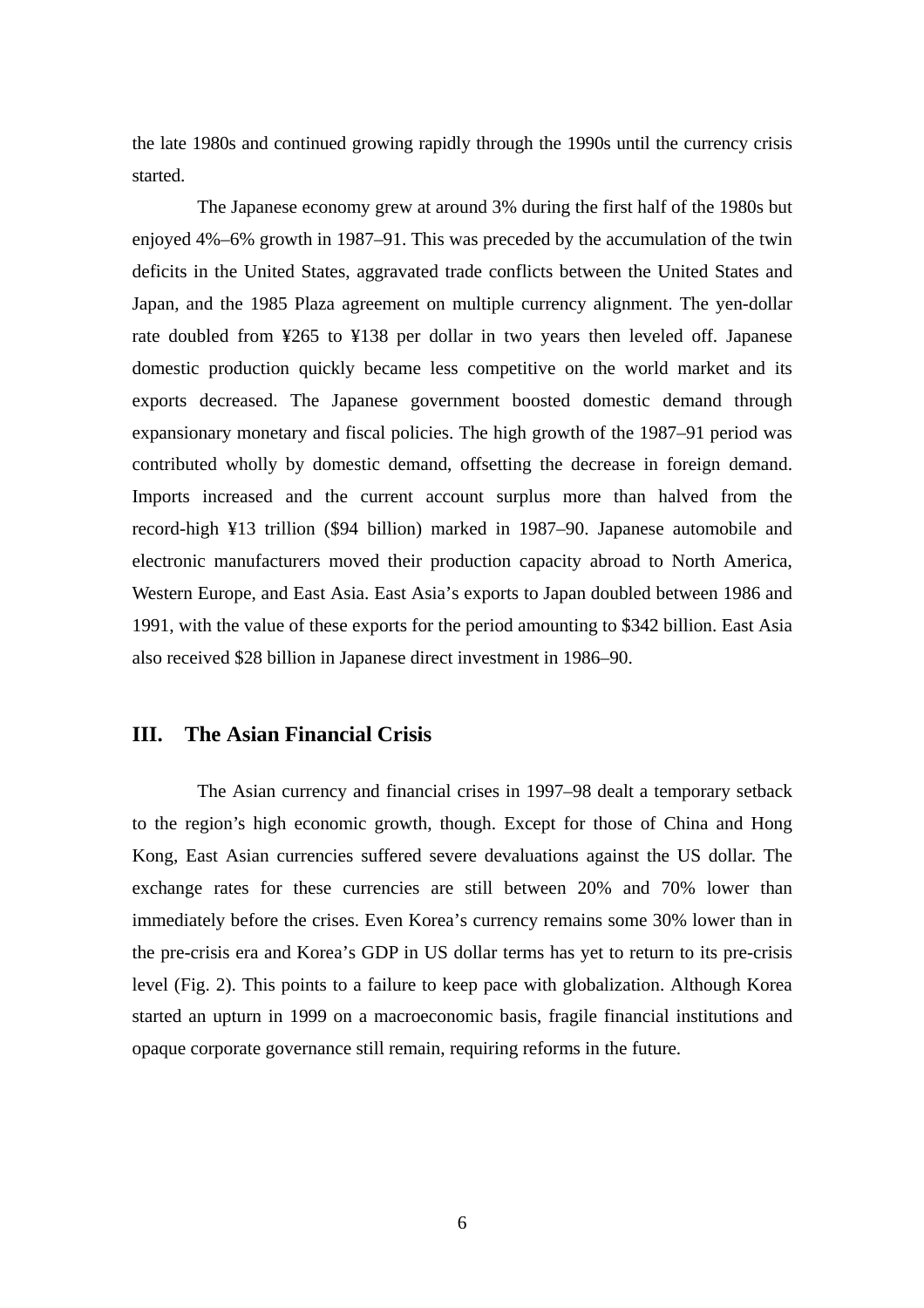the late 1980s and continued growing rapidly through the 1990s until the currency crisis started.

The Japanese economy grew at around 3% during the first half of the 1980s but enjoyed 4%–6% growth in 1987–91. This was preceded by the accumulation of the twin deficits in the United States, aggravated trade conflicts between the United States and Japan, and the 1985 Plaza agreement on multiple currency alignment. The yen-dollar rate doubled from ¥265 to ¥138 per dollar in two years then leveled off. Japanese domestic production quickly became less competitive on the world market and its exports decreased. The Japanese government boosted domestic demand through expansionary monetary and fiscal policies. The high growth of the 1987–91 period was contributed wholly by domestic demand, offsetting the decrease in foreign demand. Imports increased and the current account surplus more than halved from the record-high ¥13 trillion ($94 billion) marked in 1987–90. Japanese automobile and electronic manufacturers moved their production capacity abroad to North America, Western Europe, and East Asia. East Asia's exports to Japan doubled between 1986 and 1991, with the value of these exports for the period amounting to $342 billion. East Asia also received $28 billion in Japanese direct investment in 1986–90.

## III. The Asian Financial Crisis

The Asian currency and financial crises in 1997–98 dealt a temporary setback to the region's high economic growth, though. Except for those of China and Hong Kong, East Asian currencies suffered severe devaluations against the US dollar. The exchange rates for these currencies are still between 20% and 70% lower than immediately before the crises. Even Korea's currency remains some 30% lower than in the pre-crisis era and Korea's GDP in US dollar terms has yet to return to its pre-crisis level (Fig. 2). This points to a failure to keep pace with globalization. Although Korea started an upturn in 1999 on a macroeconomic basis, fragile financial institutions and opaque corporate governance still remain, requiring reforms in the future.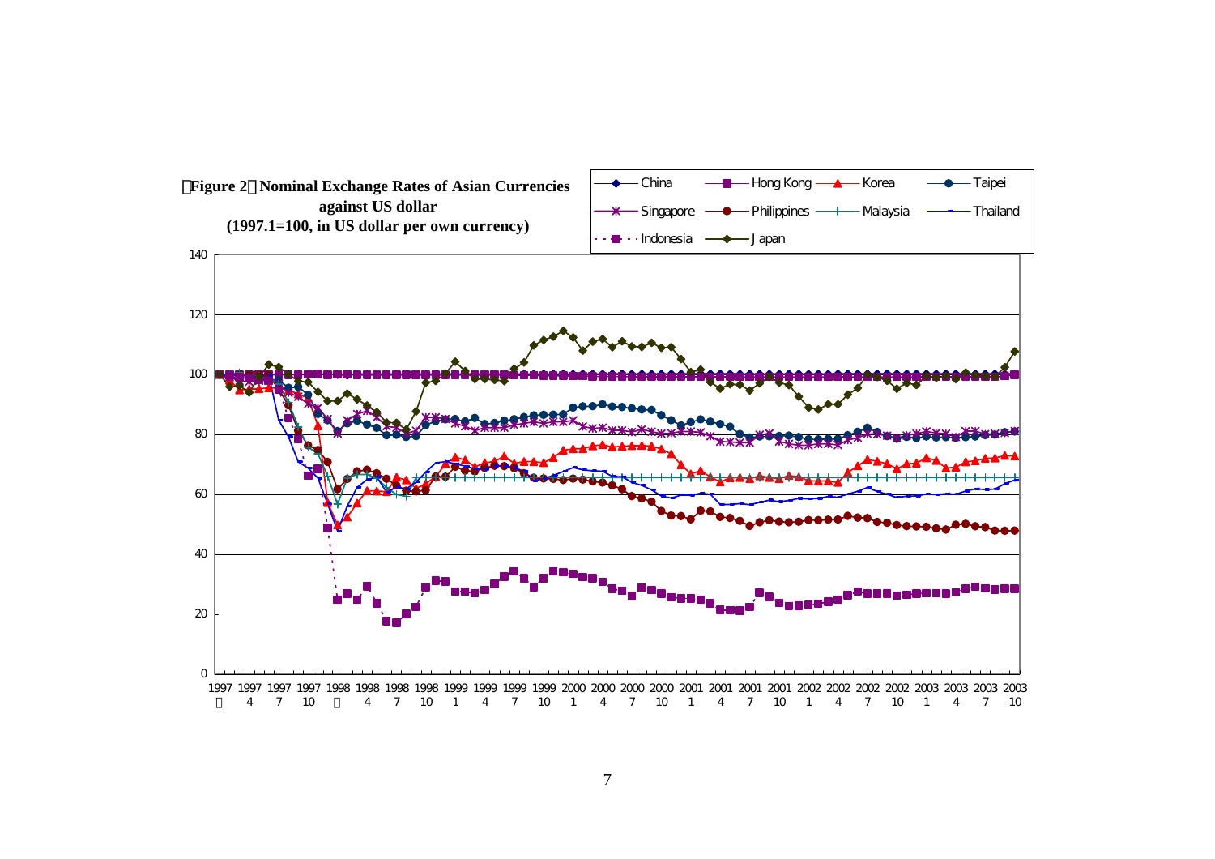**【Figure 2】Nominal Exchange Rates of Asian Currencies against US dollar**
**(1997.1=100, in US dollar per own currency)**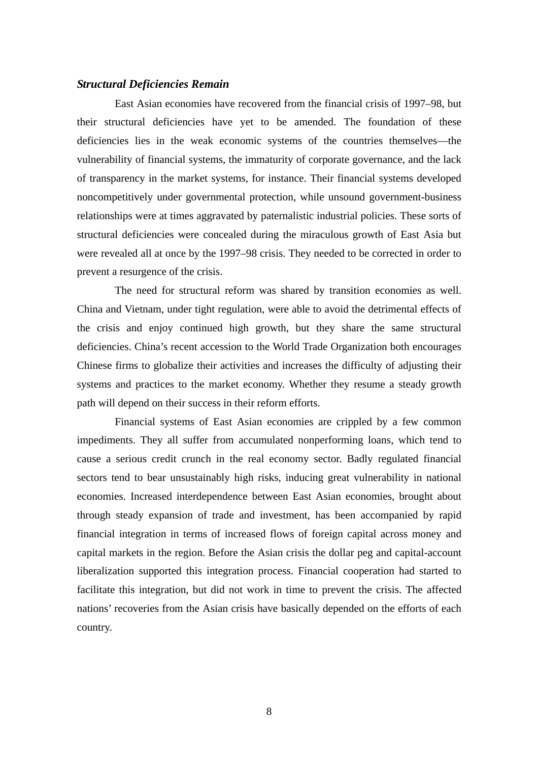### ***Structural Deficiencies Remain***

East Asian economies have recovered from the financial crisis of 1997–98, but their structural deficiencies have yet to be amended. The foundation of these deficiencies lies in the weak economic systems of the countries themselves—the vulnerability of financial systems, the immaturity of corporate governance, and the lack of transparency in the market systems, for instance. Their financial systems developed noncompetitively under governmental protection, while unsound government-business relationships were at times aggravated by paternalistic industrial policies. These sorts of structural deficiencies were concealed during the miraculous growth of East Asia but were revealed all at once by the 1997–98 crisis. They needed to be corrected in order to prevent a resurgence of the crisis.

The need for structural reform was shared by transition economies as well. China and Vietnam, under tight regulation, were able to avoid the detrimental effects of the crisis and enjoy continued high growth, but they share the same structural deficiencies. China's recent accession to the World Trade Organization both encourages Chinese firms to globalize their activities and increases the difficulty of adjusting their systems and practices to the market economy. Whether they resume a steady growth path will depend on their success in their reform efforts.

Financial systems of East Asian economies are crippled by a few common impediments. They all suffer from accumulated nonperforming loans, which tend to cause a serious credit crunch in the real economy sector. Badly regulated financial sectors tend to bear unsustainably high risks, inducing great vulnerability in national economies. Increased interdependence between East Asian economies, brought about through steady expansion of trade and investment, has been accompanied by rapid financial integration in terms of increased flows of foreign capital across money and capital markets in the region. Before the Asian crisis the dollar peg and capital-account liberalization supported this integration process. Financial cooperation had started to facilitate this integration, but did not work in time to prevent the crisis. The affected nations' recoveries from the Asian crisis have basically depended on the efforts of each country.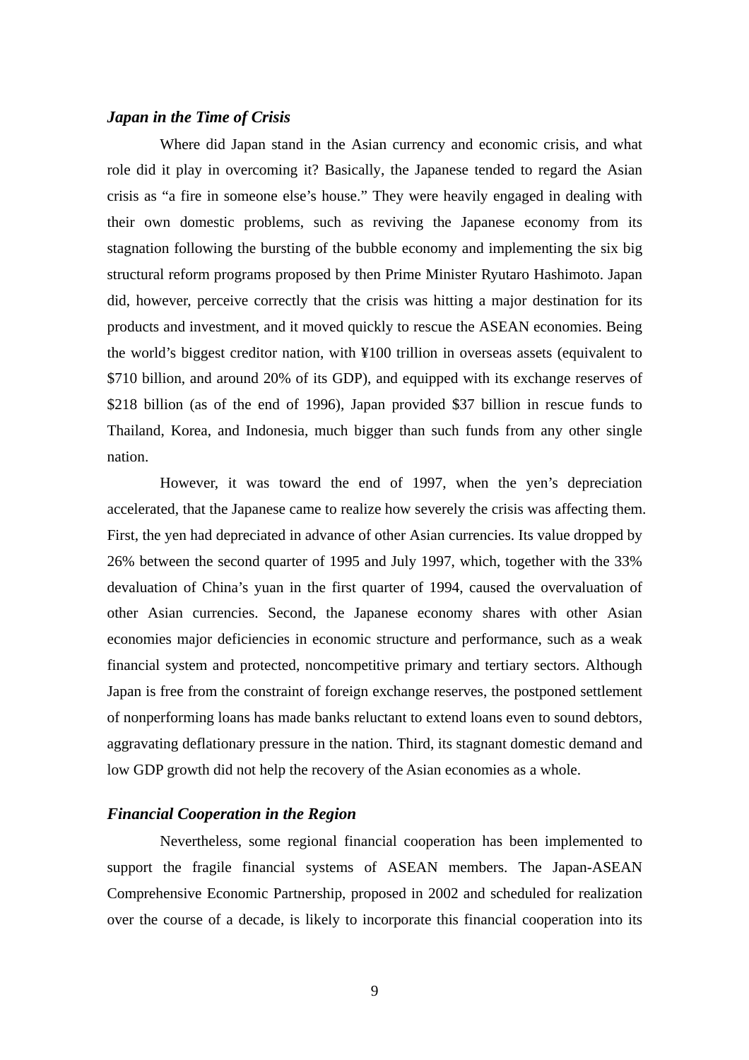### *Japan in the Time of Crisis*

Where did Japan stand in the Asian currency and economic crisis, and what role did it play in overcoming it? Basically, the Japanese tended to regard the Asian crisis as "a fire in someone else's house." They were heavily engaged in dealing with their own domestic problems, such as reviving the Japanese economy from its stagnation following the bursting of the bubble economy and implementing the six big structural reform programs proposed by then Prime Minister Ryutaro Hashimoto. Japan did, however, perceive correctly that the crisis was hitting a major destination for its products and investment, and it moved quickly to rescue the ASEAN economies. Being the world's biggest creditor nation, with ¥100 trillion in overseas assets (equivalent to $710 billion, and around 20% of its GDP), and equipped with its exchange reserves of $218 billion (as of the end of 1996), Japan provided $37 billion in rescue funds to Thailand, Korea, and Indonesia, much bigger than such funds from any other single nation.

However, it was toward the end of 1997, when the yen's depreciation accelerated, that the Japanese came to realize how severely the crisis was affecting them. First, the yen had depreciated in advance of other Asian currencies. Its value dropped by 26% between the second quarter of 1995 and July 1997, which, together with the 33% devaluation of China's yuan in the first quarter of 1994, caused the overvaluation of other Asian currencies. Second, the Japanese economy shares with other Asian economies major deficiencies in economic structure and performance, such as a weak financial system and protected, noncompetitive primary and tertiary sectors. Although Japan is free from the constraint of foreign exchange reserves, the postponed settlement of nonperforming loans has made banks reluctant to extend loans even to sound debtors, aggravating deflationary pressure in the nation. Third, its stagnant domestic demand and low GDP growth did not help the recovery of the Asian economies as a whole.

### *Financial Cooperation in the Region*

Nevertheless, some regional financial cooperation has been implemented to support the fragile financial systems of ASEAN members. The Japan-ASEAN Comprehensive Economic Partnership, proposed in 2002 and scheduled for realization over the course of a decade, is likely to incorporate this financial cooperation into its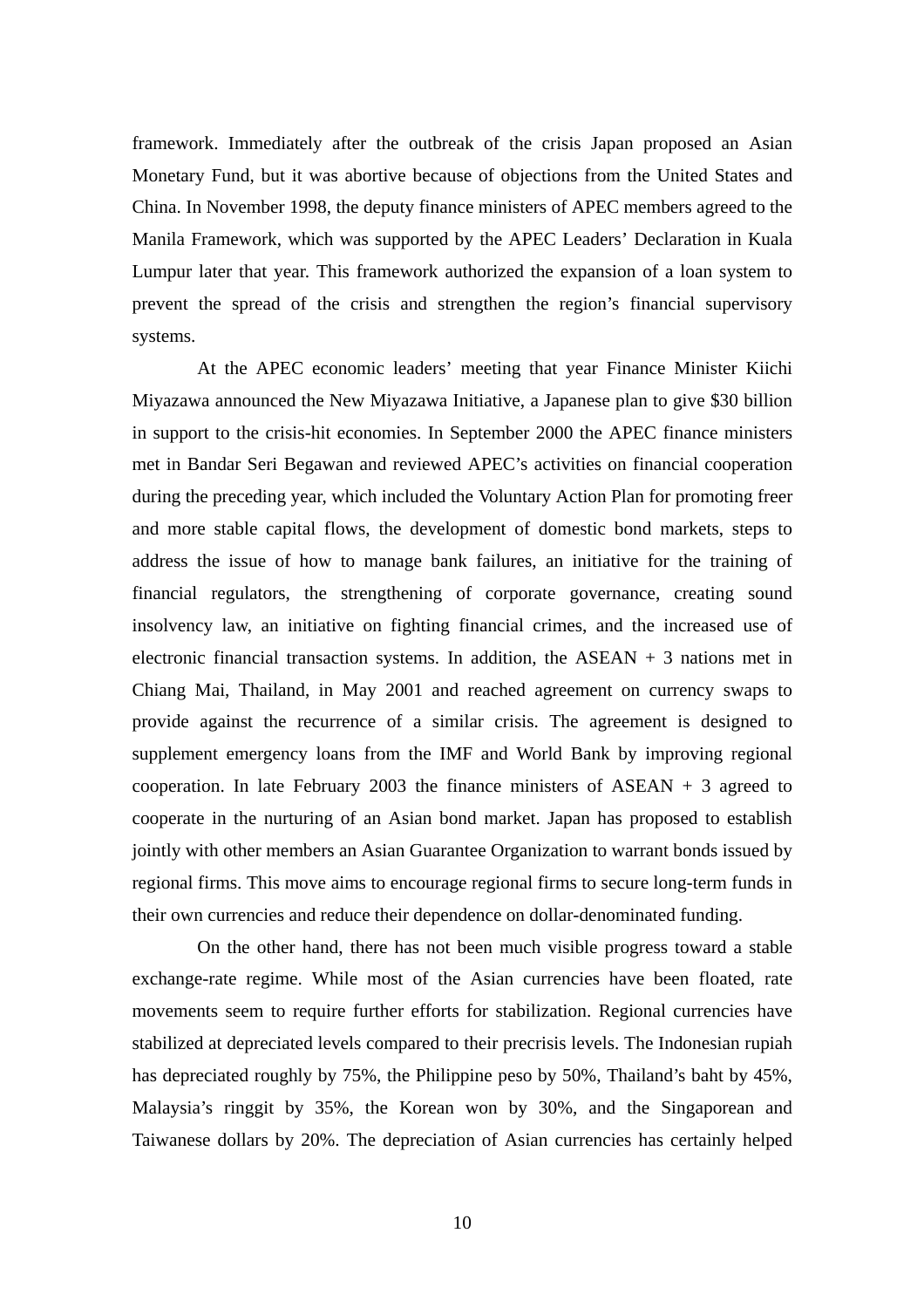framework. Immediately after the outbreak of the crisis Japan proposed an Asian Monetary Fund, but it was abortive because of objections from the United States and China. In November 1998, the deputy finance ministers of APEC members agreed to the Manila Framework, which was supported by the APEC Leaders' Declaration in Kuala Lumpur later that year. This framework authorized the expansion of a loan system to prevent the spread of the crisis and strengthen the region's financial supervisory systems.

At the APEC economic leaders' meeting that year Finance Minister Kiichi Miyazawa announced the New Miyazawa Initiative, a Japanese plan to give $30 billion in support to the crisis-hit economies. In September 2000 the APEC finance ministers met in Bandar Seri Begawan and reviewed APEC's activities on financial cooperation during the preceding year, which included the Voluntary Action Plan for promoting freer and more stable capital flows, the development of domestic bond markets, steps to address the issue of how to manage bank failures, an initiative for the training of financial regulators, the strengthening of corporate governance, creating sound insolvency law, an initiative on fighting financial crimes, and the increased use of electronic financial transaction systems. In addition, the ASEAN + 3 nations met in Chiang Mai, Thailand, in May 2001 and reached agreement on currency swaps to provide against the recurrence of a similar crisis. The agreement is designed to supplement emergency loans from the IMF and World Bank by improving regional cooperation. In late February 2003 the finance ministers of ASEAN + 3 agreed to cooperate in the nurturing of an Asian bond market. Japan has proposed to establish jointly with other members an Asian Guarantee Organization to warrant bonds issued by regional firms. This move aims to encourage regional firms to secure long-term funds in their own currencies and reduce their dependence on dollar-denominated funding.

On the other hand, there has not been much visible progress toward a stable exchange-rate regime. While most of the Asian currencies have been floated, rate movements seem to require further efforts for stabilization. Regional currencies have stabilized at depreciated levels compared to their precrisis levels. The Indonesian rupiah has depreciated roughly by 75%, the Philippine peso by 50%, Thailand's baht by 45%, Malaysia's ringgit by 35%, the Korean won by 30%, and the Singaporean and Taiwanese dollars by 20%. The depreciation of Asian currencies has certainly helped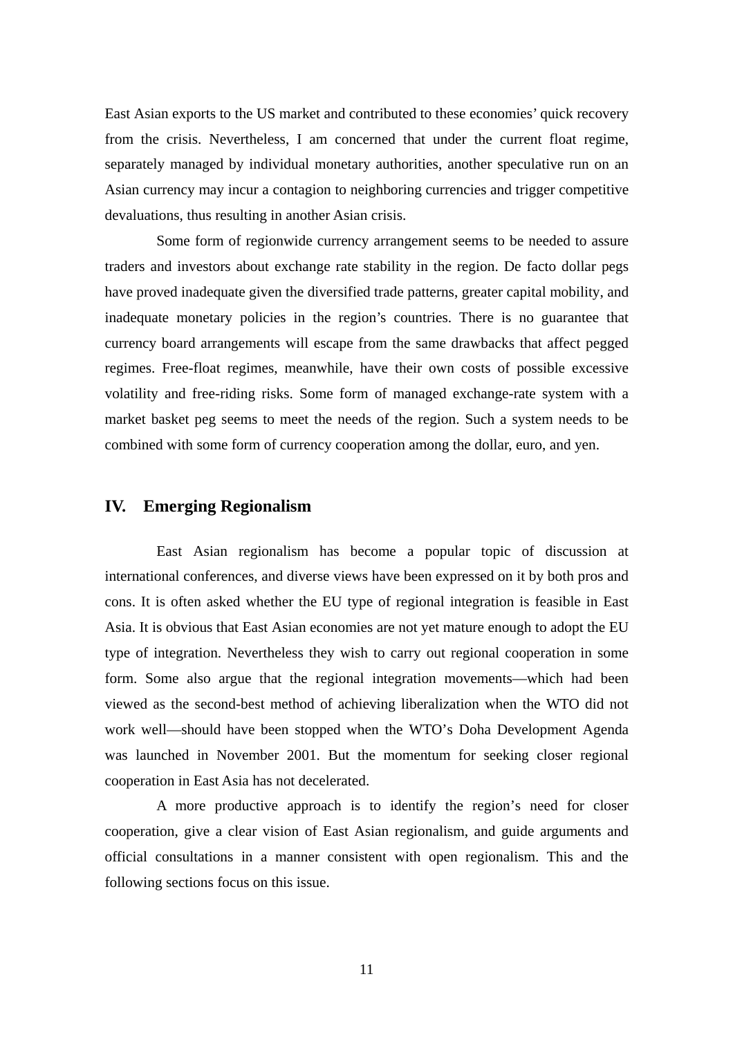East Asian exports to the US market and contributed to these economies' quick recovery from the crisis. Nevertheless, I am concerned that under the current float regime, separately managed by individual monetary authorities, another speculative run on an Asian currency may incur a contagion to neighboring currencies and trigger competitive devaluations, thus resulting in another Asian crisis.

Some form of regionwide currency arrangement seems to be needed to assure traders and investors about exchange rate stability in the region. De facto dollar pegs have proved inadequate given the diversified trade patterns, greater capital mobility, and inadequate monetary policies in the region's countries. There is no guarantee that currency board arrangements will escape from the same drawbacks that affect pegged regimes. Free-float regimes, meanwhile, have their own costs of possible excessive volatility and free-riding risks. Some form of managed exchange-rate system with a market basket peg seems to meet the needs of the region. Such a system needs to be combined with some form of currency cooperation among the dollar, euro, and yen.

## IV. Emerging Regionalism

East Asian regionalism has become a popular topic of discussion at international conferences, and diverse views have been expressed on it by both pros and cons. It is often asked whether the EU type of regional integration is feasible in East Asia. It is obvious that East Asian economies are not yet mature enough to adopt the EU type of integration. Nevertheless they wish to carry out regional cooperation in some form. Some also argue that the regional integration movements—which had been viewed as the second-best method of achieving liberalization when the WTO did not work well—should have been stopped when the WTO's Doha Development Agenda was launched in November 2001. But the momentum for seeking closer regional cooperation in East Asia has not decelerated.

A more productive approach is to identify the region's need for closer cooperation, give a clear vision of East Asian regionalism, and guide arguments and official consultations in a manner consistent with open regionalism. This and the following sections focus on this issue.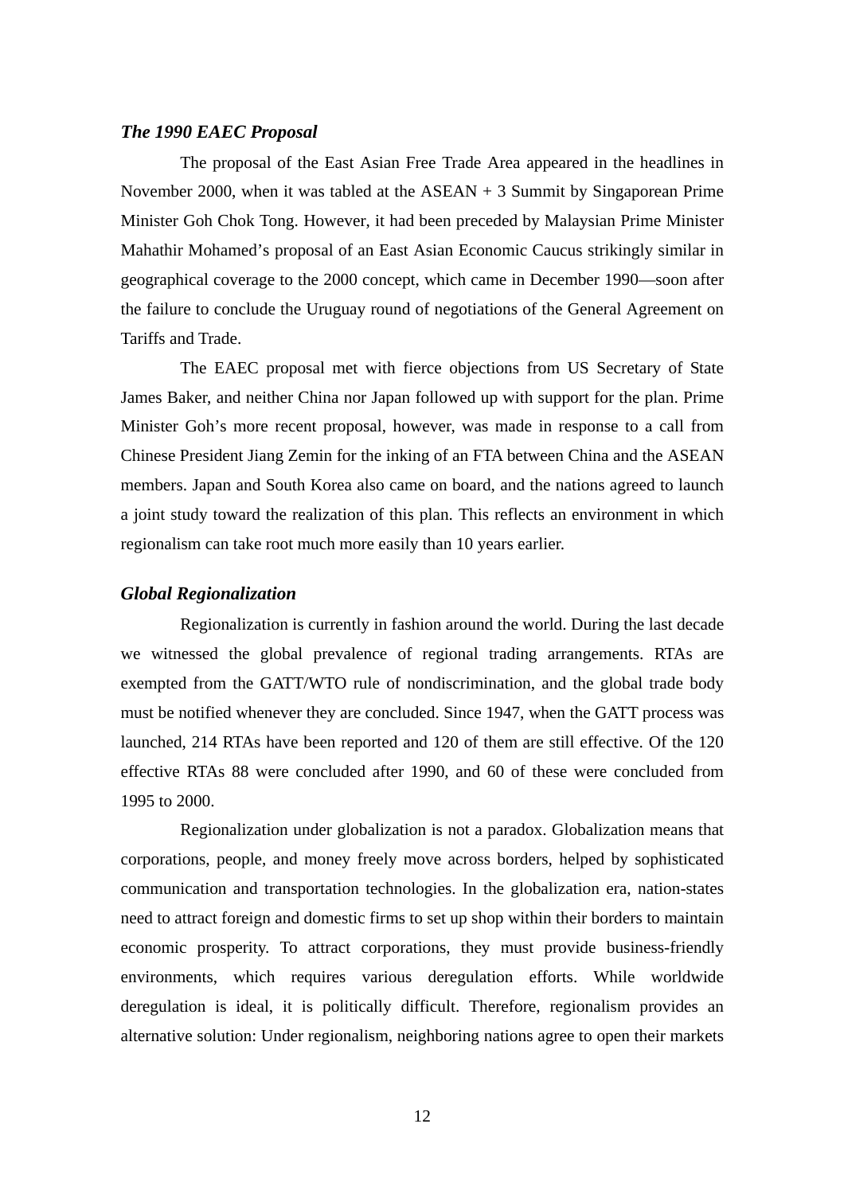### *The 1990 EAEC Proposal*

The proposal of the East Asian Free Trade Area appeared in the headlines in November 2000, when it was tabled at the ASEAN + 3 Summit by Singaporean Prime Minister Goh Chok Tong. However, it had been preceded by Malaysian Prime Minister Mahathir Mohamed's proposal of an East Asian Economic Caucus strikingly similar in geographical coverage to the 2000 concept, which came in December 1990—soon after the failure to conclude the Uruguay round of negotiations of the General Agreement on Tariffs and Trade.

The EAEC proposal met with fierce objections from US Secretary of State James Baker, and neither China nor Japan followed up with support for the plan. Prime Minister Goh's more recent proposal, however, was made in response to a call from Chinese President Jiang Zemin for the inking of an FTA between China and the ASEAN members. Japan and South Korea also came on board, and the nations agreed to launch a joint study toward the realization of this plan. This reflects an environment in which regionalism can take root much more easily than 10 years earlier.

### *Global Regionalization*

Regionalization is currently in fashion around the world. During the last decade we witnessed the global prevalence of regional trading arrangements. RTAs are exempted from the GATT/WTO rule of nondiscrimination, and the global trade body must be notified whenever they are concluded. Since 1947, when the GATT process was launched, 214 RTAs have been reported and 120 of them are still effective. Of the 120 effective RTAs 88 were concluded after 1990, and 60 of these were concluded from 1995 to 2000.

Regionalization under globalization is not a paradox. Globalization means that corporations, people, and money freely move across borders, helped by sophisticated communication and transportation technologies. In the globalization era, nation-states need to attract foreign and domestic firms to set up shop within their borders to maintain economic prosperity. To attract corporations, they must provide business-friendly environments, which requires various deregulation efforts. While worldwide deregulation is ideal, it is politically difficult. Therefore, regionalism provides an alternative solution: Under regionalism, neighboring nations agree to open their markets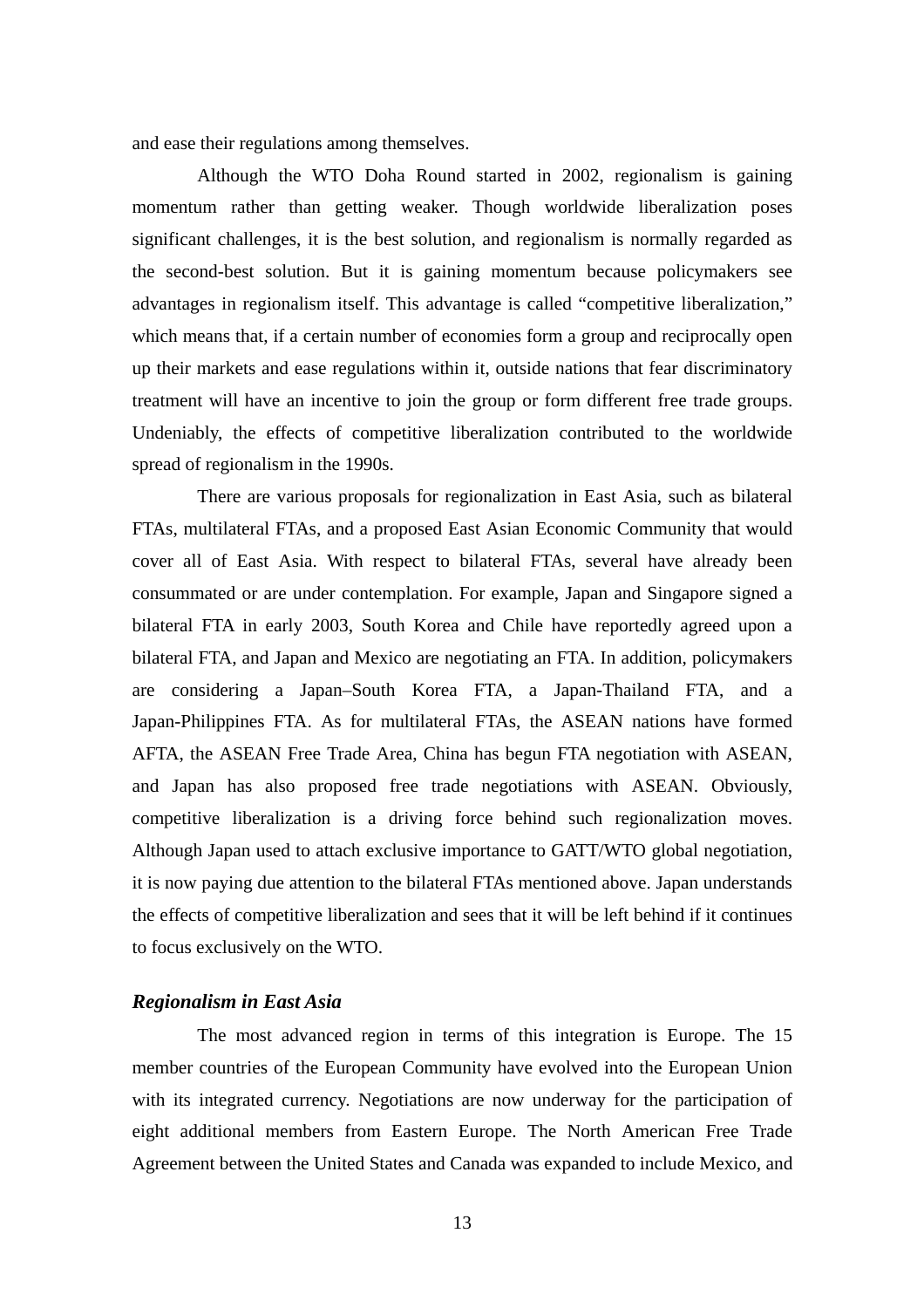and ease their regulations among themselves.

Although the WTO Doha Round started in 2002, regionalism is gaining momentum rather than getting weaker. Though worldwide liberalization poses significant challenges, it is the best solution, and regionalism is normally regarded as the second-best solution. But it is gaining momentum because policymakers see advantages in regionalism itself. This advantage is called "competitive liberalization," which means that, if a certain number of economies form a group and reciprocally open up their markets and ease regulations within it, outside nations that fear discriminatory treatment will have an incentive to join the group or form different free trade groups. Undeniably, the effects of competitive liberalization contributed to the worldwide spread of regionalism in the 1990s.

There are various proposals for regionalization in East Asia, such as bilateral FTAs, multilateral FTAs, and a proposed East Asian Economic Community that would cover all of East Asia. With respect to bilateral FTAs, several have already been consummated or are under contemplation. For example, Japan and Singapore signed a bilateral FTA in early 2003, South Korea and Chile have reportedly agreed upon a bilateral FTA, and Japan and Mexico are negotiating an FTA. In addition, policymakers are considering a Japan–South Korea FTA, a Japan-Thailand FTA, and a Japan-Philippines FTA. As for multilateral FTAs, the ASEAN nations have formed AFTA, the ASEAN Free Trade Area, China has begun FTA negotiation with ASEAN, and Japan has also proposed free trade negotiations with ASEAN. Obviously, competitive liberalization is a driving force behind such regionalization moves. Although Japan used to attach exclusive importance to GATT/WTO global negotiation, it is now paying due attention to the bilateral FTAs mentioned above. Japan understands the effects of competitive liberalization and sees that it will be left behind if it continues to focus exclusively on the WTO.

### *Regionalism in East Asia*

The most advanced region in terms of this integration is Europe. The 15 member countries of the European Community have evolved into the European Union with its integrated currency. Negotiations are now underway for the participation of eight additional members from Eastern Europe. The North American Free Trade Agreement between the United States and Canada was expanded to include Mexico, and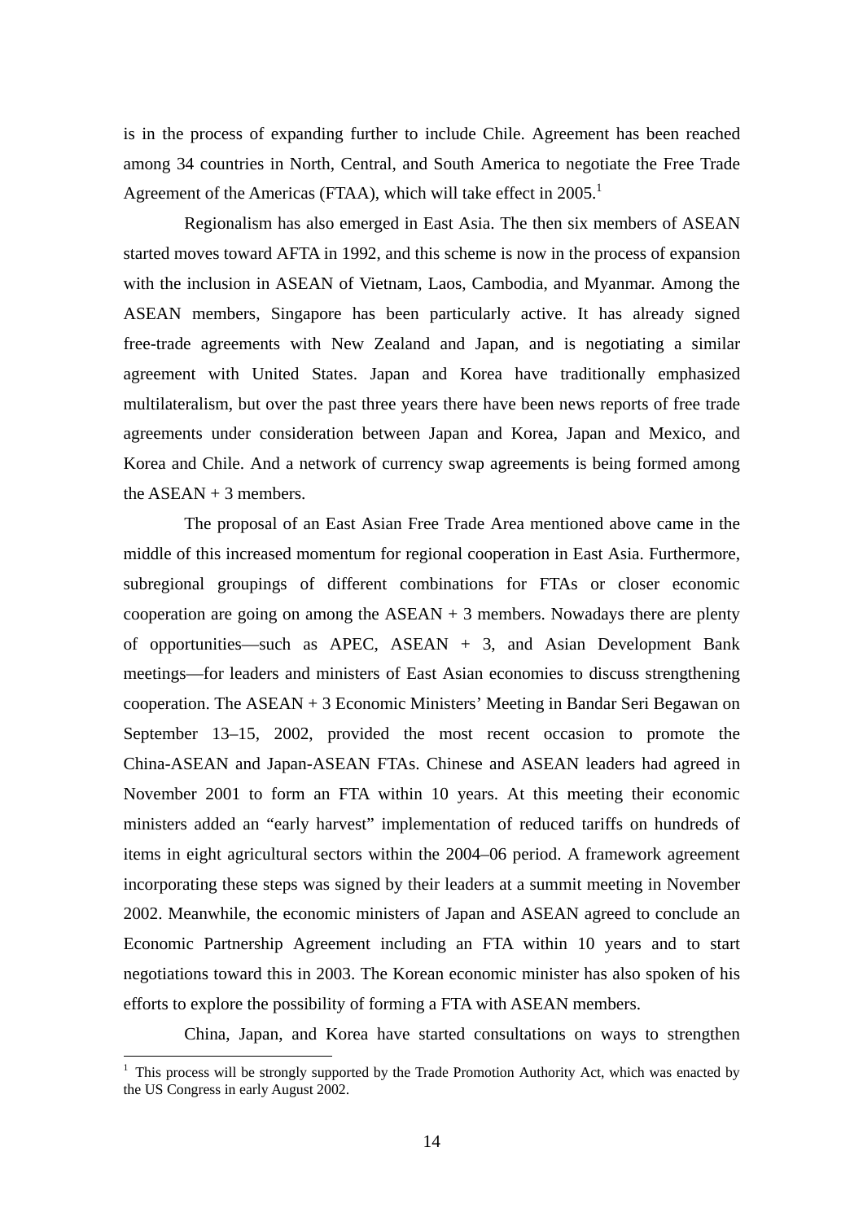is in the process of expanding further to include Chile. Agreement has been reached among 34 countries in North, Central, and South America to negotiate the Free Trade Agreement of the Americas (FTAA), which will take effect in 2005.[1]

Regionalism has also emerged in East Asia. The then six members of ASEAN started moves toward AFTA in 1992, and this scheme is now in the process of expansion with the inclusion in ASEAN of Vietnam, Laos, Cambodia, and Myanmar. Among the ASEAN members, Singapore has been particularly active. It has already signed free-trade agreements with New Zealand and Japan, and is negotiating a similar agreement with United States. Japan and Korea have traditionally emphasized multilateralism, but over the past three years there have been news reports of free trade agreements under consideration between Japan and Korea, Japan and Mexico, and Korea and Chile. And a network of currency swap agreements is being formed among the ASEAN + 3 members.

The proposal of an East Asian Free Trade Area mentioned above came in the middle of this increased momentum for regional cooperation in East Asia. Furthermore, subregional groupings of different combinations for FTAs or closer economic cooperation are going on among the ASEAN + 3 members. Nowadays there are plenty of opportunities—such as APEC, ASEAN + 3, and Asian Development Bank meetings—for leaders and ministers of East Asian economies to discuss strengthening cooperation. The ASEAN + 3 Economic Ministers' Meeting in Bandar Seri Begawan on September 13–15, 2002, provided the most recent occasion to promote the China-ASEAN and Japan-ASEAN FTAs. Chinese and ASEAN leaders had agreed in November 2001 to form an FTA within 10 years. At this meeting their economic ministers added an "early harvest" implementation of reduced tariffs on hundreds of items in eight agricultural sectors within the 2004–06 period. A framework agreement incorporating these steps was signed by their leaders at a summit meeting in November 2002. Meanwhile, the economic ministers of Japan and ASEAN agreed to conclude an Economic Partnership Agreement including an FTA within 10 years and to start negotiations toward this in 2003. The Korean economic minister has also spoken of his efforts to explore the possibility of forming a FTA with ASEAN members.

China, Japan, and Korea have started consultations on ways to strengthen

---

[1] This process will be strongly supported by the Trade Promotion Authority Act, which was enacted by the US Congress in early August 2002.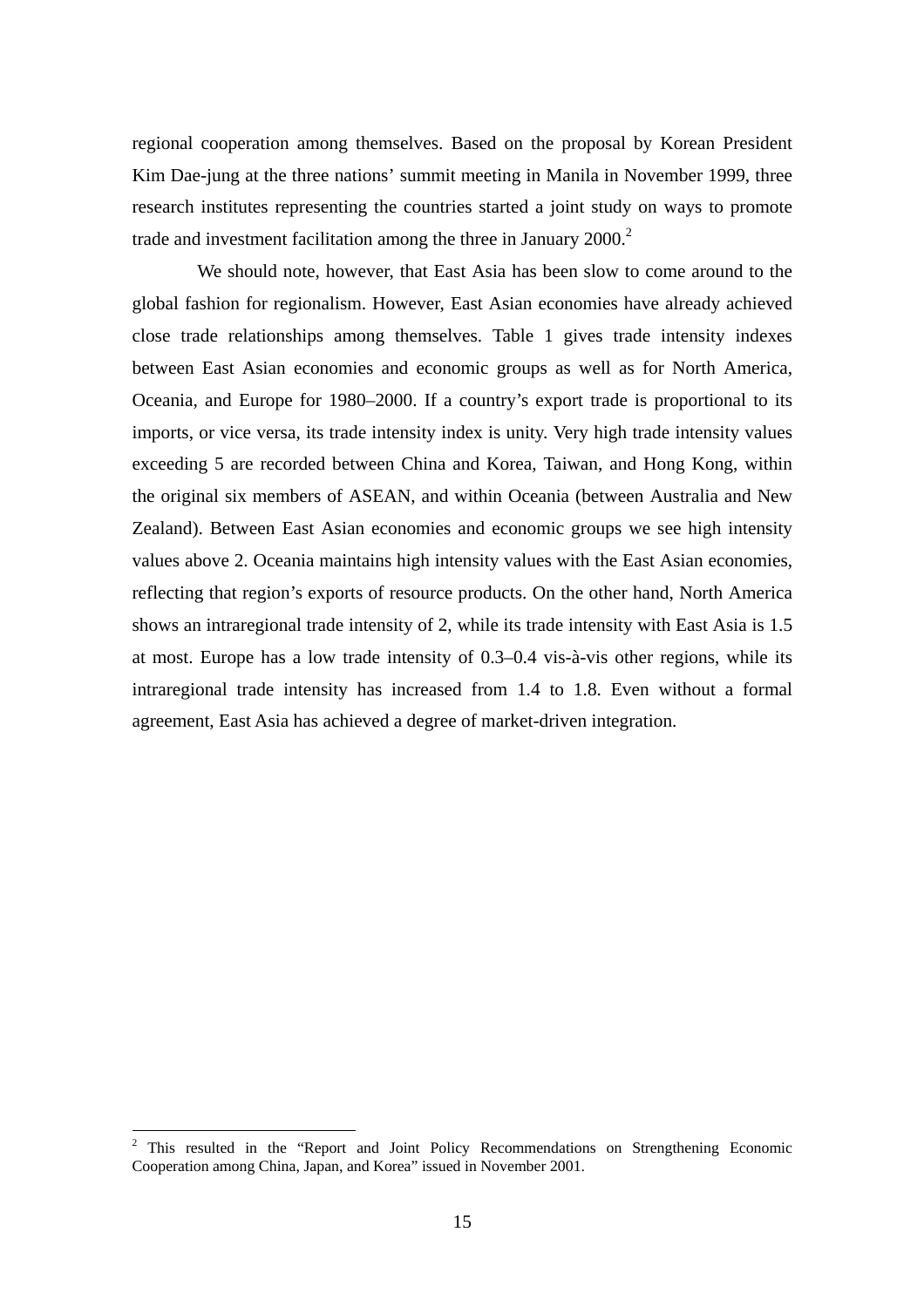regional cooperation among themselves. Based on the proposal by Korean President Kim Dae-jung at the three nations' summit meeting in Manila in November 1999, three research institutes representing the countries started a joint study on ways to promote trade and investment facilitation among the three in January 2000.[2]

We should note, however, that East Asia has been slow to come around to the global fashion for regionalism. However, East Asian economies have already achieved close trade relationships among themselves. Table 1 gives trade intensity indexes between East Asian economies and economic groups as well as for North America, Oceania, and Europe for 1980–2000. If a country's export trade is proportional to its imports, or vice versa, its trade intensity index is unity. Very high trade intensity values exceeding 5 are recorded between China and Korea, Taiwan, and Hong Kong, within the original six members of ASEAN, and within Oceania (between Australia and New Zealand). Between East Asian economies and economic groups we see high intensity values above 2. Oceania maintains high intensity values with the East Asian economies, reflecting that region's exports of resource products. On the other hand, North America shows an intraregional trade intensity of 2, while its trade intensity with East Asia is 1.5 at most. Europe has a low trade intensity of 0.3–0.4 vis-à-vis other regions, while its intraregional trade intensity has increased from 1.4 to 1.8. Even without a formal agreement, East Asia has achieved a degree of market-driven integration.

[2] This resulted in the "Report and Joint Policy Recommendations on Strengthening Economic Cooperation among China, Japan, and Korea" issued in November 2001.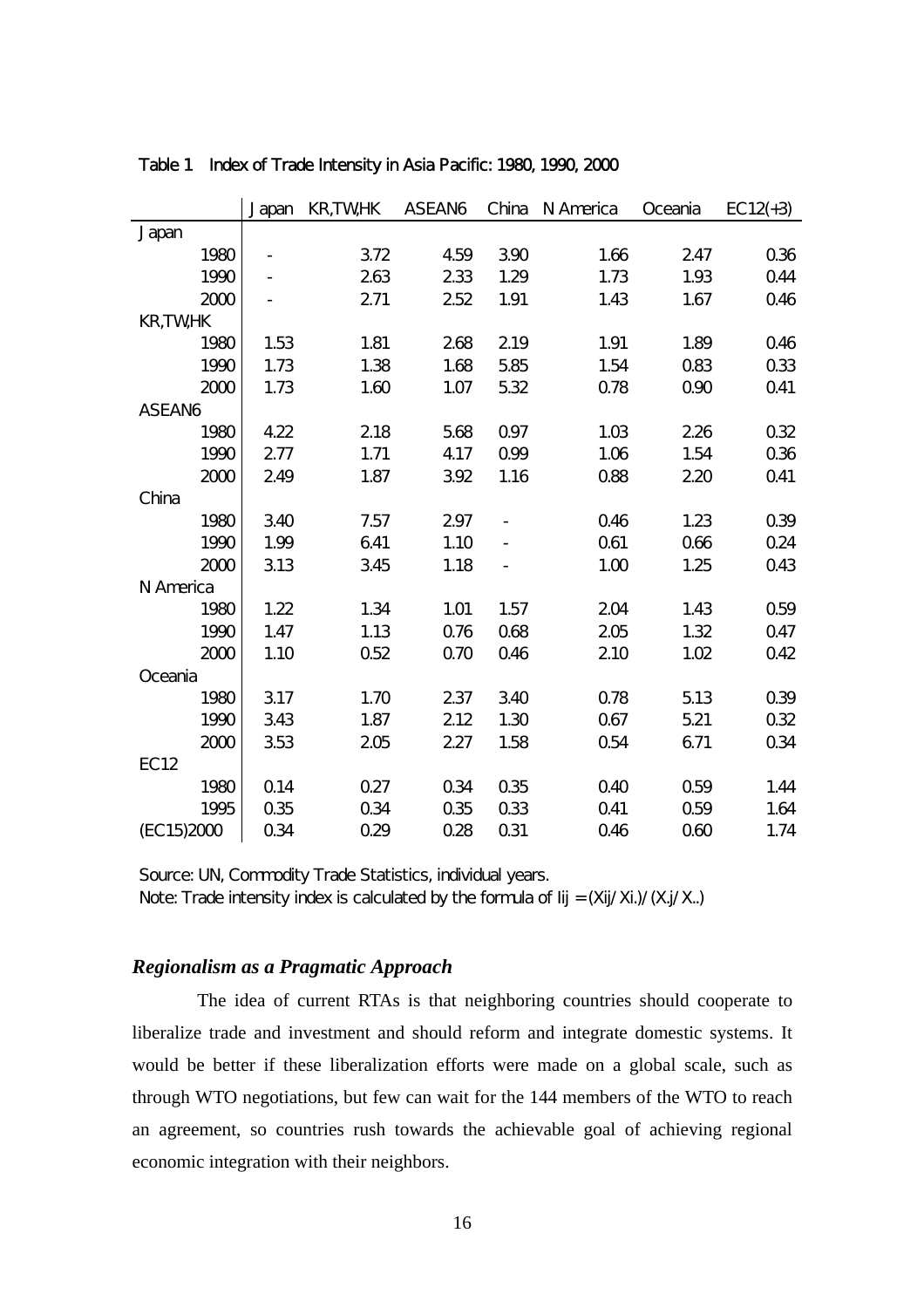Table 1　Index of Trade Intensity in Asia Pacific: 1980, 1990, 2000

| | Japan | KR,TW,HK | ASEAN6 | China | N America | Oceania | EC12(+3) |
|---|---|---|---|---|---|---|---|
| Japan | | | | | | | |
| 1980 | - | 3.72 | 4.59 | 3.90 | 1.66 | 2.47 | 0.36 |
| 1990 | - | 2.63 | 2.33 | 1.29 | 1.73 | 1.93 | 0.44 |
| 2000 | - | 2.71 | 2.52 | 1.91 | 1.43 | 1.67 | 0.46 |
| KR,TW,HK | | | | | | | |
| 1980 | 1.53 | 1.81 | 2.68 | 2.19 | 1.91 | 1.89 | 0.46 |
| 1990 | 1.73 | 1.38 | 1.68 | 5.85 | 1.54 | 0.83 | 0.33 |
| 2000 | 1.73 | 1.60 | 1.07 | 5.32 | 0.78 | 0.90 | 0.41 |
| ASEAN6 | | | | | | | |
| 1980 | 4.22 | 2.18 | 5.68 | 0.97 | 1.03 | 2.26 | 0.32 |
| 1990 | 2.77 | 1.71 | 4.17 | 0.99 | 1.06 | 1.54 | 0.36 |
| 2000 | 2.49 | 1.87 | 3.92 | 1.16 | 0.88 | 2.20 | 0.41 |
| China | | | | | | | |
| 1980 | 3.40 | 7.57 | 2.97 | - | 0.46 | 1.23 | 0.39 |
| 1990 | 1.99 | 6.41 | 1.10 | - | 0.61 | 0.66 | 0.24 |
| 2000 | 3.13 | 3.45 | 1.18 | - | 1.00 | 1.25 | 0.43 |
| N America | | | | | | | |
| 1980 | 1.22 | 1.34 | 1.01 | 1.57 | 2.04 | 1.43 | 0.59 |
| 1990 | 1.47 | 1.13 | 0.76 | 0.68 | 2.05 | 1.32 | 0.47 |
| 2000 | 1.10 | 0.52 | 0.70 | 0.46 | 2.10 | 1.02 | 0.42 |
| Oceania | | | | | | | |
| 1980 | 3.17 | 1.70 | 2.37 | 3.40 | 0.78 | 5.13 | 0.39 |
| 1990 | 3.43 | 1.87 | 2.12 | 1.30 | 0.67 | 5.21 | 0.32 |
| 2000 | 3.53 | 2.05 | 2.27 | 1.58 | 0.54 | 6.71 | 0.34 |
| EC12 | | | | | | | |
| 1980 | 0.14 | 0.27 | 0.34 | 0.35 | 0.40 | 0.59 | 1.44 |
| 1995 | 0.35 | 0.34 | 0.35 | 0.33 | 0.41 | 0.59 | 1.64 |
| (EC15)2000 | 0.34 | 0.29 | 0.28 | 0.31 | 0.46 | 0.60 | 1.74 |

Source: UN, Commodity Trade Statistics, individual years.
Note: Trade intensity index is calculated by the formula of $I_{ij} = (X_{ij}/X_{i.})/(X_{.j}/X_{..})$

### *Regionalism as a Pragmatic Approach*

The idea of current RTAs is that neighboring countries should cooperate to liberalize trade and investment and should reform and integrate domestic systems. It would be better if these liberalization efforts were made on a global scale, such as through WTO negotiations, but few can wait for the 144 members of the WTO to reach an agreement, so countries rush towards the achievable goal of achieving regional economic integration with their neighbors.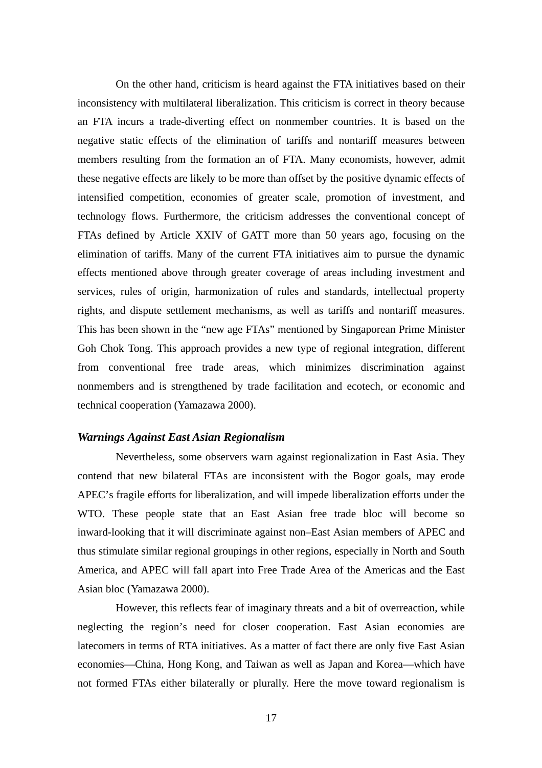On the other hand, criticism is heard against the FTA initiatives based on their inconsistency with multilateral liberalization. This criticism is correct in theory because an FTA incurs a trade-diverting effect on nonmember countries. It is based on the negative static effects of the elimination of tariffs and nontariff measures between members resulting from the formation an of FTA. Many economists, however, admit these negative effects are likely to be more than offset by the positive dynamic effects of intensified competition, economies of greater scale, promotion of investment, and technology flows. Furthermore, the criticism addresses the conventional concept of FTAs defined by Article XXIV of GATT more than 50 years ago, focusing on the elimination of tariffs. Many of the current FTA initiatives aim to pursue the dynamic effects mentioned above through greater coverage of areas including investment and services, rules of origin, harmonization of rules and standards, intellectual property rights, and dispute settlement mechanisms, as well as tariffs and nontariff measures. This has been shown in the "new age FTAs" mentioned by Singaporean Prime Minister Goh Chok Tong. This approach provides a new type of regional integration, different from conventional free trade areas, which minimizes discrimination against nonmembers and is strengthened by trade facilitation and ecotech, or economic and technical cooperation (Yamazawa 2000).

### *Warnings Against East Asian Regionalism*

Nevertheless, some observers warn against regionalization in East Asia. They contend that new bilateral FTAs are inconsistent with the Bogor goals, may erode APEC's fragile efforts for liberalization, and will impede liberalization efforts under the WTO. These people state that an East Asian free trade bloc will become so inward-looking that it will discriminate against non–East Asian members of APEC and thus stimulate similar regional groupings in other regions, especially in North and South America, and APEC will fall apart into Free Trade Area of the Americas and the East Asian bloc (Yamazawa 2000).

However, this reflects fear of imaginary threats and a bit of overreaction, while neglecting the region's need for closer cooperation. East Asian economies are latecomers in terms of RTA initiatives. As a matter of fact there are only five East Asian economies—China, Hong Kong, and Taiwan as well as Japan and Korea—which have not formed FTAs either bilaterally or plurally. Here the move toward regionalism is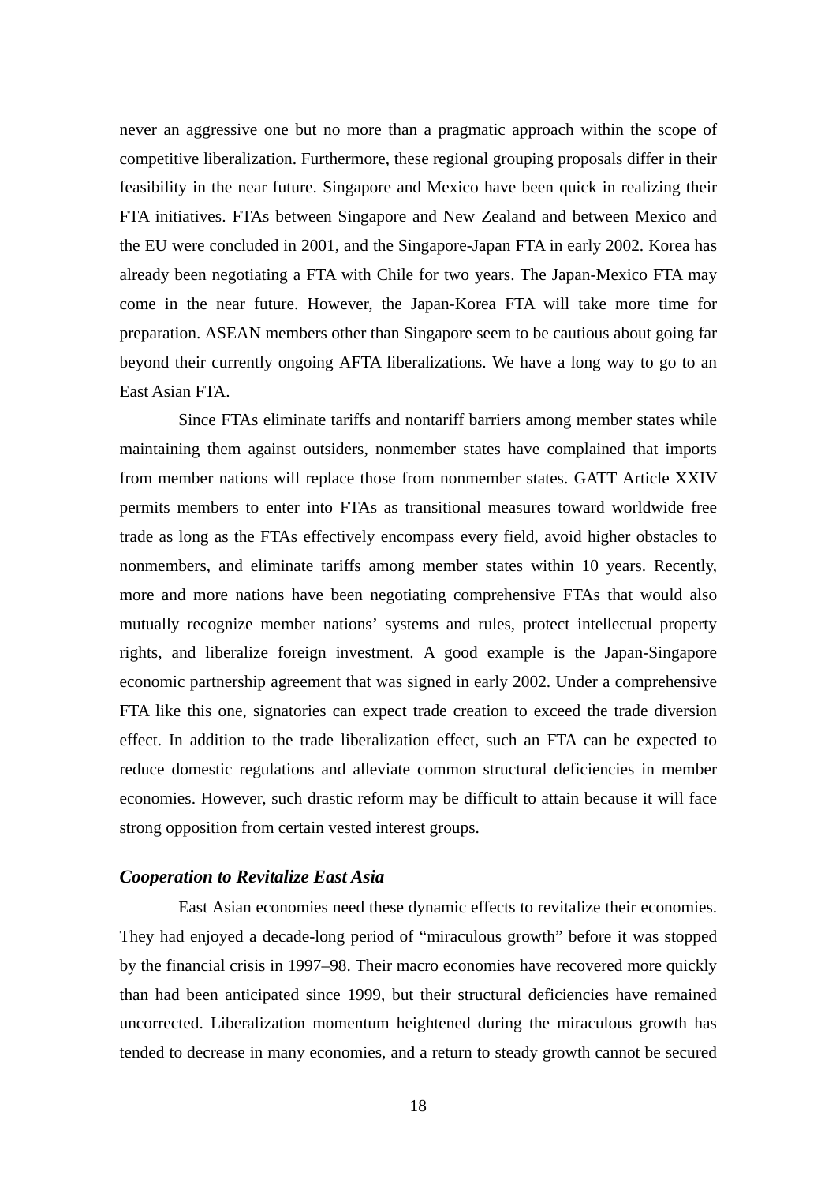never an aggressive one but no more than a pragmatic approach within the scope of competitive liberalization. Furthermore, these regional grouping proposals differ in their feasibility in the near future. Singapore and Mexico have been quick in realizing their FTA initiatives. FTAs between Singapore and New Zealand and between Mexico and the EU were concluded in 2001, and the Singapore-Japan FTA in early 2002. Korea has already been negotiating a FTA with Chile for two years. The Japan-Mexico FTA may come in the near future. However, the Japan-Korea FTA will take more time for preparation. ASEAN members other than Singapore seem to be cautious about going far beyond their currently ongoing AFTA liberalizations. We have a long way to go to an East Asian FTA.

Since FTAs eliminate tariffs and nontariff barriers among member states while maintaining them against outsiders, nonmember states have complained that imports from member nations will replace those from nonmember states. GATT Article XXIV permits members to enter into FTAs as transitional measures toward worldwide free trade as long as the FTAs effectively encompass every field, avoid higher obstacles to nonmembers, and eliminate tariffs among member states within 10 years. Recently, more and more nations have been negotiating comprehensive FTAs that would also mutually recognize member nations' systems and rules, protect intellectual property rights, and liberalize foreign investment. A good example is the Japan-Singapore economic partnership agreement that was signed in early 2002. Under a comprehensive FTA like this one, signatories can expect trade creation to exceed the trade diversion effect. In addition to the trade liberalization effect, such an FTA can be expected to reduce domestic regulations and alleviate common structural deficiencies in member economies. However, such drastic reform may be difficult to attain because it will face strong opposition from certain vested interest groups.

### *Cooperation to Revitalize East Asia*

East Asian economies need these dynamic effects to revitalize their economies. They had enjoyed a decade-long period of "miraculous growth" before it was stopped by the financial crisis in 1997–98. Their macro economies have recovered more quickly than had been anticipated since 1999, but their structural deficiencies have remained uncorrected. Liberalization momentum heightened during the miraculous growth has tended to decrease in many economies, and a return to steady growth cannot be secured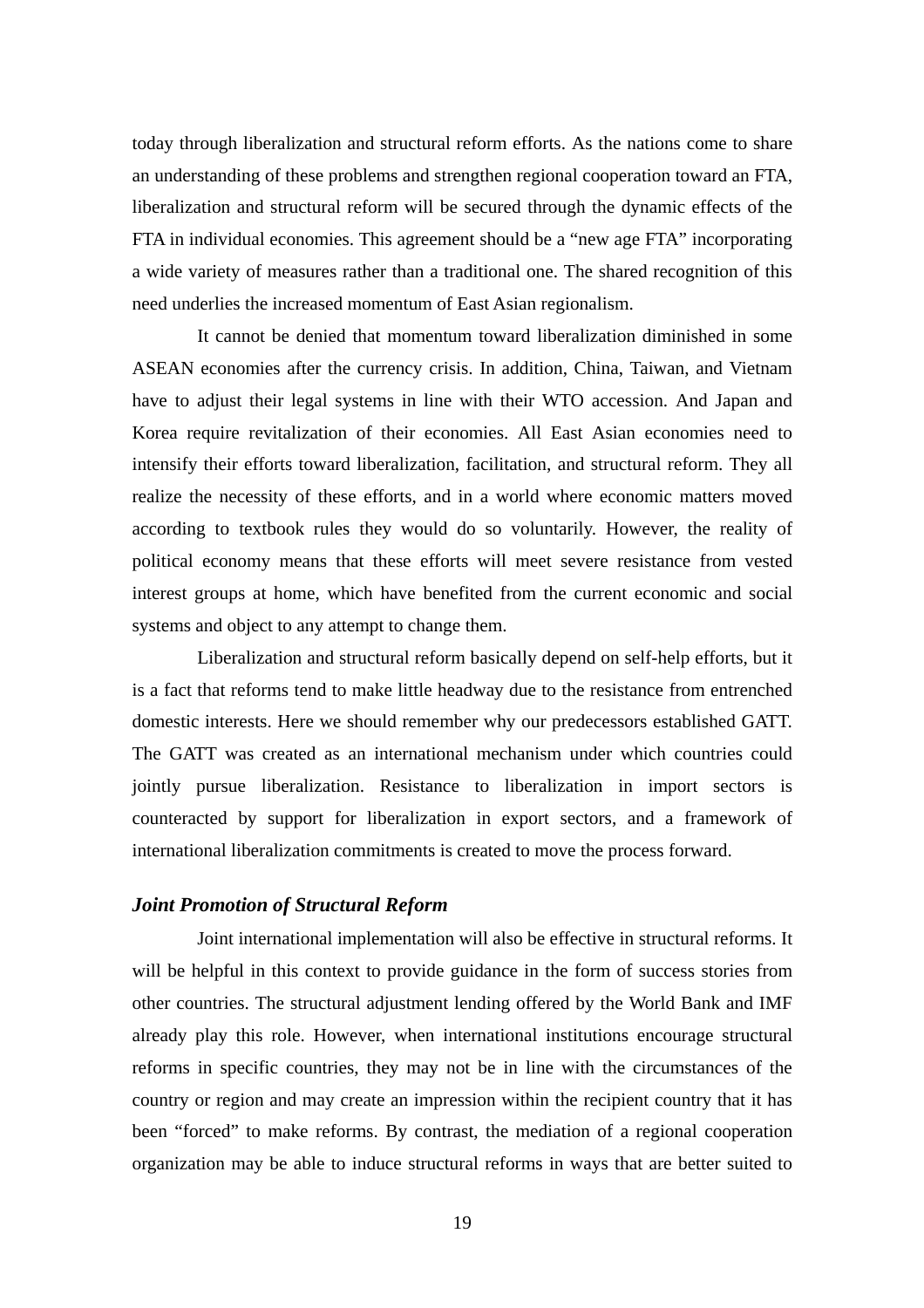today through liberalization and structural reform efforts. As the nations come to share an understanding of these problems and strengthen regional cooperation toward an FTA, liberalization and structural reform will be secured through the dynamic effects of the FTA in individual economies. This agreement should be a "new age FTA" incorporating a wide variety of measures rather than a traditional one. The shared recognition of this need underlies the increased momentum of East Asian regionalism.

It cannot be denied that momentum toward liberalization diminished in some ASEAN economies after the currency crisis. In addition, China, Taiwan, and Vietnam have to adjust their legal systems in line with their WTO accession. And Japan and Korea require revitalization of their economies. All East Asian economies need to intensify their efforts toward liberalization, facilitation, and structural reform. They all realize the necessity of these efforts, and in a world where economic matters moved according to textbook rules they would do so voluntarily. However, the reality of political economy means that these efforts will meet severe resistance from vested interest groups at home, which have benefited from the current economic and social systems and object to any attempt to change them.

Liberalization and structural reform basically depend on self-help efforts, but it is a fact that reforms tend to make little headway due to the resistance from entrenched domestic interests. Here we should remember why our predecessors established GATT. The GATT was created as an international mechanism under which countries could jointly pursue liberalization. Resistance to liberalization in import sectors is counteracted by support for liberalization in export sectors, and a framework of international liberalization commitments is created to move the process forward.

### *Joint Promotion of Structural Reform*

Joint international implementation will also be effective in structural reforms. It will be helpful in this context to provide guidance in the form of success stories from other countries. The structural adjustment lending offered by the World Bank and IMF already play this role. However, when international institutions encourage structural reforms in specific countries, they may not be in line with the circumstances of the country or region and may create an impression within the recipient country that it has been "forced" to make reforms. By contrast, the mediation of a regional cooperation organization may be able to induce structural reforms in ways that are better suited to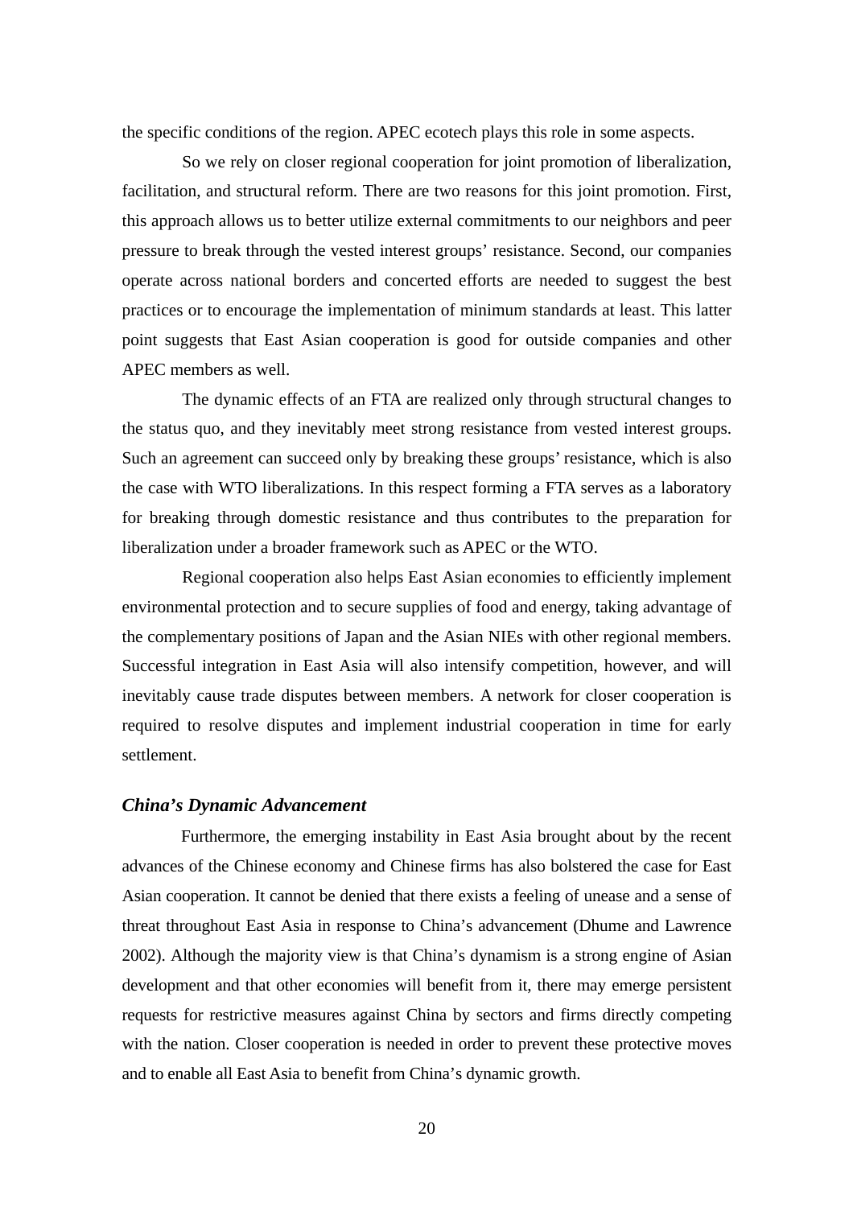the specific conditions of the region. APEC ecotech plays this role in some aspects.

So we rely on closer regional cooperation for joint promotion of liberalization, facilitation, and structural reform. There are two reasons for this joint promotion. First, this approach allows us to better utilize external commitments to our neighbors and peer pressure to break through the vested interest groups' resistance. Second, our companies operate across national borders and concerted efforts are needed to suggest the best practices or to encourage the implementation of minimum standards at least. This latter point suggests that East Asian cooperation is good for outside companies and other APEC members as well.

The dynamic effects of an FTA are realized only through structural changes to the status quo, and they inevitably meet strong resistance from vested interest groups. Such an agreement can succeed only by breaking these groups' resistance, which is also the case with WTO liberalizations. In this respect forming a FTA serves as a laboratory for breaking through domestic resistance and thus contributes to the preparation for liberalization under a broader framework such as APEC or the WTO.

Regional cooperation also helps East Asian economies to efficiently implement environmental protection and to secure supplies of food and energy, taking advantage of the complementary positions of Japan and the Asian NIEs with other regional members. Successful integration in East Asia will also intensify competition, however, and will inevitably cause trade disputes between members. A network for closer cooperation is required to resolve disputes and implement industrial cooperation in time for early settlement.

### *China's Dynamic Advancement*

Furthermore, the emerging instability in East Asia brought about by the recent advances of the Chinese economy and Chinese firms has also bolstered the case for East Asian cooperation. It cannot be denied that there exists a feeling of unease and a sense of threat throughout East Asia in response to China's advancement (Dhume and Lawrence 2002). Although the majority view is that China's dynamism is a strong engine of Asian development and that other economies will benefit from it, there may emerge persistent requests for restrictive measures against China by sectors and firms directly competing with the nation. Closer cooperation is needed in order to prevent these protective moves and to enable all East Asia to benefit from China's dynamic growth.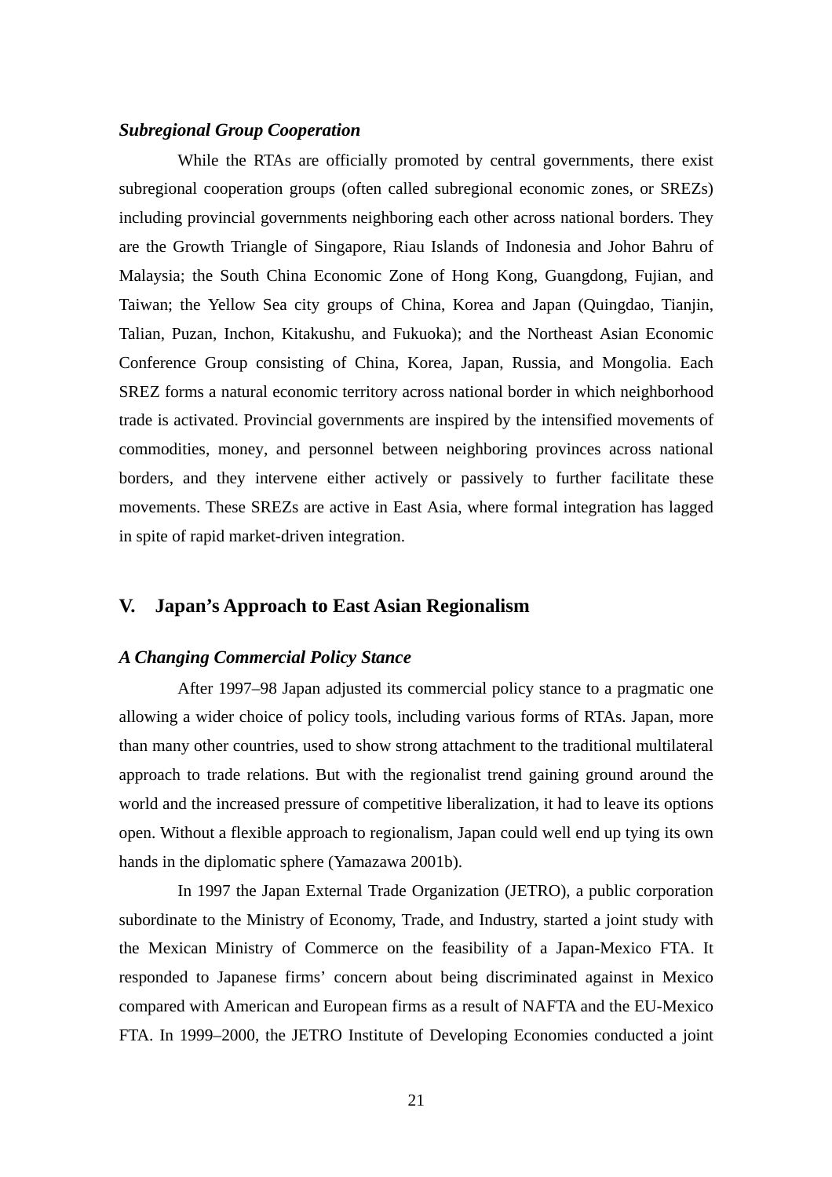### *Subregional Group Cooperation*

While the RTAs are officially promoted by central governments, there exist subregional cooperation groups (often called subregional economic zones, or SREZs) including provincial governments neighboring each other across national borders. They are the Growth Triangle of Singapore, Riau Islands of Indonesia and Johor Bahru of Malaysia; the South China Economic Zone of Hong Kong, Guangdong, Fujian, and Taiwan; the Yellow Sea city groups of China, Korea and Japan (Quingdao, Tianjin, Talian, Puzan, Inchon, Kitakushu, and Fukuoka); and the Northeast Asian Economic Conference Group consisting of China, Korea, Japan, Russia, and Mongolia. Each SREZ forms a natural economic territory across national border in which neighborhood trade is activated. Provincial governments are inspired by the intensified movements of commodities, money, and personnel between neighboring provinces across national borders, and they intervene either actively or passively to further facilitate these movements. These SREZs are active in East Asia, where formal integration has lagged in spite of rapid market-driven integration.

## V. Japan's Approach to East Asian Regionalism

### *A Changing Commercial Policy Stance*

After 1997–98 Japan adjusted its commercial policy stance to a pragmatic one allowing a wider choice of policy tools, including various forms of RTAs. Japan, more than many other countries, used to show strong attachment to the traditional multilateral approach to trade relations. But with the regionalist trend gaining ground around the world and the increased pressure of competitive liberalization, it had to leave its options open. Without a flexible approach to regionalism, Japan could well end up tying its own hands in the diplomatic sphere (Yamazawa 2001b).

In 1997 the Japan External Trade Organization (JETRO), a public corporation subordinate to the Ministry of Economy, Trade, and Industry, started a joint study with the Mexican Ministry of Commerce on the feasibility of a Japan-Mexico FTA. It responded to Japanese firms' concern about being discriminated against in Mexico compared with American and European firms as a result of NAFTA and the EU-Mexico FTA. In 1999–2000, the JETRO Institute of Developing Economies conducted a joint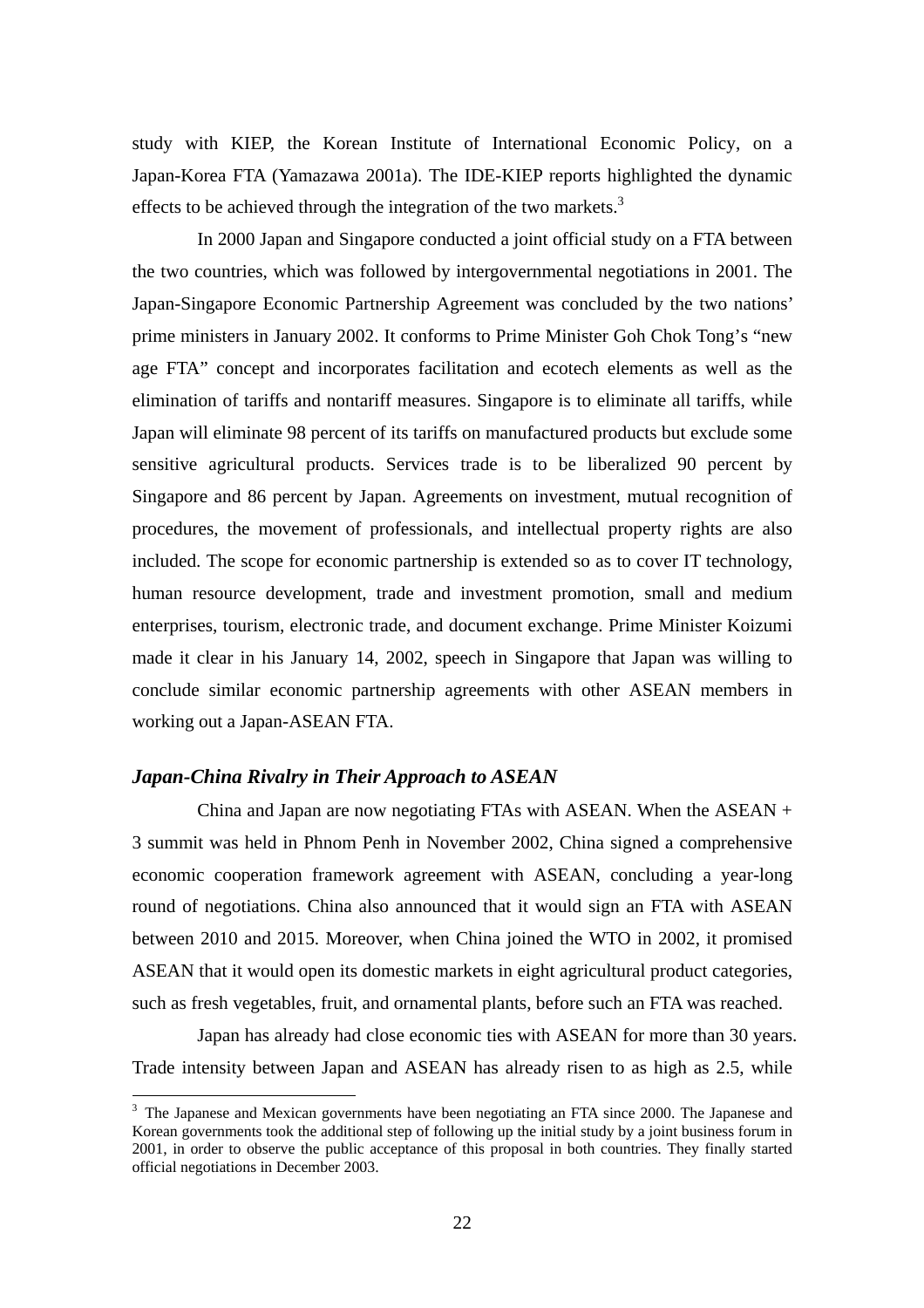study with KIEP, the Korean Institute of International Economic Policy, on a Japan-Korea FTA (Yamazawa 2001a). The IDE-KIEP reports highlighted the dynamic effects to be achieved through the integration of the two markets.[3]

In 2000 Japan and Singapore conducted a joint official study on a FTA between the two countries, which was followed by intergovernmental negotiations in 2001. The Japan-Singapore Economic Partnership Agreement was concluded by the two nations' prime ministers in January 2002. It conforms to Prime Minister Goh Chok Tong's "new age FTA" concept and incorporates facilitation and ecotech elements as well as the elimination of tariffs and nontariff measures. Singapore is to eliminate all tariffs, while Japan will eliminate 98 percent of its tariffs on manufactured products but exclude some sensitive agricultural products. Services trade is to be liberalized 90 percent by Singapore and 86 percent by Japan. Agreements on investment, mutual recognition of procedures, the movement of professionals, and intellectual property rights are also included. The scope for economic partnership is extended so as to cover IT technology, human resource development, trade and investment promotion, small and medium enterprises, tourism, electronic trade, and document exchange. Prime Minister Koizumi made it clear in his January 14, 2002, speech in Singapore that Japan was willing to conclude similar economic partnership agreements with other ASEAN members in working out a Japan-ASEAN FTA.

### *Japan-China Rivalry in Their Approach to ASEAN*

China and Japan are now negotiating FTAs with ASEAN. When the ASEAN + 3 summit was held in Phnom Penh in November 2002, China signed a comprehensive economic cooperation framework agreement with ASEAN, concluding a year-long round of negotiations. China also announced that it would sign an FTA with ASEAN between 2010 and 2015. Moreover, when China joined the WTO in 2002, it promised ASEAN that it would open its domestic markets in eight agricultural product categories, such as fresh vegetables, fruit, and ornamental plants, before such an FTA was reached.

Japan has already had close economic ties with ASEAN for more than 30 years. Trade intensity between Japan and ASEAN has already risen to as high as 2.5, while

---

[3] The Japanese and Mexican governments have been negotiating an FTA since 2000. The Japanese and Korean governments took the additional step of following up the initial study by a joint business forum in 2001, in order to observe the public acceptance of this proposal in both countries. They finally started official negotiations in December 2003.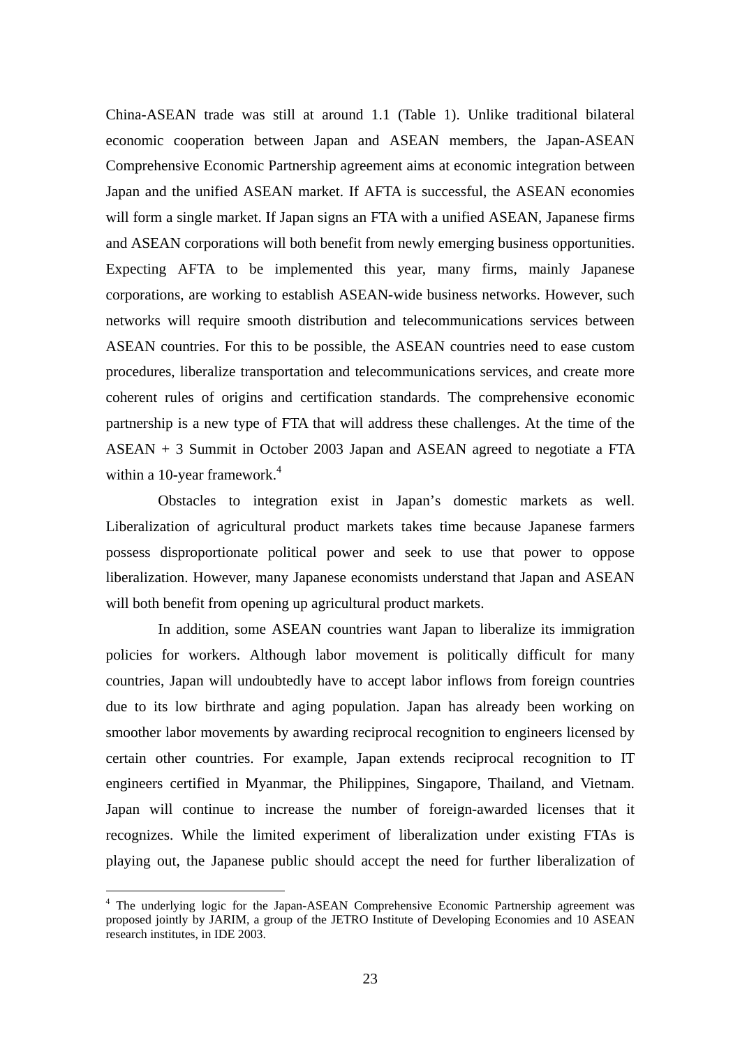China-ASEAN trade was still at around 1.1 (Table 1). Unlike traditional bilateral economic cooperation between Japan and ASEAN members, the Japan-ASEAN Comprehensive Economic Partnership agreement aims at economic integration between Japan and the unified ASEAN market. If AFTA is successful, the ASEAN economies will form a single market. If Japan signs an FTA with a unified ASEAN, Japanese firms and ASEAN corporations will both benefit from newly emerging business opportunities. Expecting AFTA to be implemented this year, many firms, mainly Japanese corporations, are working to establish ASEAN-wide business networks. However, such networks will require smooth distribution and telecommunications services between ASEAN countries. For this to be possible, the ASEAN countries need to ease custom procedures, liberalize transportation and telecommunications services, and create more coherent rules of origins and certification standards. The comprehensive economic partnership is a new type of FTA that will address these challenges. At the time of the ASEAN + 3 Summit in October 2003 Japan and ASEAN agreed to negotiate a FTA within a 10-year framework.[4]

Obstacles to integration exist in Japan's domestic markets as well. Liberalization of agricultural product markets takes time because Japanese farmers possess disproportionate political power and seek to use that power to oppose liberalization. However, many Japanese economists understand that Japan and ASEAN will both benefit from opening up agricultural product markets.

In addition, some ASEAN countries want Japan to liberalize its immigration policies for workers. Although labor movement is politically difficult for many countries, Japan will undoubtedly have to accept labor inflows from foreign countries due to its low birthrate and aging population. Japan has already been working on smoother labor movements by awarding reciprocal recognition to engineers licensed by certain other countries. For example, Japan extends reciprocal recognition to IT engineers certified in Myanmar, the Philippines, Singapore, Thailand, and Vietnam. Japan will continue to increase the number of foreign-awarded licenses that it recognizes. While the limited experiment of liberalization under existing FTAs is playing out, the Japanese public should accept the need for further liberalization of

---

[4] The underlying logic for the Japan-ASEAN Comprehensive Economic Partnership agreement was proposed jointly by JARIM, a group of the JETRO Institute of Developing Economies and 10 ASEAN research institutes, in IDE 2003.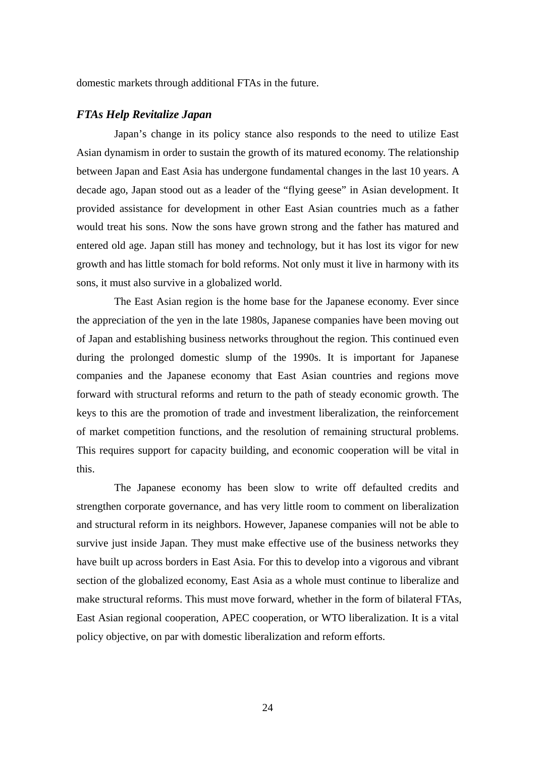domestic markets through additional FTAs in the future.

### *FTAs Help Revitalize Japan*

Japan's change in its policy stance also responds to the need to utilize East Asian dynamism in order to sustain the growth of its matured economy. The relationship between Japan and East Asia has undergone fundamental changes in the last 10 years. A decade ago, Japan stood out as a leader of the "flying geese" in Asian development. It provided assistance for development in other East Asian countries much as a father would treat his sons. Now the sons have grown strong and the father has matured and entered old age. Japan still has money and technology, but it has lost its vigor for new growth and has little stomach for bold reforms. Not only must it live in harmony with its sons, it must also survive in a globalized world.

The East Asian region is the home base for the Japanese economy. Ever since the appreciation of the yen in the late 1980s, Japanese companies have been moving out of Japan and establishing business networks throughout the region. This continued even during the prolonged domestic slump of the 1990s. It is important for Japanese companies and the Japanese economy that East Asian countries and regions move forward with structural reforms and return to the path of steady economic growth. The keys to this are the promotion of trade and investment liberalization, the reinforcement of market competition functions, and the resolution of remaining structural problems. This requires support for capacity building, and economic cooperation will be vital in this.

The Japanese economy has been slow to write off defaulted credits and strengthen corporate governance, and has very little room to comment on liberalization and structural reform in its neighbors. However, Japanese companies will not be able to survive just inside Japan. They must make effective use of the business networks they have built up across borders in East Asia. For this to develop into a vigorous and vibrant section of the globalized economy, East Asia as a whole must continue to liberalize and make structural reforms. This must move forward, whether in the form of bilateral FTAs, East Asian regional cooperation, APEC cooperation, or WTO liberalization. It is a vital policy objective, on par with domestic liberalization and reform efforts.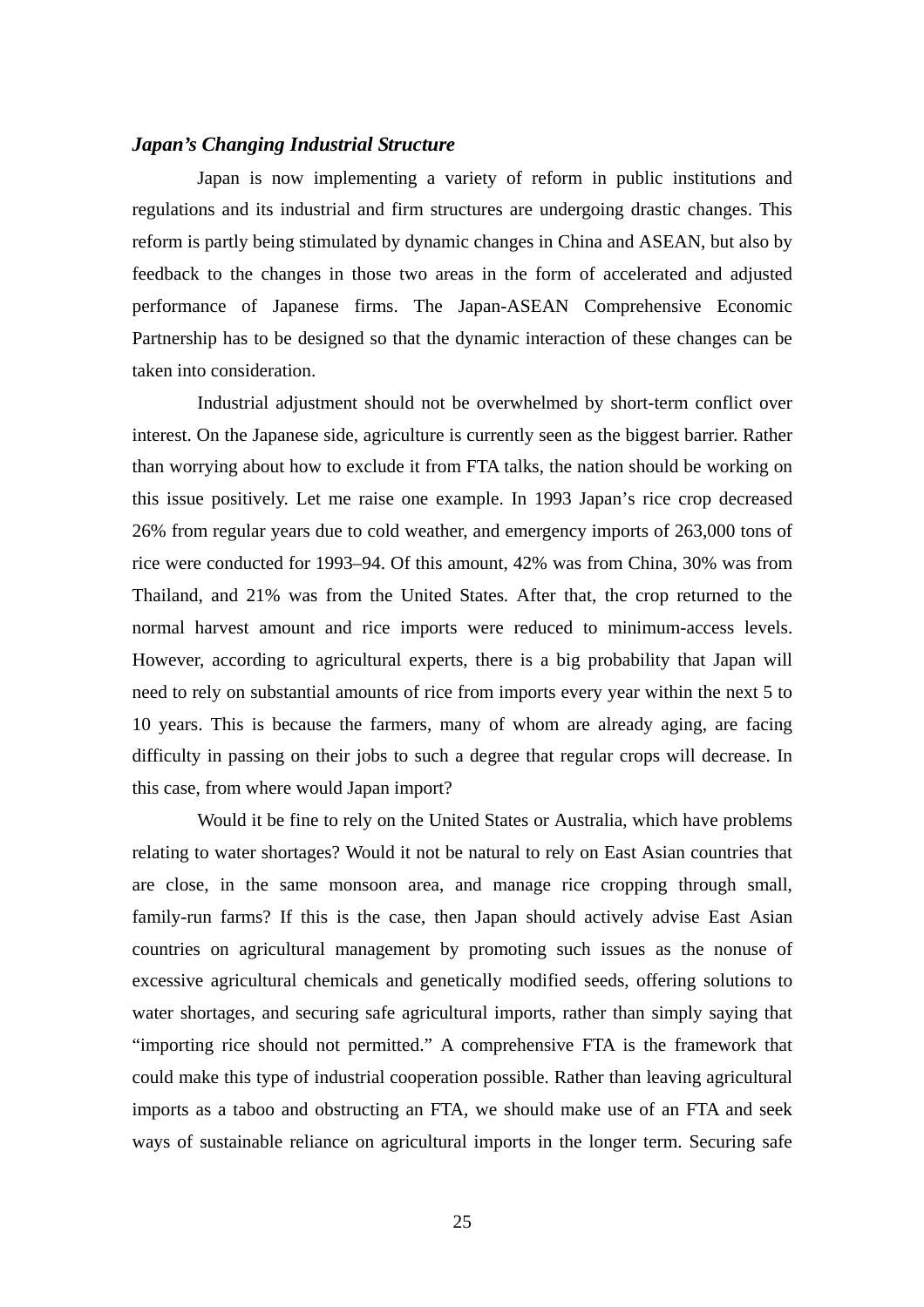### *Japan's Changing Industrial Structure*

Japan is now implementing a variety of reform in public institutions and regulations and its industrial and firm structures are undergoing drastic changes. This reform is partly being stimulated by dynamic changes in China and ASEAN, but also by feedback to the changes in those two areas in the form of accelerated and adjusted performance of Japanese firms. The Japan-ASEAN Comprehensive Economic Partnership has to be designed so that the dynamic interaction of these changes can be taken into consideration.

Industrial adjustment should not be overwhelmed by short-term conflict over interest. On the Japanese side, agriculture is currently seen as the biggest barrier. Rather than worrying about how to exclude it from FTA talks, the nation should be working on this issue positively. Let me raise one example. In 1993 Japan's rice crop decreased 26% from regular years due to cold weather, and emergency imports of 263,000 tons of rice were conducted for 1993–94. Of this amount, 42% was from China, 30% was from Thailand, and 21% was from the United States. After that, the crop returned to the normal harvest amount and rice imports were reduced to minimum-access levels. However, according to agricultural experts, there is a big probability that Japan will need to rely on substantial amounts of rice from imports every year within the next 5 to 10 years. This is because the farmers, many of whom are already aging, are facing difficulty in passing on their jobs to such a degree that regular crops will decrease. In this case, from where would Japan import?

Would it be fine to rely on the United States or Australia, which have problems relating to water shortages? Would it not be natural to rely on East Asian countries that are close, in the same monsoon area, and manage rice cropping through small, family-run farms? If this is the case, then Japan should actively advise East Asian countries on agricultural management by promoting such issues as the nonuse of excessive agricultural chemicals and genetically modified seeds, offering solutions to water shortages, and securing safe agricultural imports, rather than simply saying that "importing rice should not permitted." A comprehensive FTA is the framework that could make this type of industrial cooperation possible. Rather than leaving agricultural imports as a taboo and obstructing an FTA, we should make use of an FTA and seek ways of sustainable reliance on agricultural imports in the longer term. Securing safe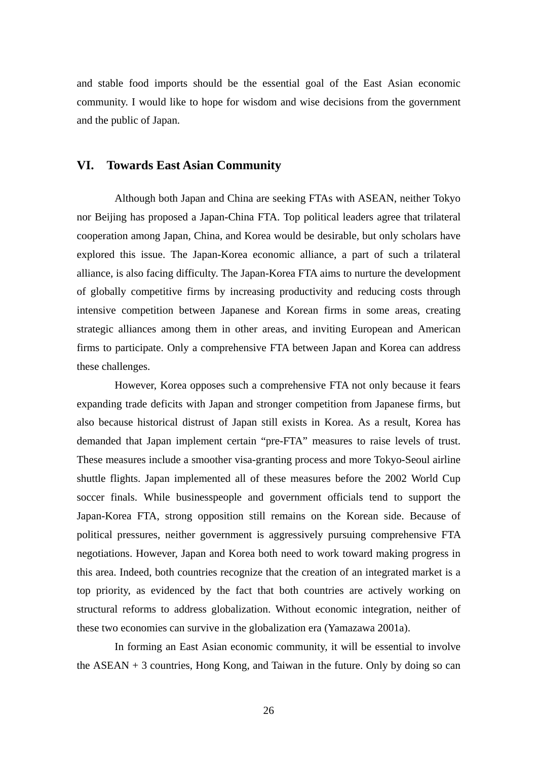and stable food imports should be the essential goal of the East Asian economic community. I would like to hope for wisdom and wise decisions from the government and the public of Japan.

## VI. Towards East Asian Community

Although both Japan and China are seeking FTAs with ASEAN, neither Tokyo nor Beijing has proposed a Japan-China FTA. Top political leaders agree that trilateral cooperation among Japan, China, and Korea would be desirable, but only scholars have explored this issue. The Japan-Korea economic alliance, a part of such a trilateral alliance, is also facing difficulty. The Japan-Korea FTA aims to nurture the development of globally competitive firms by increasing productivity and reducing costs through intensive competition between Japanese and Korean firms in some areas, creating strategic alliances among them in other areas, and inviting European and American firms to participate. Only a comprehensive FTA between Japan and Korea can address these challenges.

However, Korea opposes such a comprehensive FTA not only because it fears expanding trade deficits with Japan and stronger competition from Japanese firms, but also because historical distrust of Japan still exists in Korea. As a result, Korea has demanded that Japan implement certain "pre-FTA" measures to raise levels of trust. These measures include a smoother visa-granting process and more Tokyo-Seoul airline shuttle flights. Japan implemented all of these measures before the 2002 World Cup soccer finals. While businesspeople and government officials tend to support the Japan-Korea FTA, strong opposition still remains on the Korean side. Because of political pressures, neither government is aggressively pursuing comprehensive FTA negotiations. However, Japan and Korea both need to work toward making progress in this area. Indeed, both countries recognize that the creation of an integrated market is a top priority, as evidenced by the fact that both countries are actively working on structural reforms to address globalization. Without economic integration, neither of these two economies can survive in the globalization era (Yamazawa 2001a).

In forming an East Asian economic community, it will be essential to involve the ASEAN + 3 countries, Hong Kong, and Taiwan in the future. Only by doing so can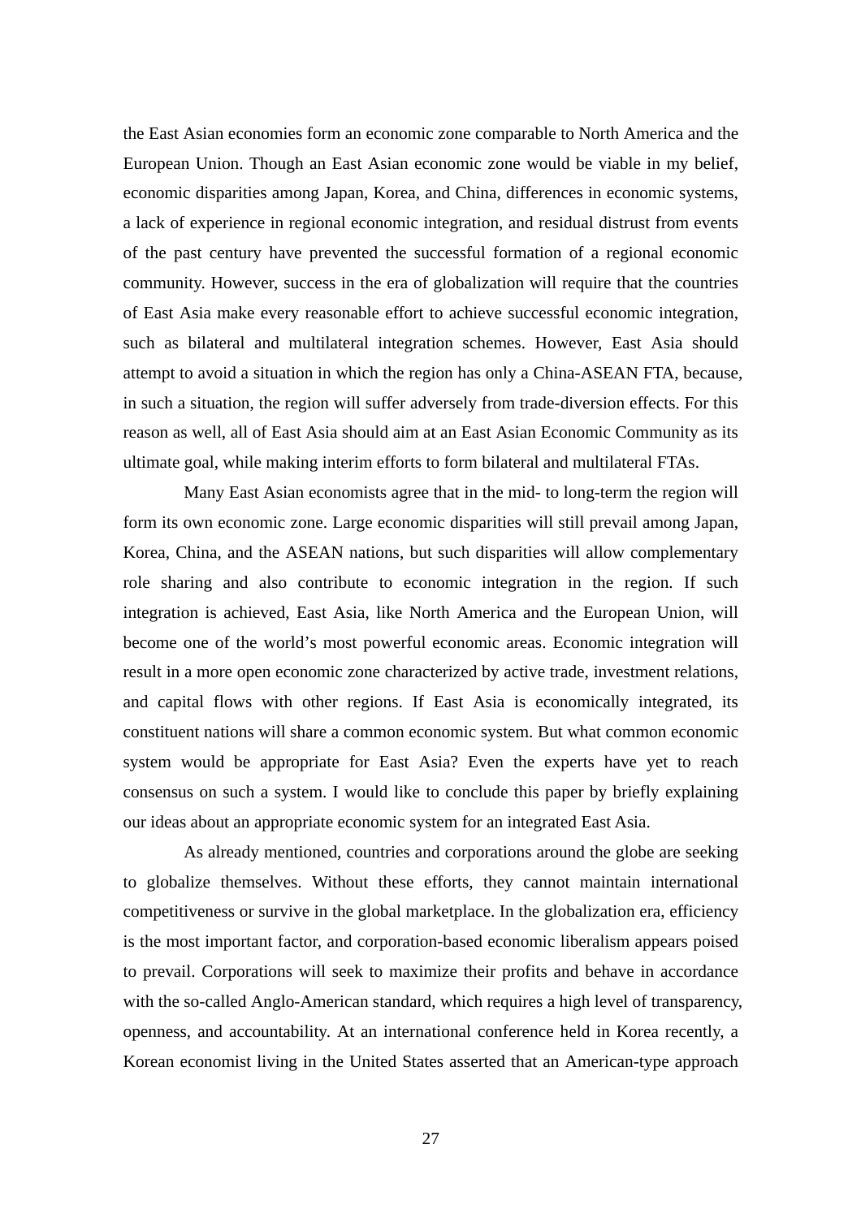the East Asian economies form an economic zone comparable to North America and the European Union. Though an East Asian economic zone would be viable in my belief, economic disparities among Japan, Korea, and China, differences in economic systems, a lack of experience in regional economic integration, and residual distrust from events of the past century have prevented the successful formation of a regional economic community. However, success in the era of globalization will require that the countries of East Asia make every reasonable effort to achieve successful economic integration, such as bilateral and multilateral integration schemes. However, East Asia should attempt to avoid a situation in which the region has only a China-ASEAN FTA, because, in such a situation, the region will suffer adversely from trade-diversion effects. For this reason as well, all of East Asia should aim at an East Asian Economic Community as its ultimate goal, while making interim efforts to form bilateral and multilateral FTAs.

Many East Asian economists agree that in the mid- to long-term the region will form its own economic zone. Large economic disparities will still prevail among Japan, Korea, China, and the ASEAN nations, but such disparities will allow complementary role sharing and also contribute to economic integration in the region. If such integration is achieved, East Asia, like North America and the European Union, will become one of the world's most powerful economic areas. Economic integration will result in a more open economic zone characterized by active trade, investment relations, and capital flows with other regions. If East Asia is economically integrated, its constituent nations will share a common economic system. But what common economic system would be appropriate for East Asia? Even the experts have yet to reach consensus on such a system. I would like to conclude this paper by briefly explaining our ideas about an appropriate economic system for an integrated East Asia.

As already mentioned, countries and corporations around the globe are seeking to globalize themselves. Without these efforts, they cannot maintain international competitiveness or survive in the global marketplace. In the globalization era, efficiency is the most important factor, and corporation-based economic liberalism appears poised to prevail. Corporations will seek to maximize their profits and behave in accordance with the so-called Anglo-American standard, which requires a high level of transparency, openness, and accountability. At an international conference held in Korea recently, a Korean economist living in the United States asserted that an American-type approach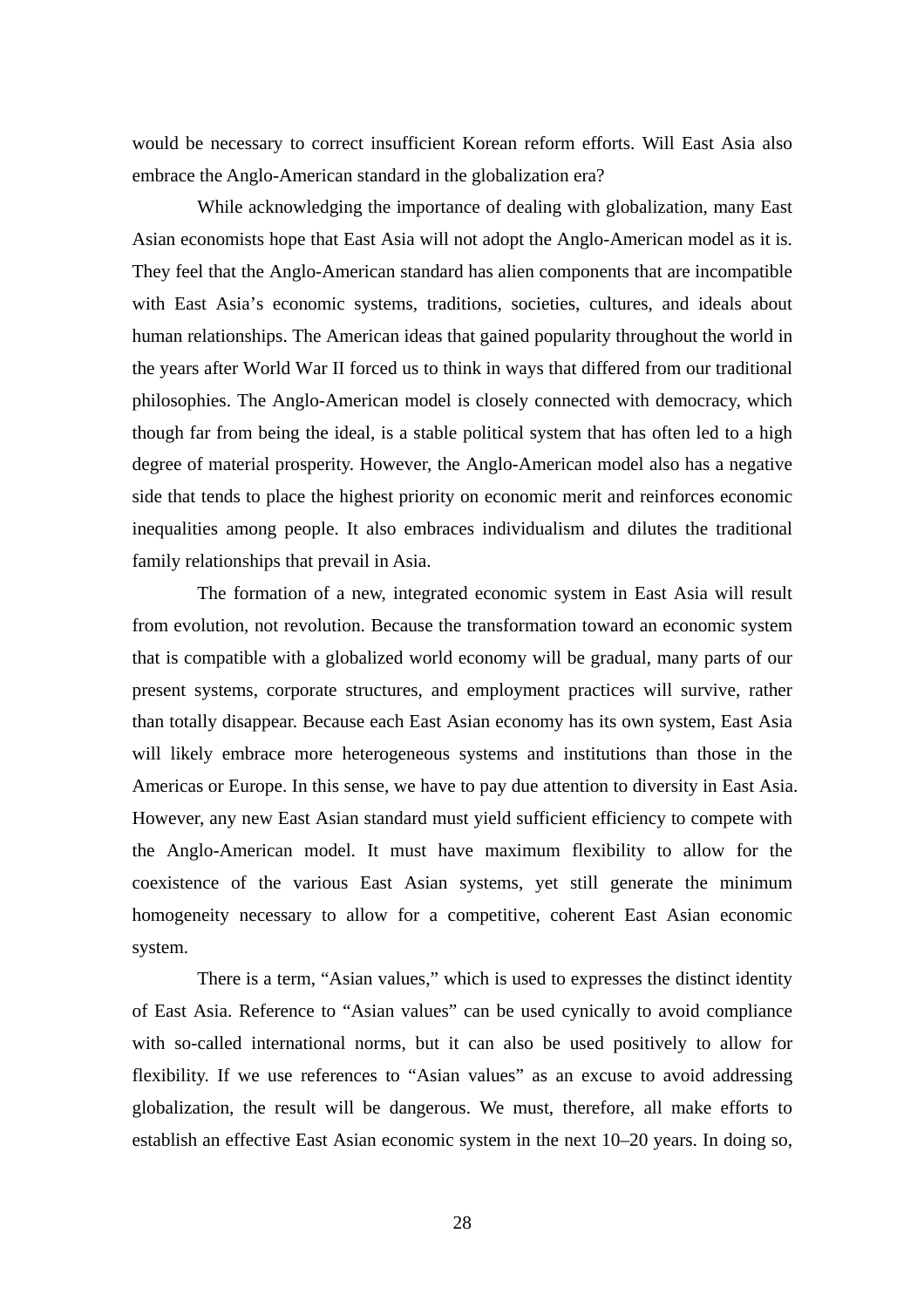would be necessary to correct insufficient Korean reform efforts. Will East Asia also embrace the Anglo-American standard in the globalization era?

While acknowledging the importance of dealing with globalization, many East Asian economists hope that East Asia will not adopt the Anglo-American model as it is. They feel that the Anglo-American standard has alien components that are incompatible with East Asia's economic systems, traditions, societies, cultures, and ideals about human relationships. The American ideas that gained popularity throughout the world in the years after World War II forced us to think in ways that differed from our traditional philosophies. The Anglo-American model is closely connected with democracy, which though far from being the ideal, is a stable political system that has often led to a high degree of material prosperity. However, the Anglo-American model also has a negative side that tends to place the highest priority on economic merit and reinforces economic inequalities among people. It also embraces individualism and dilutes the traditional family relationships that prevail in Asia.

The formation of a new, integrated economic system in East Asia will result from evolution, not revolution. Because the transformation toward an economic system that is compatible with a globalized world economy will be gradual, many parts of our present systems, corporate structures, and employment practices will survive, rather than totally disappear. Because each East Asian economy has its own system, East Asia will likely embrace more heterogeneous systems and institutions than those in the Americas or Europe. In this sense, we have to pay due attention to diversity in East Asia. However, any new East Asian standard must yield sufficient efficiency to compete with the Anglo-American model. It must have maximum flexibility to allow for the coexistence of the various East Asian systems, yet still generate the minimum homogeneity necessary to allow for a competitive, coherent East Asian economic system.

There is a term, "Asian values," which is used to expresses the distinct identity of East Asia. Reference to "Asian values" can be used cynically to avoid compliance with so-called international norms, but it can also be used positively to allow for flexibility. If we use references to "Asian values" as an excuse to avoid addressing globalization, the result will be dangerous. We must, therefore, all make efforts to establish an effective East Asian economic system in the next 10–20 years. In doing so,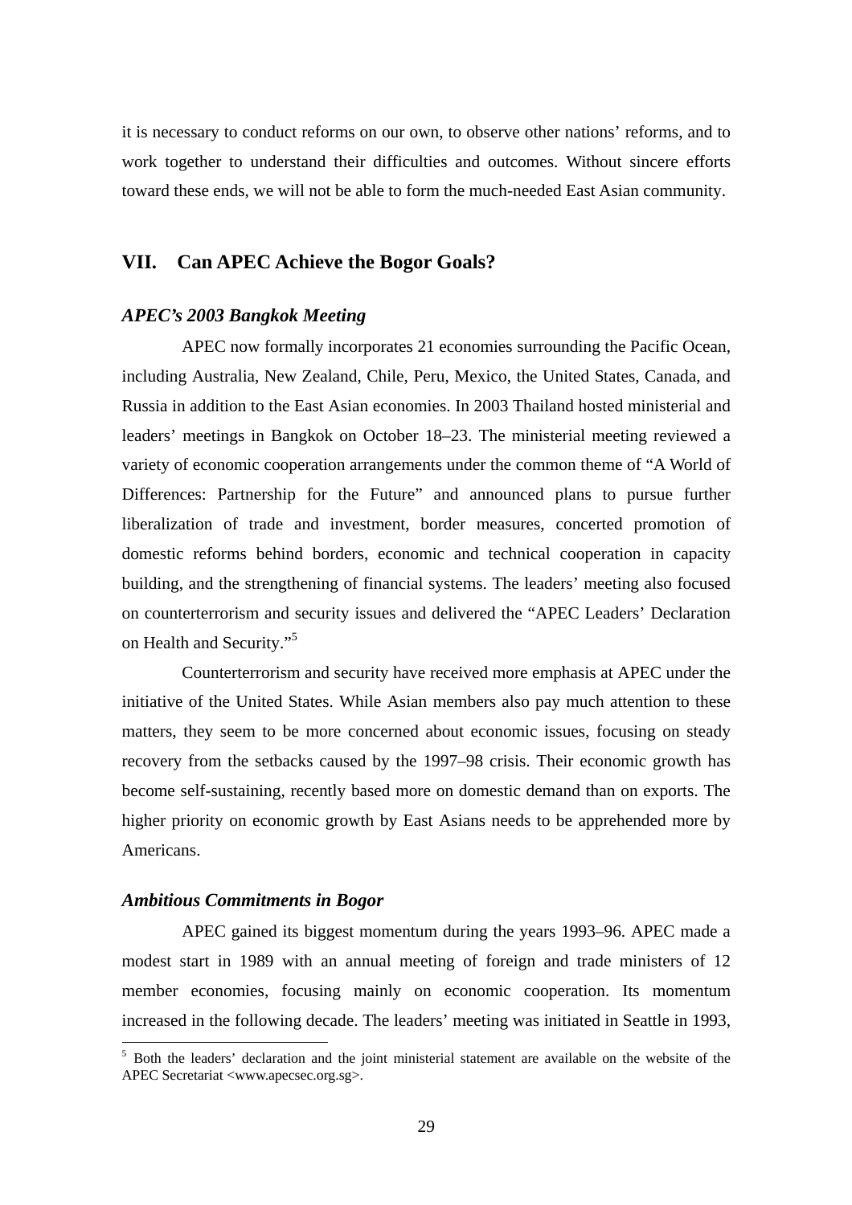it is necessary to conduct reforms on our own, to observe other nations' reforms, and to work together to understand their difficulties and outcomes. Without sincere efforts toward these ends, we will not be able to form the much-needed East Asian community.

## VII. Can APEC Achieve the Bogor Goals?

### *APEC's 2003 Bangkok Meeting*

APEC now formally incorporates 21 economies surrounding the Pacific Ocean, including Australia, New Zealand, Chile, Peru, Mexico, the United States, Canada, and Russia in addition to the East Asian economies. In 2003 Thailand hosted ministerial and leaders' meetings in Bangkok on October 18–23. The ministerial meeting reviewed a variety of economic cooperation arrangements under the common theme of "A World of Differences: Partnership for the Future" and announced plans to pursue further liberalization of trade and investment, border measures, concerted promotion of domestic reforms behind borders, economic and technical cooperation in capacity building, and the strengthening of financial systems. The leaders' meeting also focused on counterterrorism and security issues and delivered the "APEC Leaders' Declaration on Health and Security."[5]

Counterterrorism and security have received more emphasis at APEC under the initiative of the United States. While Asian members also pay much attention to these matters, they seem to be more concerned about economic issues, focusing on steady recovery from the setbacks caused by the 1997–98 crisis. Their economic growth has become self-sustaining, recently based more on domestic demand than on exports. The higher priority on economic growth by East Asians needs to be apprehended more by Americans.

### *Ambitious Commitments in Bogor*

APEC gained its biggest momentum during the years 1993–96. APEC made a modest start in 1989 with an annual meeting of foreign and trade ministers of 12 member economies, focusing mainly on economic cooperation. Its momentum increased in the following decade. The leaders' meeting was initiated in Seattle in 1993,

---

[5] Both the leaders' declaration and the joint ministerial statement are available on the website of the APEC Secretariat <www.apecsec.org.sg>.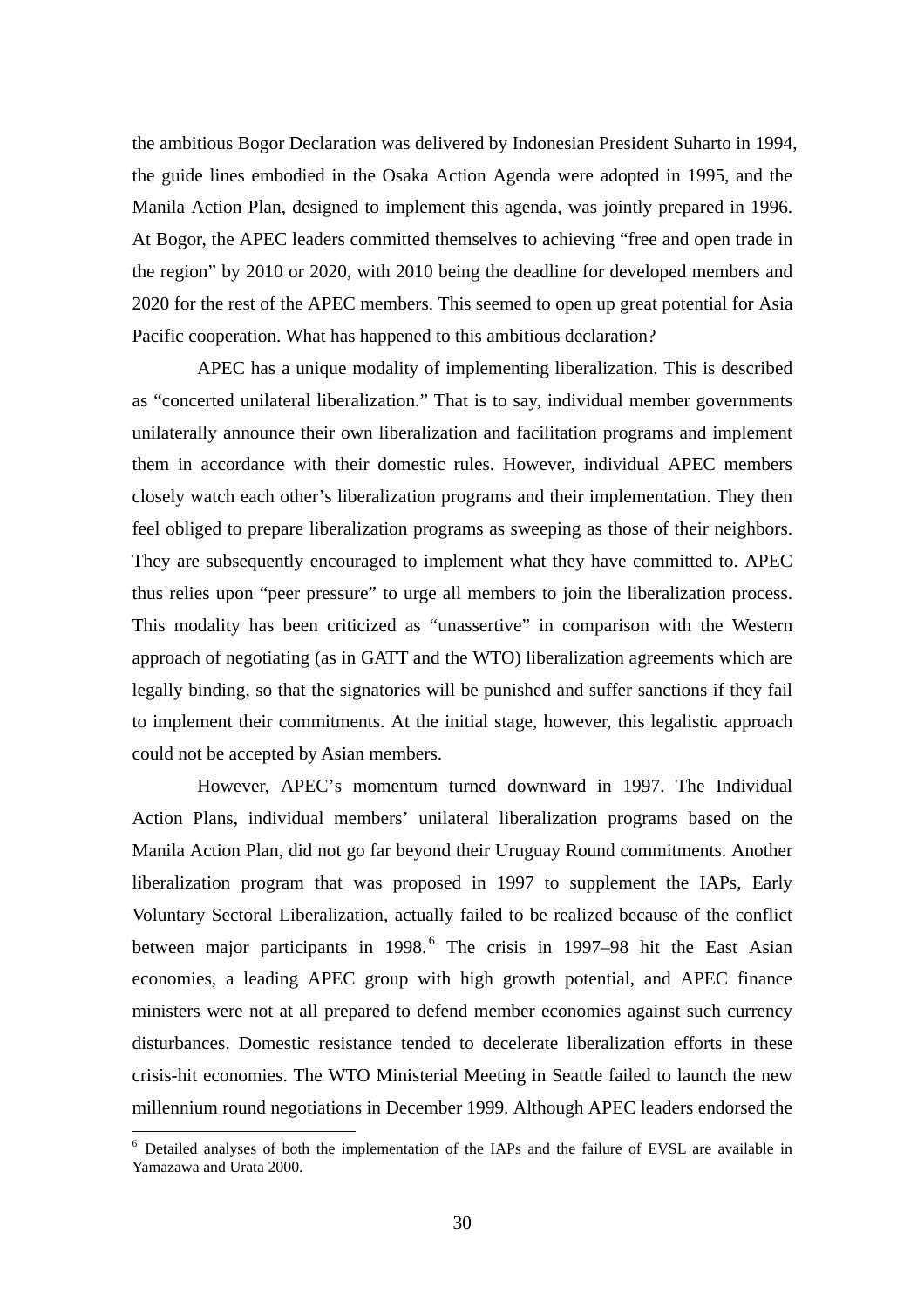the ambitious Bogor Declaration was delivered by Indonesian President Suharto in 1994, the guide lines embodied in the Osaka Action Agenda were adopted in 1995, and the Manila Action Plan, designed to implement this agenda, was jointly prepared in 1996. At Bogor, the APEC leaders committed themselves to achieving "free and open trade in the region" by 2010 or 2020, with 2010 being the deadline for developed members and 2020 for the rest of the APEC members. This seemed to open up great potential for Asia Pacific cooperation. What has happened to this ambitious declaration?

APEC has a unique modality of implementing liberalization. This is described as "concerted unilateral liberalization." That is to say, individual member governments unilaterally announce their own liberalization and facilitation programs and implement them in accordance with their domestic rules. However, individual APEC members closely watch each other's liberalization programs and their implementation. They then feel obliged to prepare liberalization programs as sweeping as those of their neighbors. They are subsequently encouraged to implement what they have committed to. APEC thus relies upon "peer pressure" to urge all members to join the liberalization process. This modality has been criticized as "unassertive" in comparison with the Western approach of negotiating (as in GATT and the WTO) liberalization agreements which are legally binding, so that the signatories will be punished and suffer sanctions if they fail to implement their commitments. At the initial stage, however, this legalistic approach could not be accepted by Asian members.

However, APEC's momentum turned downward in 1997. The Individual Action Plans, individual members' unilateral liberalization programs based on the Manila Action Plan, did not go far beyond their Uruguay Round commitments. Another liberalization program that was proposed in 1997 to supplement the IAPs, Early Voluntary Sectoral Liberalization, actually failed to be realized because of the conflict between major participants in 1998.[6] The crisis in 1997–98 hit the East Asian economies, a leading APEC group with high growth potential, and APEC finance ministers were not at all prepared to defend member economies against such currency disturbances. Domestic resistance tended to decelerate liberalization efforts in these crisis-hit economies. The WTO Ministerial Meeting in Seattle failed to launch the new millennium round negotiations in December 1999. Although APEC leaders endorsed the

[6] Detailed analyses of both the implementation of the IAPs and the failure of EVSL are available in Yamazawa and Urata 2000.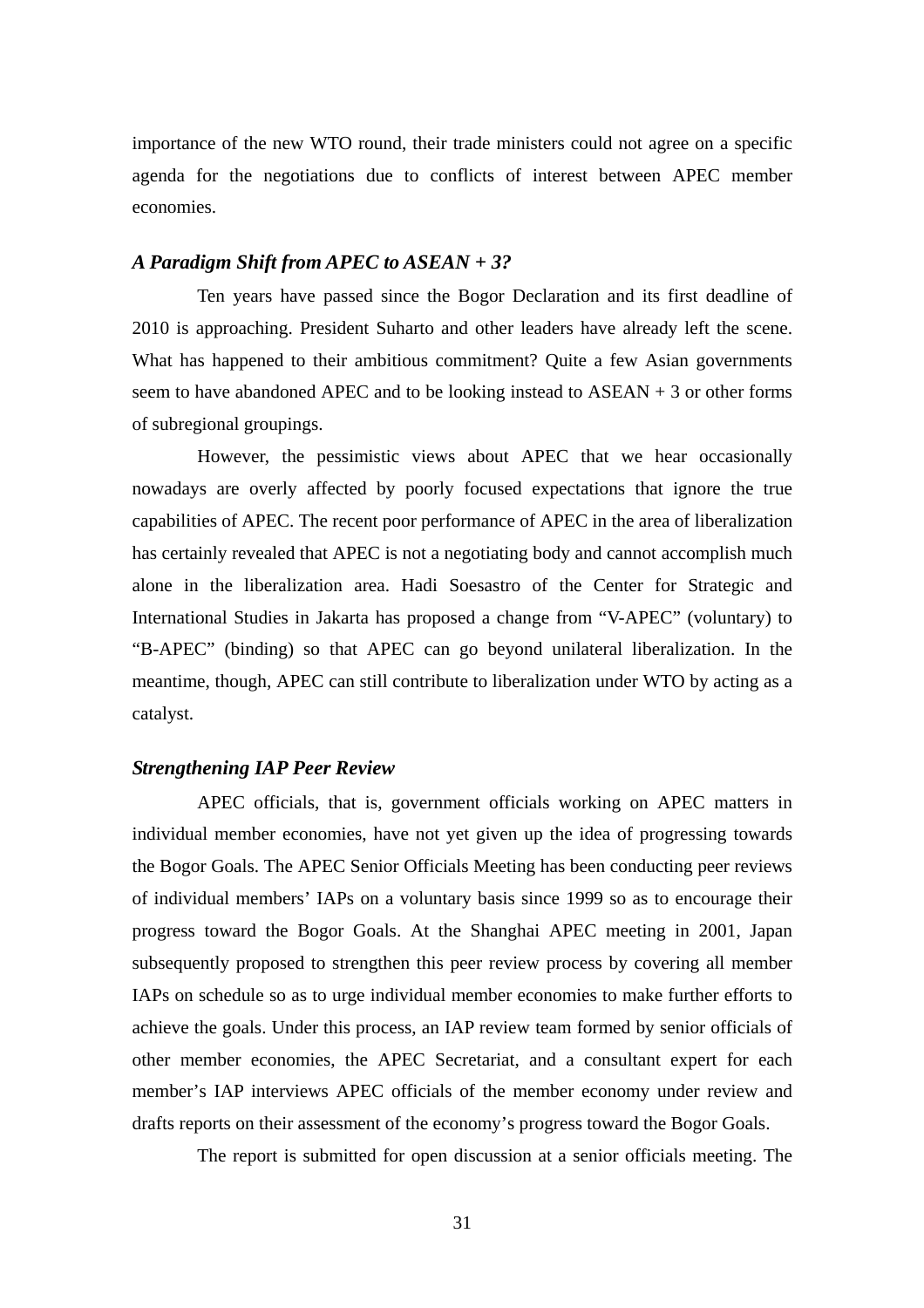importance of the new WTO round, their trade ministers could not agree on a specific agenda for the negotiations due to conflicts of interest between APEC member economies.

### *A Paradigm Shift from APEC to ASEAN + 3?*

Ten years have passed since the Bogor Declaration and its first deadline of 2010 is approaching. President Suharto and other leaders have already left the scene. What has happened to their ambitious commitment? Quite a few Asian governments seem to have abandoned APEC and to be looking instead to ASEAN + 3 or other forms of subregional groupings.

However, the pessimistic views about APEC that we hear occasionally nowadays are overly affected by poorly focused expectations that ignore the true capabilities of APEC. The recent poor performance of APEC in the area of liberalization has certainly revealed that APEC is not a negotiating body and cannot accomplish much alone in the liberalization area. Hadi Soesastro of the Center for Strategic and International Studies in Jakarta has proposed a change from "V-APEC" (voluntary) to "B-APEC" (binding) so that APEC can go beyond unilateral liberalization. In the meantime, though, APEC can still contribute to liberalization under WTO by acting as a catalyst.

### *Strengthening IAP Peer Review*

APEC officials, that is, government officials working on APEC matters in individual member economies, have not yet given up the idea of progressing towards the Bogor Goals. The APEC Senior Officials Meeting has been conducting peer reviews of individual members' IAPs on a voluntary basis since 1999 so as to encourage their progress toward the Bogor Goals. At the Shanghai APEC meeting in 2001, Japan subsequently proposed to strengthen this peer review process by covering all member IAPs on schedule so as to urge individual member economies to make further efforts to achieve the goals. Under this process, an IAP review team formed by senior officials of other member economies, the APEC Secretariat, and a consultant expert for each member's IAP interviews APEC officials of the member economy under review and drafts reports on their assessment of the economy's progress toward the Bogor Goals.

The report is submitted for open discussion at a senior officials meeting. The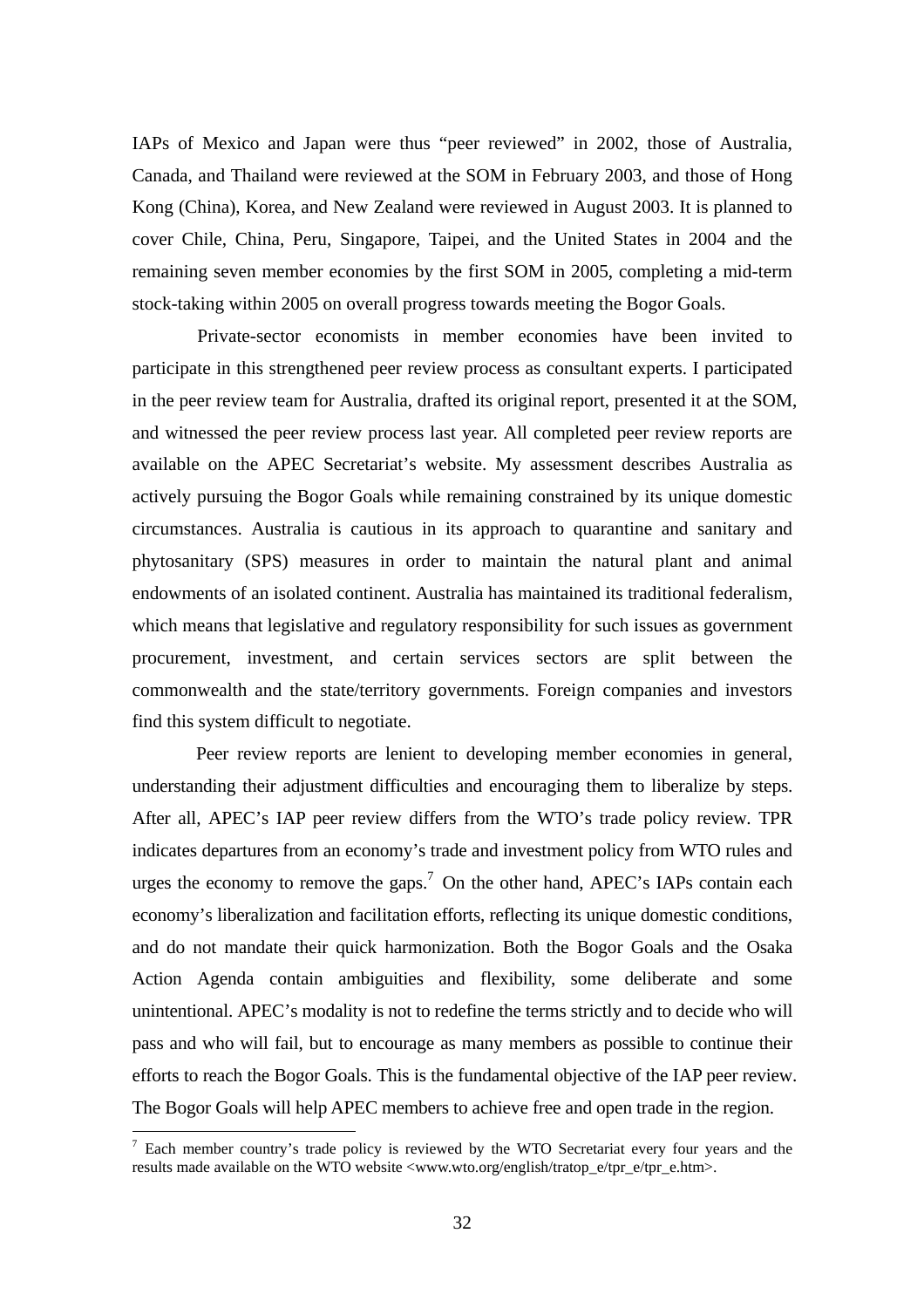IAPs of Mexico and Japan were thus "peer reviewed" in 2002, those of Australia, Canada, and Thailand were reviewed at the SOM in February 2003, and those of Hong Kong (China), Korea, and New Zealand were reviewed in August 2003. It is planned to cover Chile, China, Peru, Singapore, Taipei, and the United States in 2004 and the remaining seven member economies by the first SOM in 2005, completing a mid-term stock-taking within 2005 on overall progress towards meeting the Bogor Goals.

Private-sector economists in member economies have been invited to participate in this strengthened peer review process as consultant experts. I participated in the peer review team for Australia, drafted its original report, presented it at the SOM, and witnessed the peer review process last year. All completed peer review reports are available on the APEC Secretariat's website. My assessment describes Australia as actively pursuing the Bogor Goals while remaining constrained by its unique domestic circumstances. Australia is cautious in its approach to quarantine and sanitary and phytosanitary (SPS) measures in order to maintain the natural plant and animal endowments of an isolated continent. Australia has maintained its traditional federalism, which means that legislative and regulatory responsibility for such issues as government procurement, investment, and certain services sectors are split between the commonwealth and the state/territory governments. Foreign companies and investors find this system difficult to negotiate.

Peer review reports are lenient to developing member economies in general, understanding their adjustment difficulties and encouraging them to liberalize by steps. After all, APEC's IAP peer review differs from the WTO's trade policy review. TPR indicates departures from an economy's trade and investment policy from WTO rules and urges the economy to remove the gaps.[7] On the other hand, APEC's IAPs contain each economy's liberalization and facilitation efforts, reflecting its unique domestic conditions, and do not mandate their quick harmonization. Both the Bogor Goals and the Osaka Action Agenda contain ambiguities and flexibility, some deliberate and some unintentional. APEC's modality is not to redefine the terms strictly and to decide who will pass and who will fail, but to encourage as many members as possible to continue their efforts to reach the Bogor Goals. This is the fundamental objective of the IAP peer review. The Bogor Goals will help APEC members to achieve free and open trade in the region.

---

[7] Each member country's trade policy is reviewed by the WTO Secretariat every four years and the results made available on the WTO website <www.wto.org/english/tratop_e/tpr_e/tpr_e.htm>.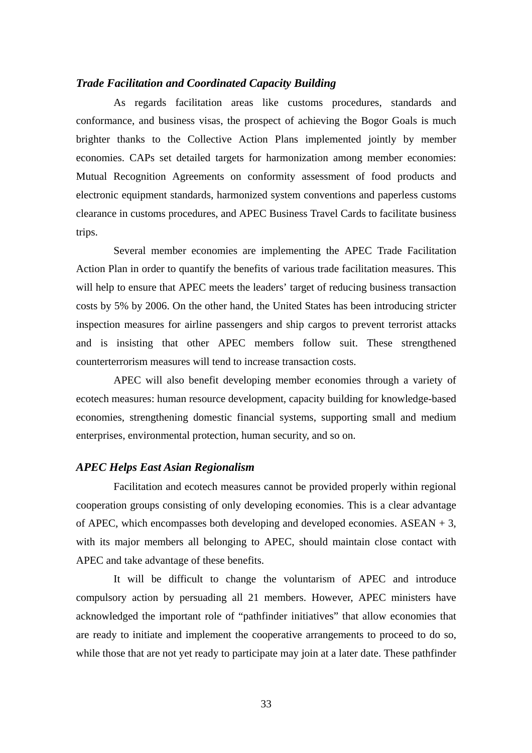### *Trade Facilitation and Coordinated Capacity Building*

As regards facilitation areas like customs procedures, standards and conformance, and business visas, the prospect of achieving the Bogor Goals is much brighter thanks to the Collective Action Plans implemented jointly by member economies. CAPs set detailed targets for harmonization among member economies: Mutual Recognition Agreements on conformity assessment of food products and electronic equipment standards, harmonized system conventions and paperless customs clearance in customs procedures, and APEC Business Travel Cards to facilitate business trips.

Several member economies are implementing the APEC Trade Facilitation Action Plan in order to quantify the benefits of various trade facilitation measures. This will help to ensure that APEC meets the leaders' target of reducing business transaction costs by 5% by 2006. On the other hand, the United States has been introducing stricter inspection measures for airline passengers and ship cargos to prevent terrorist attacks and is insisting that other APEC members follow suit. These strengthened counterterrorism measures will tend to increase transaction costs.

APEC will also benefit developing member economies through a variety of ecotech measures: human resource development, capacity building for knowledge-based economies, strengthening domestic financial systems, supporting small and medium enterprises, environmental protection, human security, and so on.

### *APEC Helps East Asian Regionalism*

Facilitation and ecotech measures cannot be provided properly within regional cooperation groups consisting of only developing economies. This is a clear advantage of APEC, which encompasses both developing and developed economies. ASEAN + 3, with its major members all belonging to APEC, should maintain close contact with APEC and take advantage of these benefits.

It will be difficult to change the voluntarism of APEC and introduce compulsory action by persuading all 21 members. However, APEC ministers have acknowledged the important role of "pathfinder initiatives" that allow economies that are ready to initiate and implement the cooperative arrangements to proceed to do so, while those that are not yet ready to participate may join at a later date. These pathfinder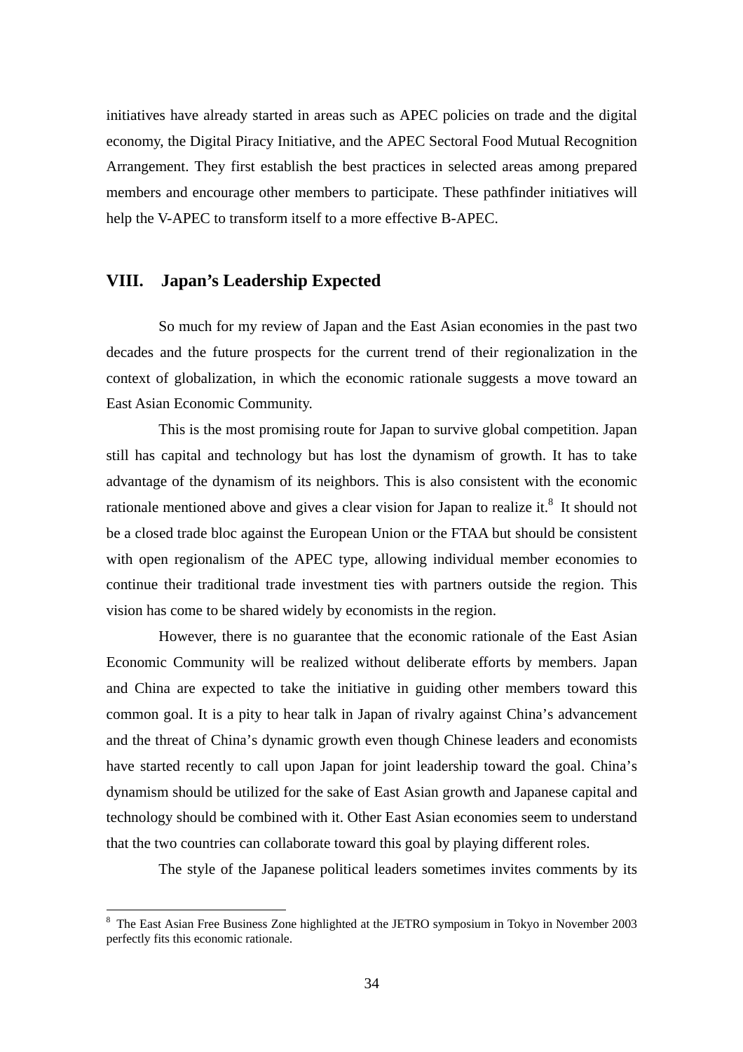initiatives have already started in areas such as APEC policies on trade and the digital economy, the Digital Piracy Initiative, and the APEC Sectoral Food Mutual Recognition Arrangement. They first establish the best practices in selected areas among prepared members and encourage other members to participate. These pathfinder initiatives will help the V-APEC to transform itself to a more effective B-APEC.

## VIII. Japan's Leadership Expected

So much for my review of Japan and the East Asian economies in the past two decades and the future prospects for the current trend of their regionalization in the context of globalization, in which the economic rationale suggests a move toward an East Asian Economic Community.

This is the most promising route for Japan to survive global competition. Japan still has capital and technology but has lost the dynamism of growth. It has to take advantage of the dynamism of its neighbors. This is also consistent with the economic rationale mentioned above and gives a clear vision for Japan to realize it.[8] It should not be a closed trade bloc against the European Union or the FTAA but should be consistent with open regionalism of the APEC type, allowing individual member economies to continue their traditional trade investment ties with partners outside the region. This vision has come to be shared widely by economists in the region.

However, there is no guarantee that the economic rationale of the East Asian Economic Community will be realized without deliberate efforts by members. Japan and China are expected to take the initiative in guiding other members toward this common goal. It is a pity to hear talk in Japan of rivalry against China's advancement and the threat of China's dynamic growth even though Chinese leaders and economists have started recently to call upon Japan for joint leadership toward the goal. China's dynamism should be utilized for the sake of East Asian growth and Japanese capital and technology should be combined with it. Other East Asian economies seem to understand that the two countries can collaborate toward this goal by playing different roles.

The style of the Japanese political leaders sometimes invites comments by its

---

[8] The East Asian Free Business Zone highlighted at the JETRO symposium in Tokyo in November 2003 perfectly fits this economic rationale.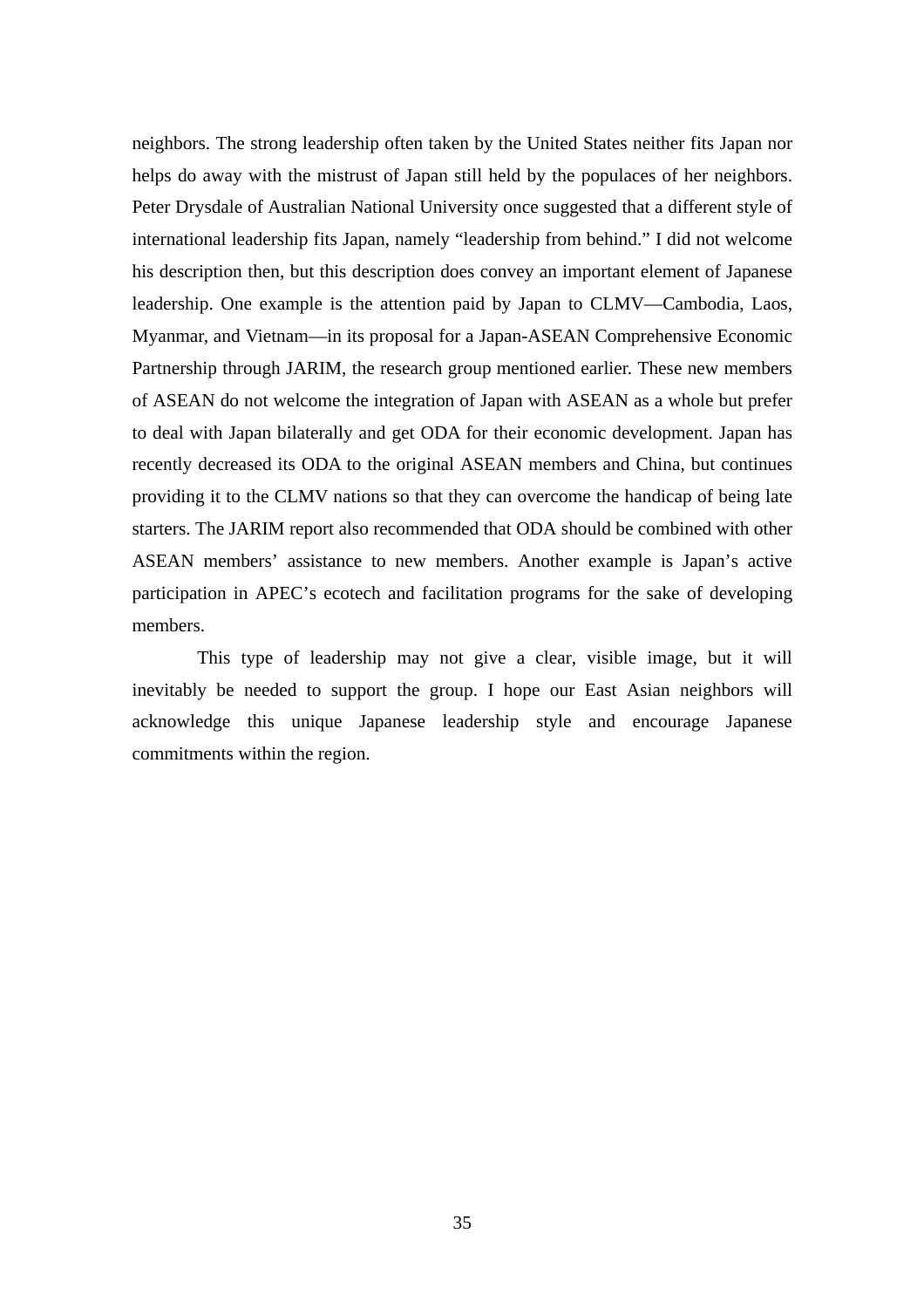neighbors. The strong leadership often taken by the United States neither fits Japan nor helps do away with the mistrust of Japan still held by the populaces of her neighbors. Peter Drysdale of Australian National University once suggested that a different style of international leadership fits Japan, namely “leadership from behind.” I did not welcome his description then, but this description does convey an important element of Japanese leadership. One example is the attention paid by Japan to CLMV—Cambodia, Laos, Myanmar, and Vietnam—in its proposal for a Japan-ASEAN Comprehensive Economic Partnership through JARIM, the research group mentioned earlier. These new members of ASEAN do not welcome the integration of Japan with ASEAN as a whole but prefer to deal with Japan bilaterally and get ODA for their economic development. Japan has recently decreased its ODA to the original ASEAN members and China, but continues providing it to the CLMV nations so that they can overcome the handicap of being late starters. The JARIM report also recommended that ODA should be combined with other ASEAN members’ assistance to new members. Another example is Japan’s active participation in APEC’s ecotech and facilitation programs for the sake of developing members.

This type of leadership may not give a clear, visible image, but it will inevitably be needed to support the group. I hope our East Asian neighbors will acknowledge this unique Japanese leadership style and encourage Japanese commitments within the region.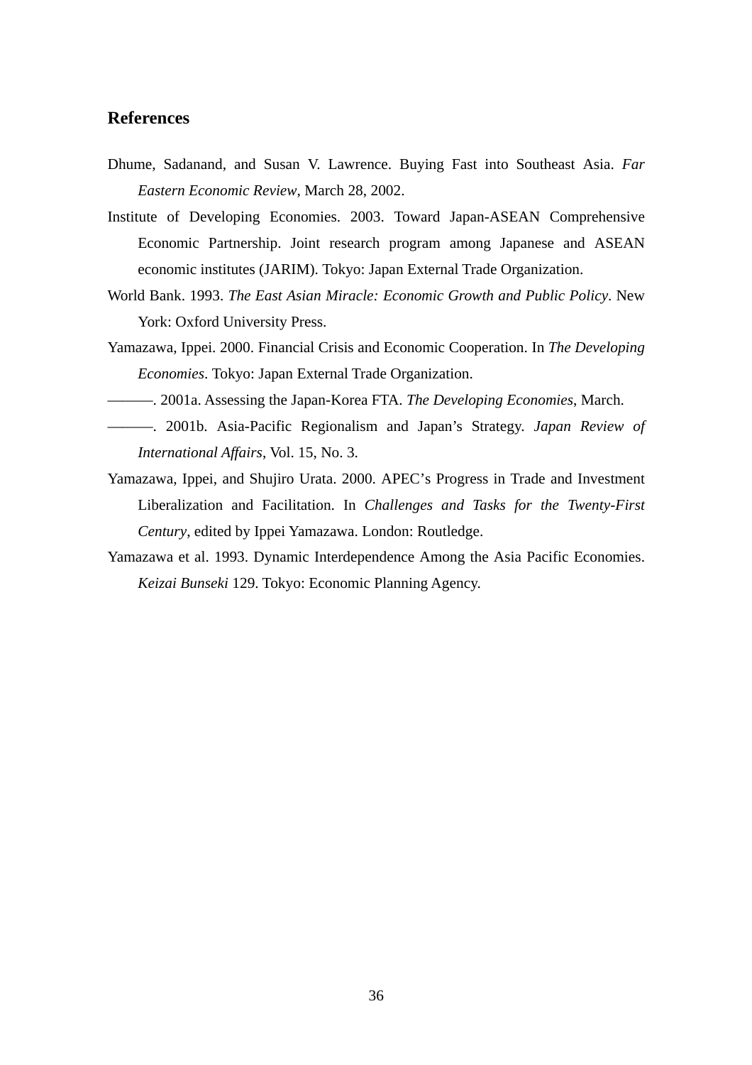## References

Dhume, Sadanand, and Susan V. Lawrence. Buying Fast into Southeast Asia. *Far Eastern Economic Review*, March 28, 2002.

Institute of Developing Economies. 2003. Toward Japan-ASEAN Comprehensive Economic Partnership. Joint research program among Japanese and ASEAN economic institutes (JARIM). Tokyo: Japan External Trade Organization.

World Bank. 1993. *The East Asian Miracle: Economic Growth and Public Policy*. New York: Oxford University Press.

Yamazawa, Ippei. 2000. Financial Crisis and Economic Cooperation. In *The Developing Economies*. Tokyo: Japan External Trade Organization.

———. 2001a. Assessing the Japan-Korea FTA. *The Developing Economies*, March.

———. 2001b. Asia-Pacific Regionalism and Japan's Strategy. *Japan Review of International Affairs*, Vol. 15, No. 3.

Yamazawa, Ippei, and Shujiro Urata. 2000. APEC's Progress in Trade and Investment Liberalization and Facilitation. In *Challenges and Tasks for the Twenty-First Century*, edited by Ippei Yamazawa. London: Routledge.

Yamazawa et al. 1993. Dynamic Interdependence Among the Asia Pacific Economies. *Keizai Bunseki* 129. Tokyo: Economic Planning Agency.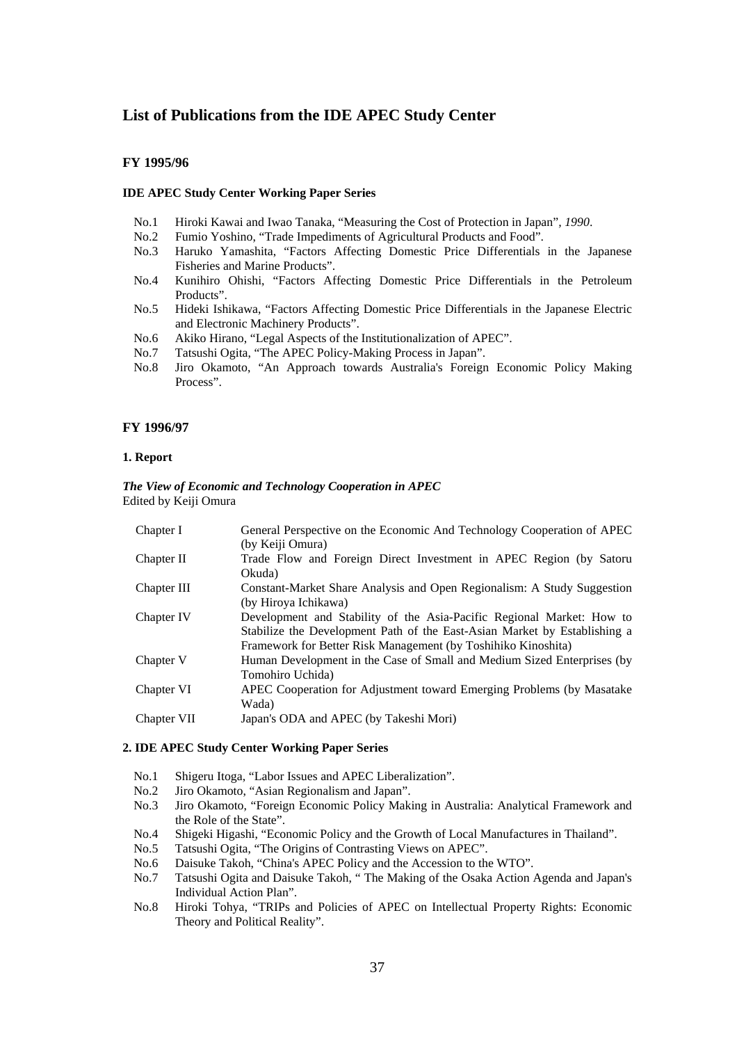# List of Publications from the IDE APEC Study Center

## FY 1995/96

### IDE APEC Study Center Working Paper Series

- No.1 Hiroki Kawai and Iwao Tanaka, "Measuring the Cost of Protection in Japan", *1990*.
- No.2 Fumio Yoshino, "Trade Impediments of Agricultural Products and Food".
- No.3 Haruko Yamashita, "Factors Affecting Domestic Price Differentials in the Japanese Fisheries and Marine Products".
- No.4 Kunihiro Ohishi, "Factors Affecting Domestic Price Differentials in the Petroleum Products".
- No.5 Hideki Ishikawa, "Factors Affecting Domestic Price Differentials in the Japanese Electric and Electronic Machinery Products".
- No.6 Akiko Hirano, "Legal Aspects of the Institutionalization of APEC".
- No.7 Tatsushi Ogita, "The APEC Policy-Making Process in Japan".
- No.8 Jiro Okamoto, "An Approach towards Australia's Foreign Economic Policy Making Process".

## FY 1996/97

### 1. Report

***The View of Economic and Technology Cooperation in APEC***
Edited by Keiji Omura

| | |
|---|---|
| Chapter I | General Perspective on the Economic And Technology Cooperation of APEC (by Keiji Omura) |
| Chapter II | Trade Flow and Foreign Direct Investment in APEC Region (by Satoru Okuda) |
| Chapter III | Constant-Market Share Analysis and Open Regionalism: A Study Suggestion (by Hiroya Ichikawa) |
| Chapter IV | Development and Stability of the Asia-Pacific Regional Market: How to Stabilize the Development Path of the East-Asian Market by Establishing a Framework for Better Risk Management (by Toshihiko Kinoshita) |
| Chapter V | Human Development in the Case of Small and Medium Sized Enterprises (by Tomohiro Uchida) |
| Chapter VI | APEC Cooperation for Adjustment toward Emerging Problems (by Masatake Wada) |
| Chapter VII | Japan's ODA and APEC (by Takeshi Mori) |

### 2. IDE APEC Study Center Working Paper Series

- No.1 Shigeru Itoga, "Labor Issues and APEC Liberalization".
- No.2 Jiro Okamoto, "Asian Regionalism and Japan".
- No.3 Jiro Okamoto, "Foreign Economic Policy Making in Australia: Analytical Framework and the Role of the State".
- No.4 Shigeki Higashi, "Economic Policy and the Growth of Local Manufactures in Thailand".
- No.5 Tatsushi Ogita, "The Origins of Contrasting Views on APEC".
- No.6 Daisuke Takoh, "China's APEC Policy and the Accession to the WTO".
- No.7 Tatsushi Ogita and Daisuke Takoh, " The Making of the Osaka Action Agenda and Japan's Individual Action Plan".
- No.8 Hiroki Tohya, "TRIPs and Policies of APEC on Intellectual Property Rights: Economic Theory and Political Reality".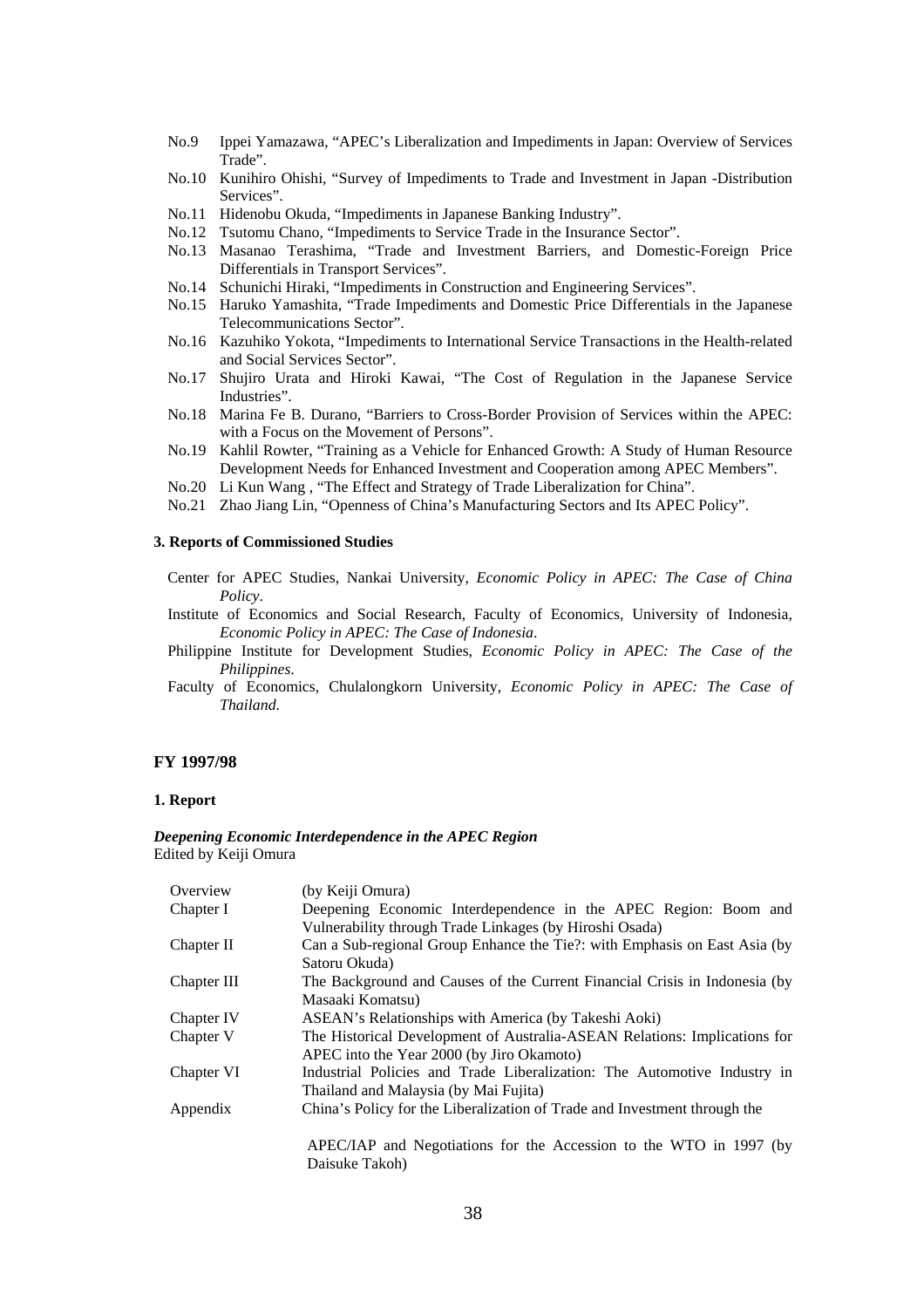- No.9 Ippei Yamazawa, "APEC's Liberalization and Impediments in Japan: Overview of Services Trade".
- No.10 Kunihiro Ohishi, "Survey of Impediments to Trade and Investment in Japan -Distribution Services".
- No.11 Hidenobu Okuda, "Impediments in Japanese Banking Industry".
- No.12 Tsutomu Chano, "Impediments to Service Trade in the Insurance Sector".
- No.13 Masanao Terashima, "Trade and Investment Barriers, and Domestic-Foreign Price Differentials in Transport Services".
- No.14 Schunichi Hiraki, "Impediments in Construction and Engineering Services".
- No.15 Haruko Yamashita, "Trade Impediments and Domestic Price Differentials in the Japanese Telecommunications Sector".
- No.16 Kazuhiko Yokota, "Impediments to International Service Transactions in the Health-related and Social Services Sector".
- No.17 Shujiro Urata and Hiroki Kawai, "The Cost of Regulation in the Japanese Service Industries".
- No.18 Marina Fe B. Durano, "Barriers to Cross-Border Provision of Services within the APEC: with a Focus on the Movement of Persons".
- No.19 Kahlil Rowter, "Training as a Vehicle for Enhanced Growth: A Study of Human Resource Development Needs for Enhanced Investment and Cooperation among APEC Members".
- No.20 Li Kun Wang , "The Effect and Strategy of Trade Liberalization for China".
- No.21 Zhao Jiang Lin, "Openness of China's Manufacturing Sectors and Its APEC Policy".

#### 3. Reports of Commissioned Studies

Center for APEC Studies, Nankai University, *Economic Policy in APEC: The Case of China Policy*.

Institute of Economics and Social Research, Faculty of Economics, University of Indonesia, *Economic Policy in APEC: The Case of Indonesia*.

Philippine Institute for Development Studies, *Economic Policy in APEC: The Case of the Philippines.*

Faculty of Economics, Chulalongkorn University, *Economic Policy in APEC: The Case of Thailand*.

### FY 1997/98

#### 1. Report

***Deepening Economic Interdependence in the APEC Region***
Edited by Keiji Omura

| | |
|---|---|
| Overview | (by Keiji Omura) |
| Chapter I | Deepening Economic Interdependence in the APEC Region: Boom and Vulnerability through Trade Linkages (by Hiroshi Osada) |
| Chapter II | Can a Sub-regional Group Enhance the Tie?: with Emphasis on East Asia (by Satoru Okuda) |
| Chapter III | The Background and Causes of the Current Financial Crisis in Indonesia (by Masaaki Komatsu) |
| Chapter IV | ASEAN's Relationships with America (by Takeshi Aoki) |
| Chapter V | The Historical Development of Australia-ASEAN Relations: Implications for APEC into the Year 2000 (by Jiro Okamoto) |
| Chapter VI | Industrial Policies and Trade Liberalization: The Automotive Industry in Thailand and Malaysia (by Mai Fujita) |
| Appendix | China's Policy for the Liberalization of Trade and Investment through the APEC/IAP and Negotiations for the Accession to the WTO in 1997 (by Daisuke Takoh) |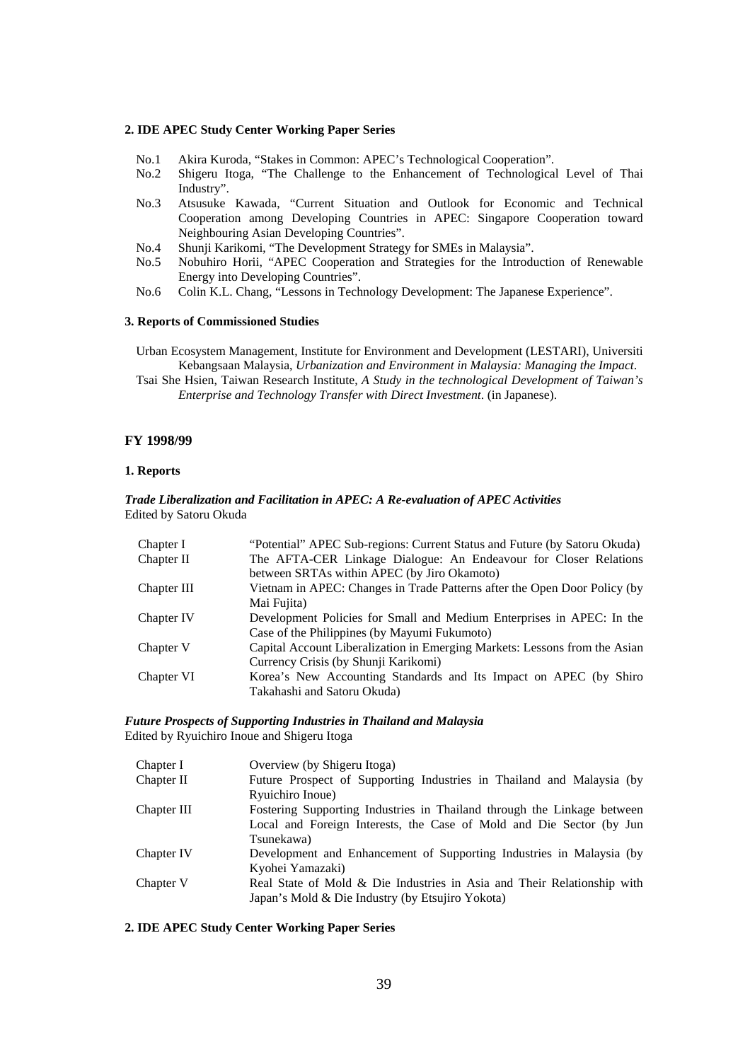**2. IDE APEC Study Center Working Paper Series**

No.1 Akira Kuroda, "Stakes in Common: APEC's Technological Cooperation".

No.2 Shigeru Itoga, "The Challenge to the Enhancement of Technological Level of Thai Industry".

No.3 Atsusuke Kawada, "Current Situation and Outlook for Economic and Technical Cooperation among Developing Countries in APEC: Singapore Cooperation toward Neighbouring Asian Developing Countries".

No.4 Shunji Karikomi, "The Development Strategy for SMEs in Malaysia".

No.5 Nobuhiro Horii, "APEC Cooperation and Strategies for the Introduction of Renewable Energy into Developing Countries".

No.6 Colin K.L. Chang, "Lessons in Technology Development: The Japanese Experience".

**3. Reports of Commissioned Studies**

Urban Ecosystem Management, Institute for Environment and Development (LESTARI), Universiti Kebangsaan Malaysia, *Urbanization and Environment in Malaysia: Managing the Impact*.

Tsai She Hsien, Taiwan Research Institute, *A Study in the technological Development of Taiwan's Enterprise and Technology Transfer with Direct Investment*. (in Japanese).

## FY 1998/99

**1. Reports**

***Trade Liberalization and Facilitation in APEC: A Re-evaluation of APEC Activities***
Edited by Satoru Okuda

| | |
|---|---|
| Chapter I | "Potential" APEC Sub-regions: Current Status and Future (by Satoru Okuda) |
| Chapter II | The AFTA-CER Linkage Dialogue: An Endeavour for Closer Relations between SRTAs within APEC (by Jiro Okamoto) |
| Chapter III | Vietnam in APEC: Changes in Trade Patterns after the Open Door Policy (by Mai Fujita) |
| Chapter IV | Development Policies for Small and Medium Enterprises in APEC: In the Case of the Philippines (by Mayumi Fukumoto) |
| Chapter V | Capital Account Liberalization in Emerging Markets: Lessons from the Asian Currency Crisis (by Shunji Karikomi) |
| Chapter VI | Korea's New Accounting Standards and Its Impact on APEC (by Shiro Takahashi and Satoru Okuda) |

***Future Prospects of Supporting Industries in Thailand and Malaysia***
Edited by Ryuichiro Inoue and Shigeru Itoga

| | |
|---|---|
| Chapter I | Overview (by Shigeru Itoga) |
| Chapter II | Future Prospect of Supporting Industries in Thailand and Malaysia (by Ryuichiro Inoue) |
| Chapter III | Fostering Supporting Industries in Thailand through the Linkage between Local and Foreign Interests, the Case of Mold and Die Sector (by Jun Tsunekawa) |
| Chapter IV | Development and Enhancement of Supporting Industries in Malaysia (by Kyohei Yamazaki) |
| Chapter V | Real State of Mold & Die Industries in Asia and Their Relationship with Japan's Mold & Die Industry (by Etsujiro Yokota) |

**2. IDE APEC Study Center Working Paper Series**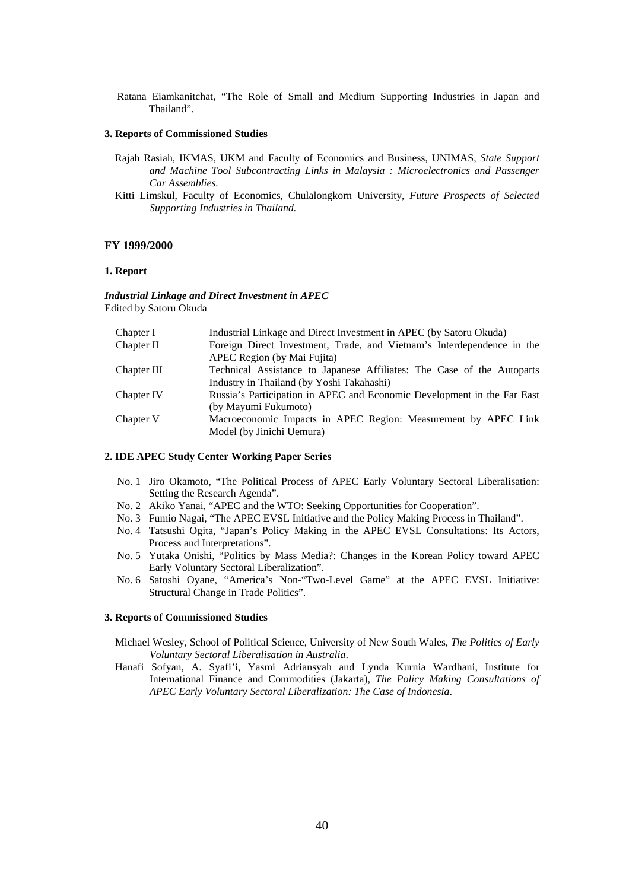Ratana Eiamkanitchat, "The Role of Small and Medium Supporting Industries in Japan and Thailand".

### 3. Reports of Commissioned Studies

Rajah Rasiah, IKMAS, UKM and Faculty of Economics and Business, UNIMAS, *State Support and Machine Tool Subcontracting Links in Malaysia : Microelectronics and Passenger Car Assemblies.*

Kitti Limskul, Faculty of Economics, Chulalongkorn University, *Future Prospects of Selected Supporting Industries in Thailand.*

## FY 1999/2000

### 1. Report

***Industrial Linkage and Direct Investment in APEC***
Edited by Satoru Okuda

| | |
|---|---|
| Chapter I | Industrial Linkage and Direct Investment in APEC (by Satoru Okuda) |
| Chapter II | Foreign Direct Investment, Trade, and Vietnam's Interdependence in the APEC Region (by Mai Fujita) |
| Chapter III | Technical Assistance to Japanese Affiliates: The Case of the Autoparts Industry in Thailand (by Yoshi Takahashi) |
| Chapter IV | Russia's Participation in APEC and Economic Development in the Far East (by Mayumi Fukumoto) |
| Chapter V | Macroeconomic Impacts in APEC Region: Measurement by APEC Link Model (by Jinichi Uemura) |

### 2. IDE APEC Study Center Working Paper Series

No. 1 Jiro Okamoto, "The Political Process of APEC Early Voluntary Sectoral Liberalisation: Setting the Research Agenda".

No. 2 Akiko Yanai, "APEC and the WTO: Seeking Opportunities for Cooperation".

No. 3 Fumio Nagai, "The APEC EVSL Initiative and the Policy Making Process in Thailand".

No. 4 Tatsushi Ogita, "Japan's Policy Making in the APEC EVSL Consultations: Its Actors, Process and Interpretations".

No. 5 Yutaka Onishi, "Politics by Mass Media?: Changes in the Korean Policy toward APEC Early Voluntary Sectoral Liberalization".

No. 6 Satoshi Oyane, "America's Non-"Two-Level Game" at the APEC EVSL Initiative: Structural Change in Trade Politics".

### 3. Reports of Commissioned Studies

Michael Wesley, School of Political Science, University of New South Wales, *The Politics of Early Voluntary Sectoral Liberalisation in Australia*.

Hanafi Sofyan, A. Syafi'i, Yasmi Adriansyah and Lynda Kurnia Wardhani, Institute for International Finance and Commodities (Jakarta), *The Policy Making Consultations of APEC Early Voluntary Sectoral Liberalization: The Case of Indonesia*.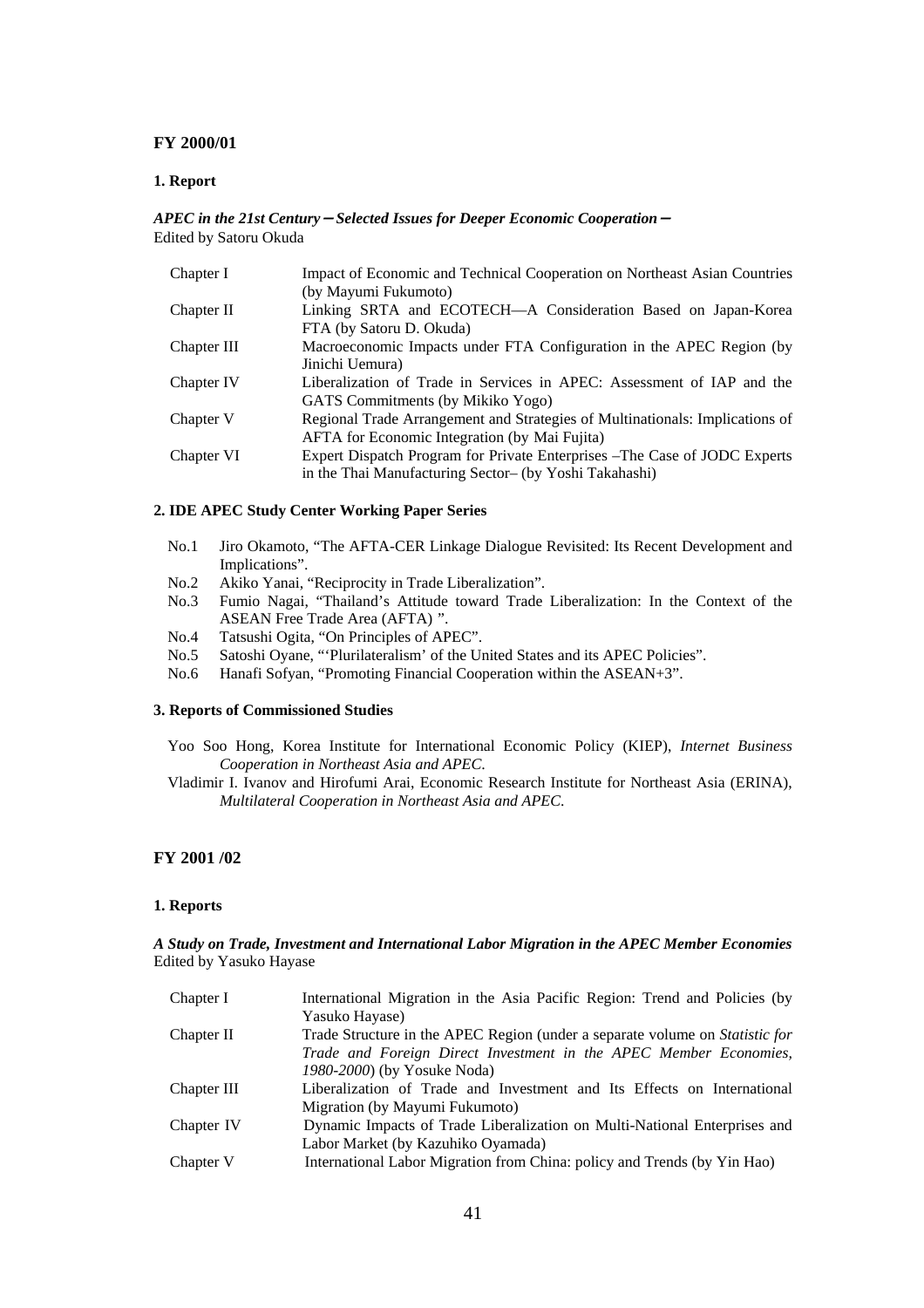## FY 2000/01

### 1. Report

***APEC in the 21st Century－Selected Issues for Deeper Economic Cooperation－***
Edited by Satoru Okuda

| | |
|---|---|
| Chapter I | Impact of Economic and Technical Cooperation on Northeast Asian Countries (by Mayumi Fukumoto) |
| Chapter II | Linking SRTA and ECOTECH—A Consideration Based on Japan-Korea FTA (by Satoru D. Okuda) |
| Chapter III | Macroeconomic Impacts under FTA Configuration in the APEC Region (by Jinichi Uemura) |
| Chapter IV | Liberalization of Trade in Services in APEC: Assessment of IAP and the GATS Commitments (by Mikiko Yogo) |
| Chapter V | Regional Trade Arrangement and Strategies of Multinationals: Implications of AFTA for Economic Integration (by Mai Fujita) |
| Chapter VI | Expert Dispatch Program for Private Enterprises –The Case of JODC Experts in the Thai Manufacturing Sector– (by Yoshi Takahashi) |

### 2. IDE APEC Study Center Working Paper Series

- No.1 Jiro Okamoto, "The AFTA-CER Linkage Dialogue Revisited: Its Recent Development and Implications".
- No.2 Akiko Yanai, "Reciprocity in Trade Liberalization".
- No.3 Fumio Nagai, "Thailand's Attitude toward Trade Liberalization: In the Context of the ASEAN Free Trade Area (AFTA) ".
- No.4 Tatsushi Ogita, "On Principles of APEC".
- No.5 Satoshi Oyane, "'Plurilateralism' of the United States and its APEC Policies".
- No.6 Hanafi Sofyan, "Promoting Financial Cooperation within the ASEAN+3".

### 3. Reports of Commissioned Studies

Yoo Soo Hong, Korea Institute for International Economic Policy (KIEP), *Internet Business Cooperation in Northeast Asia and APEC*.

Vladimir I. Ivanov and Hirofumi Arai, Economic Research Institute for Northeast Asia (ERINA), *Multilateral Cooperation in Northeast Asia and APEC*.

## FY 2001 /02

### 1. Reports

***A Study on Trade, Investment and International Labor Migration in the APEC Member Economies***
Edited by Yasuko Hayase

| | |
|---|---|
| Chapter I | International Migration in the Asia Pacific Region: Trend and Policies (by Yasuko Hayase) |
| Chapter II | Trade Structure in the APEC Region (under a separate volume on *Statistic for Trade and Foreign Direct Investment in the APEC Member Economies, 1980-2000*) (by Yosuke Noda) |
| Chapter III | Liberalization of Trade and Investment and Its Effects on International Migration (by Mayumi Fukumoto) |
| Chapter IV | Dynamic Impacts of Trade Liberalization on Multi-National Enterprises and Labor Market (by Kazuhiko Oyamada) |
| Chapter V | International Labor Migration from China: policy and Trends (by Yin Hao) |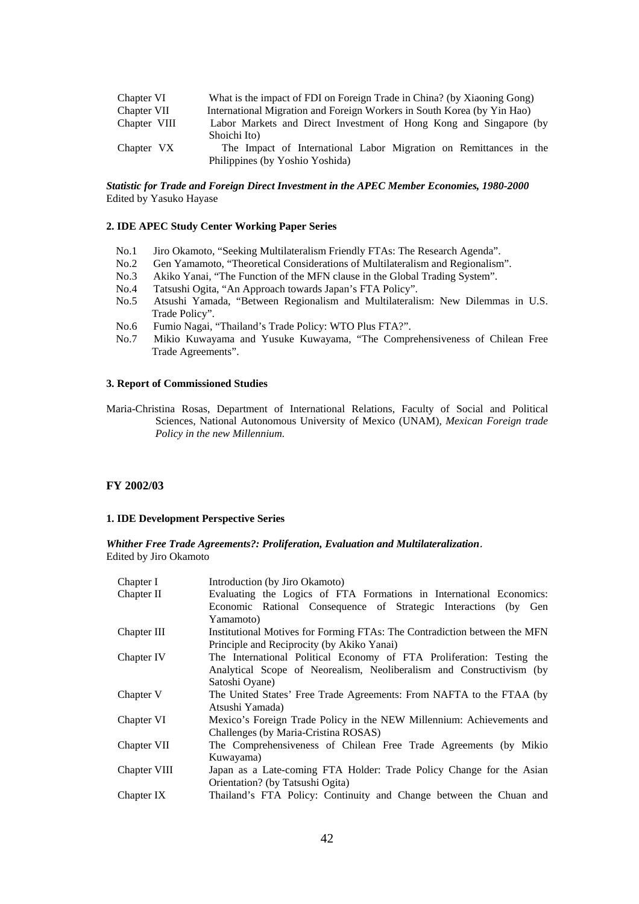| | |
|---|---|
| Chapter VI | What is the impact of FDI on Foreign Trade in China? (by Xiaoning Gong) |
| Chapter VII | International Migration and Foreign Workers in South Korea (by Yin Hao) |
| Chapter VIII | Labor Markets and Direct Investment of Hong Kong and Singapore (by Shoichi Ito) |
| Chapter VX | The Impact of International Labor Migration on Remittances in the Philippines (by Yoshio Yoshida) |

***Statistic for Trade and Foreign Direct Investment in the APEC Member Economies, 1980-2000***
Edited by Yasuko Hayase

#### 2. IDE APEC Study Center Working Paper Series

- No.1 Jiro Okamoto, "Seeking Multilateralism Friendly FTAs: The Research Agenda".
- No.2 Gen Yamamoto, "Theoretical Considerations of Multilateralism and Regionalism".
- No.3 Akiko Yanai, "The Function of the MFN clause in the Global Trading System".
- No.4 Tatsushi Ogita, "An Approach towards Japan's FTA Policy".
- No.5 Atsushi Yamada, "Between Regionalism and Multilateralism: New Dilemmas in U.S. Trade Policy".
- No.6 Fumio Nagai, "Thailand's Trade Policy: WTO Plus FTA?".
- No.7 Mikio Kuwayama and Yusuke Kuwayama, "The Comprehensiveness of Chilean Free Trade Agreements".

#### 3. Report of Commissioned Studies

Maria-Christina Rosas, Department of International Relations, Faculty of Social and Political Sciences, National Autonomous University of Mexico (UNAM), *Mexican Foreign trade Policy in the new Millennium.*

### FY 2002/03

#### 1. IDE Development Perspective Series

***Whither Free Trade Agreements?: Proliferation, Evaluation and Multilateralization***.
Edited by Jiro Okamoto

| | |
|---|---|
| Chapter I | Introduction (by Jiro Okamoto) |
| Chapter II | Evaluating the Logics of FTA Formations in International Economics: Economic Rational Consequence of Strategic Interactions (by Gen Yamamoto) |
| Chapter III | Institutional Motives for Forming FTAs: The Contradiction between the MFN Principle and Reciprocity (by Akiko Yanai) |
| Chapter IV | The International Political Economy of FTA Proliferation: Testing the Analytical Scope of Neorealism, Neoliberalism and Constructivism (by Satoshi Oyane) |
| Chapter V | The United States' Free Trade Agreements: From NAFTA to the FTAA (by Atsushi Yamada) |
| Chapter VI | Mexico's Foreign Trade Policy in the NEW Millennium: Achievements and Challenges (by Maria-Cristina ROSAS) |
| Chapter VII | The Comprehensiveness of Chilean Free Trade Agreements (by Mikio Kuwayama) |
| Chapter VIII | Japan as a Late-coming FTA Holder: Trade Policy Change for the Asian Orientation? (by Tatsushi Ogita) |
| Chapter IX | Thailand's FTA Policy: Continuity and Change between the Chuan and |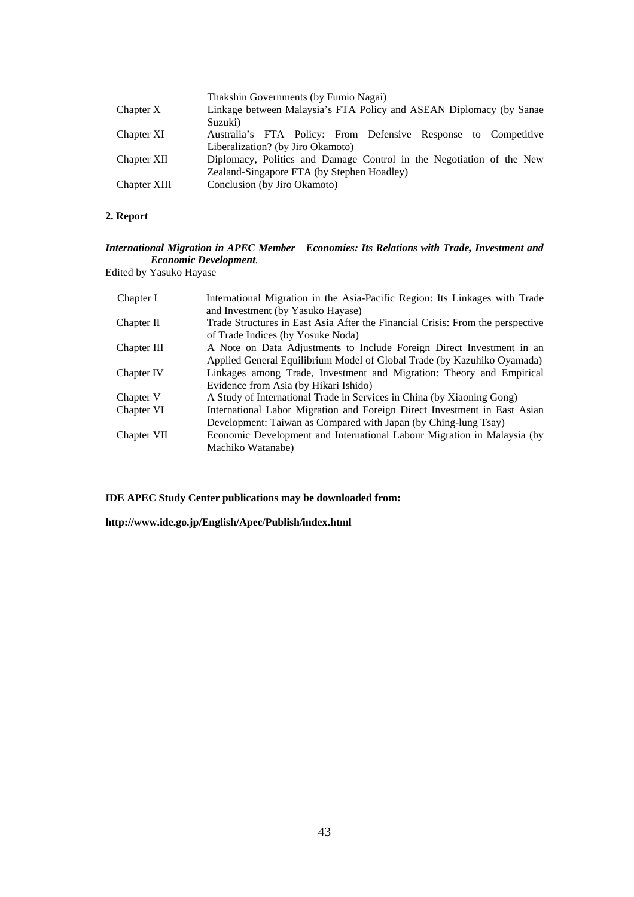| | |
|---|---|
| | Thakshin Governments (by Fumio Nagai) |
| Chapter X | Linkage between Malaysia's FTA Policy and ASEAN Diplomacy (by Sanae Suzuki) |
| Chapter XI | Australia's FTA Policy: From Defensive Response to Competitive Liberalization? (by Jiro Okamoto) |
| Chapter XII | Diplomacy, Politics and Damage Control in the Negotiation of the New Zealand-Singapore FTA (by Stephen Hoadley) |
| Chapter XIII | Conclusion (by Jiro Okamoto) |

**2. Report**

***International Migration in APEC Member Economies: Its Relations with Trade, Investment and Economic Development.***

Edited by Yasuko Hayase

| | |
|---|---|
| Chapter I | International Migration in the Asia-Pacific Region: Its Linkages with Trade and Investment (by Yasuko Hayase) |
| Chapter II | Trade Structures in East Asia After the Financial Crisis: From the perspective of Trade Indices (by Yosuke Noda) |
| Chapter III | A Note on Data Adjustments to Include Foreign Direct Investment in an Applied General Equilibrium Model of Global Trade (by Kazuhiko Oyamada) |
| Chapter IV | Linkages among Trade, Investment and Migration: Theory and Empirical Evidence from Asia (by Hikari Ishido) |
| Chapter V | A Study of International Trade in Services in China (by Xiaoning Gong) |
| Chapter VI | International Labor Migration and Foreign Direct Investment in East Asian Development: Taiwan as Compared with Japan (by Ching-lung Tsay) |
| Chapter VII | Economic Development and International Labour Migration in Malaysia (by Machiko Watanabe) |

**IDE APEC Study Center publications may be downloaded from:**

**http://www.ide.go.jp/English/Apec/Publish/index.html**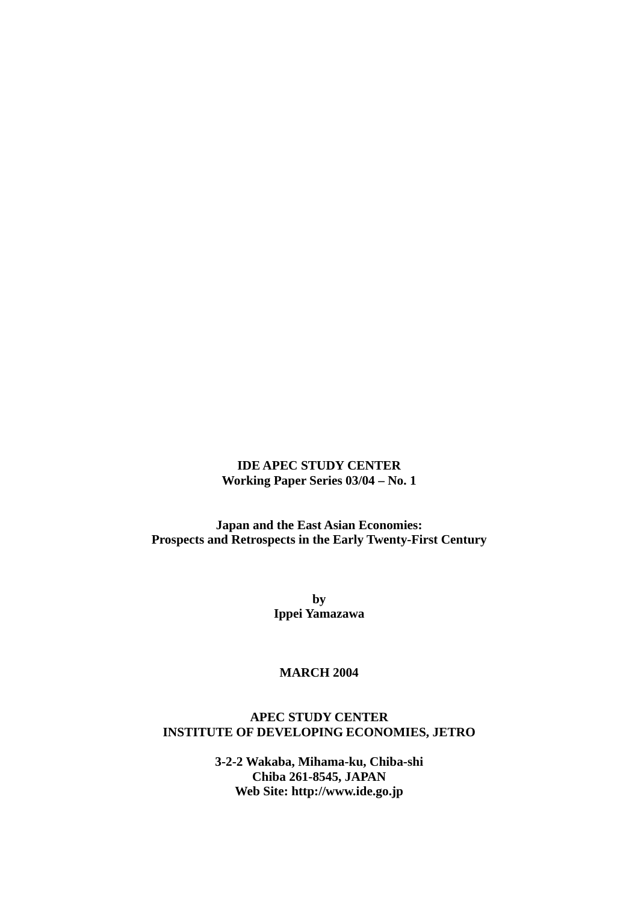**IDE APEC STUDY CENTER**
**Working Paper Series 03/04 – No. 1**

**Japan and the East Asian Economies:**
**Prospects and Retrospects in the Early Twenty-First Century**

**by**
**Ippei Yamazawa**

**MARCH 2004**

**APEC STUDY CENTER**
**INSTITUTE OF DEVELOPING ECONOMIES, JETRO**

**3-2-2 Wakaba, Mihama-ku, Chiba-shi**
**Chiba 261-8545, JAPAN**
**Web Site: http://www.ide.go.jp**